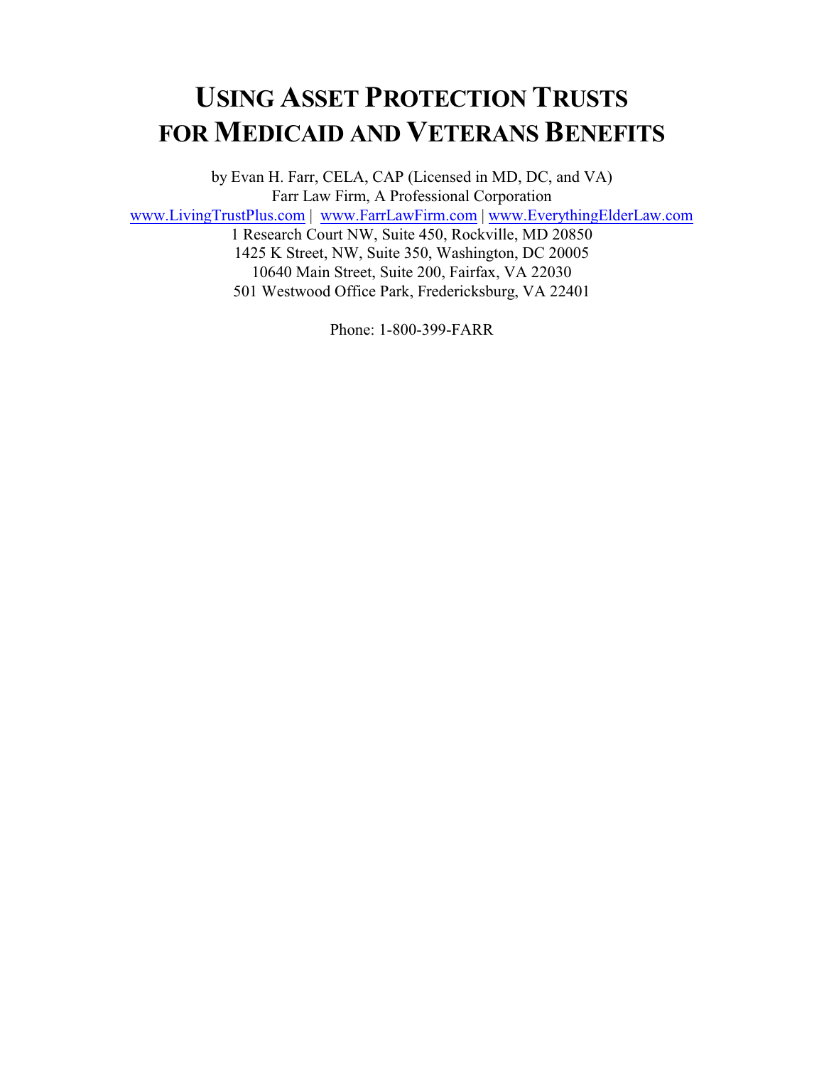# USING ASSET PROTECTION TRUSTS FOR MEDICAID AND VETERANS BENEFITS

by Evan H. Farr, CELA, CAP (Licensed in MD, DC, and VA)
Farr Law Firm, A Professional Corporation
www.LivingTrustPlus.com | www.FarrLawFirm.com | www.EverythingElderLaw.com
1 Research Court NW, Suite 450, Rockville, MD 20850
1425 K Street, NW, Suite 350, Washington, DC 20005
10640 Main Street, Suite 200, Fairfax, VA 22030
501 Westwood Office Park, Fredericksburg, VA 22401

Phone: 1-800-399-FARR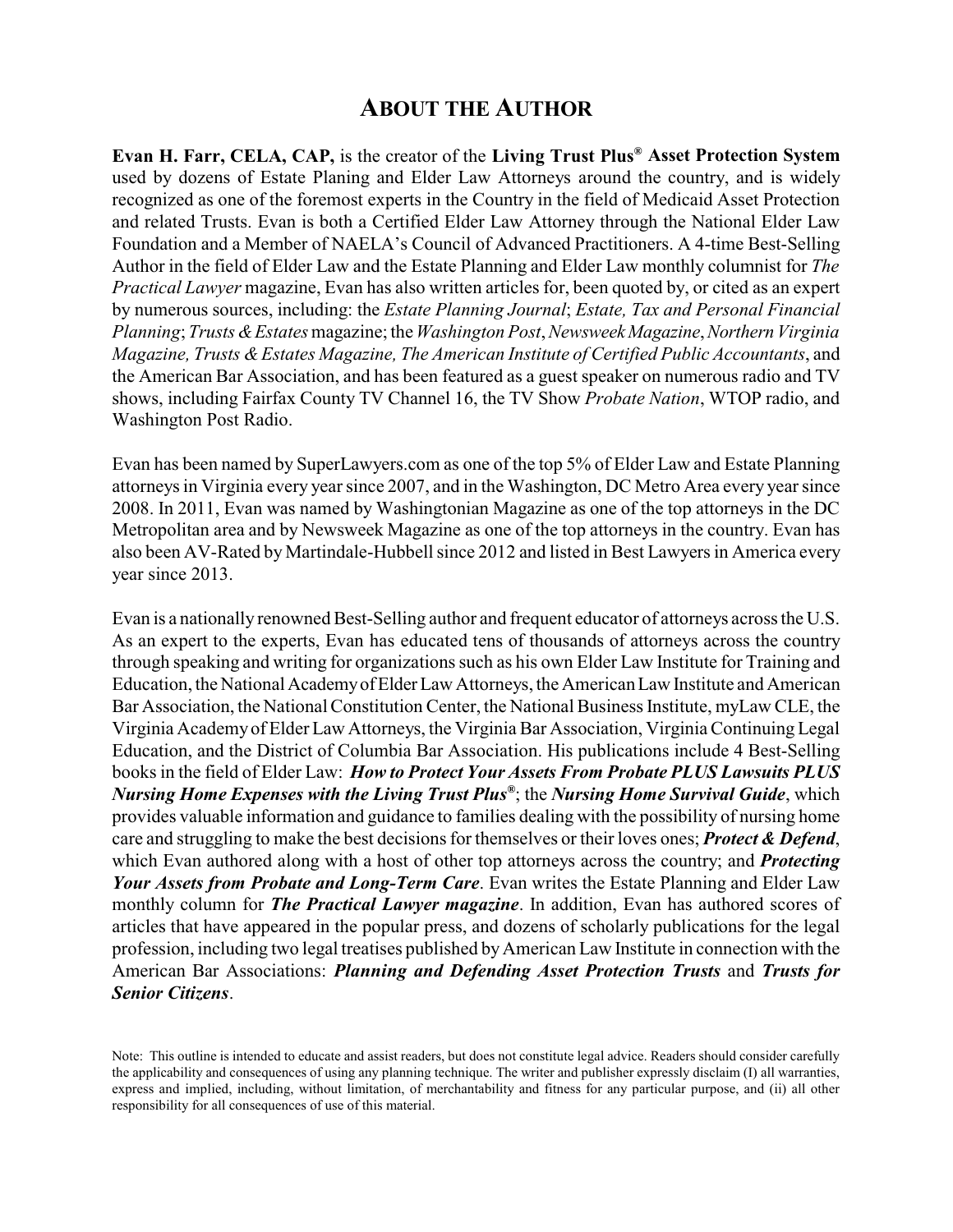# ABOUT THE AUTHOR

**Evan H. Farr, CELA, CAP,** is the creator of the **Living Trust Plus® Asset Protection System** used by dozens of Estate Planing and Elder Law Attorneys around the country, and is widely recognized as one of the foremost experts in the Country in the field of Medicaid Asset Protection and related Trusts. Evan is both a Certified Elder Law Attorney through the National Elder Law Foundation and a Member of NAELA's Council of Advanced Practitioners. A 4-time Best-Selling Author in the field of Elder Law and the Estate Planning and Elder Law monthly columnist for *The Practical Lawyer* magazine, Evan has also written articles for, been quoted by, or cited as an expert by numerous sources, including: the *Estate Planning Journal*; *Estate, Tax and Personal Financial Planning*; *Trusts & Estates* magazine; the *Washington Post*, *Newsweek Magazine*, *Northern Virginia Magazine, Trusts & Estates Magazine, The American Institute of Certified Public Accountants*, and the American Bar Association, and has been featured as a guest speaker on numerous radio and TV shows, including Fairfax County TV Channel 16, the TV Show *Probate Nation*, WTOP radio, and Washington Post Radio.

Evan has been named by SuperLawyers.com as one of the top 5% of Elder Law and Estate Planning attorneys in Virginia every year since 2007, and in the Washington, DC Metro Area every year since 2008. In 2011, Evan was named by Washingtonian Magazine as one of the top attorneys in the DC Metropolitan area and by Newsweek Magazine as one of the top attorneys in the country. Evan has also been AV-Rated by Martindale-Hubbell since 2012 and listed in Best Lawyers in America every year since 2013.

Evan is a nationally renowned Best-Selling author and frequent educator of attorneys across the U.S. As an expert to the experts, Evan has educated tens of thousands of attorneys across the country through speaking and writing for organizations such as his own Elder Law Institute for Training and Education, the National Academy of Elder Law Attorneys, the American Law Institute and American Bar Association, the National Constitution Center, the National Business Institute, myLaw CLE, the Virginia Academy of Elder Law Attorneys, the Virginia Bar Association, Virginia Continuing Legal Education, and the District of Columbia Bar Association. His publications include 4 Best-Selling books in the field of Elder Law: ***How to Protect Your Assets From Probate PLUS Lawsuits PLUS Nursing Home Expenses with the Living Trust Plus®***; the ***Nursing Home Survival Guide***, which provides valuable information and guidance to families dealing with the possibility of nursing home care and struggling to make the best decisions for themselves or their loves ones; ***Protect & Defend***, which Evan authored along with a host of other top attorneys across the country; and ***Protecting Your Assets from Probate and Long-Term Care***. Evan writes the Estate Planning and Elder Law monthly column for ***The Practical Lawyer magazine***. In addition, Evan has authored scores of articles that have appeared in the popular press, and dozens of scholarly publications for the legal profession, including two legal treatises published by American Law Institute in connection with the American Bar Associations: ***Planning and Defending Asset Protection Trusts*** and ***Trusts for Senior Citizens***.

Note: This outline is intended to educate and assist readers, but does not constitute legal advice. Readers should consider carefully the applicability and consequences of using any planning technique. The writer and publisher expressly disclaim (I) all warranties, express and implied, including, without limitation, of merchantability and fitness for any particular purpose, and (ii) all other responsibility for all consequences of use of this material.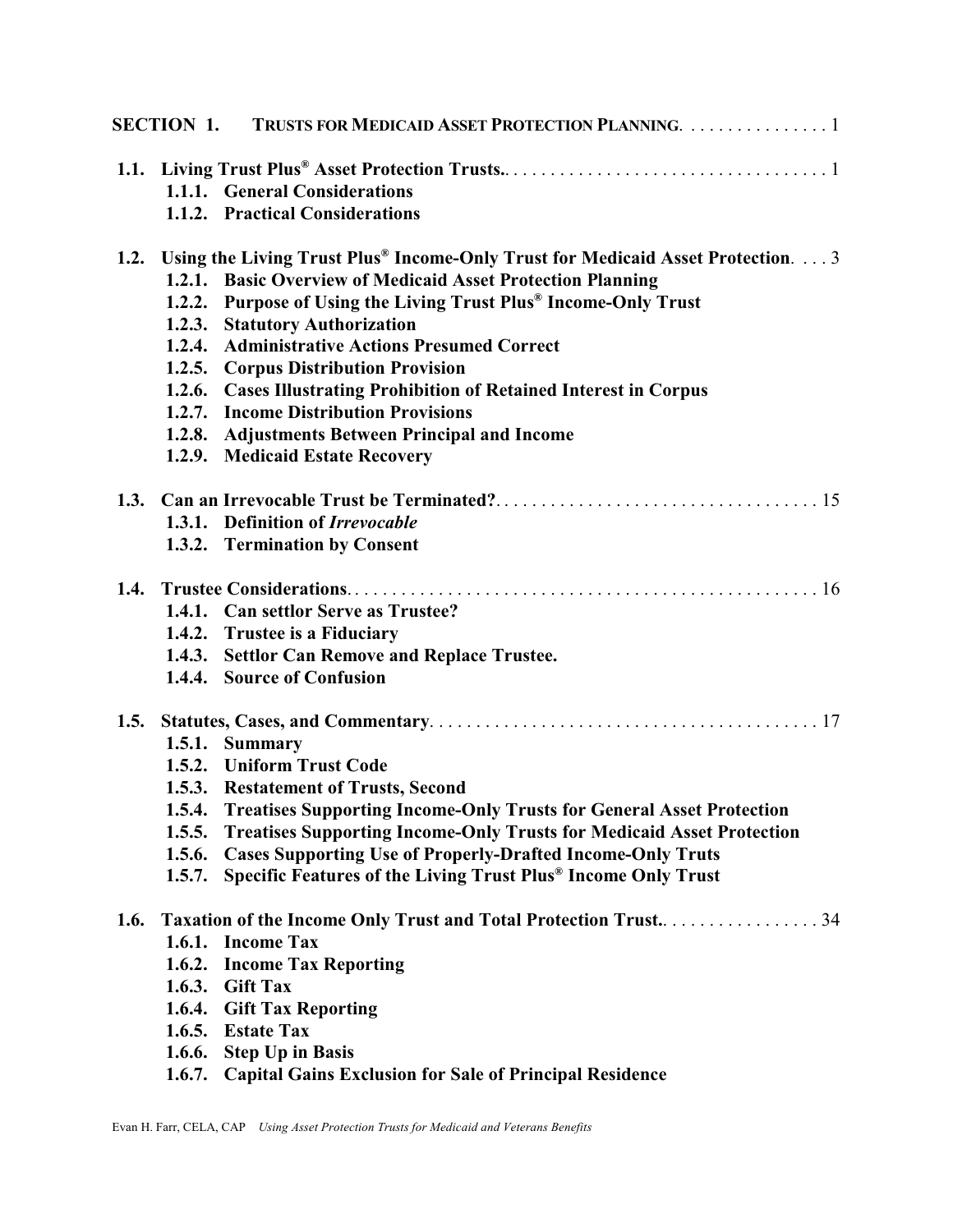**SECTION 1. TRUSTS FOR MEDICAID ASSET PROTECTION PLANNING** . . . . . . . . . . . . . . . 1

**1.1. Living Trust Plus® Asset Protection Trusts.** . . . . . . . . . . . . . . . . . . . . . . . . . . . . . . . . . . 1
- **1.1.1. General Considerations**
- **1.1.2. Practical Considerations**

**1.2. Using the Living Trust Plus® Income-Only Trust for Medicaid Asset Protection**. . . . 3
- **1.2.1. Basic Overview of Medicaid Asset Protection Planning**
- **1.2.2. Purpose of Using the Living Trust Plus® Income-Only Trust**
- **1.2.3. Statutory Authorization**
- **1.2.4. Administrative Actions Presumed Correct**
- **1.2.5. Corpus Distribution Provision**
- **1.2.6. Cases Illustrating Prohibition of Retained Interest in Corpus**
- **1.2.7. Income Distribution Provisions**
- **1.2.8. Adjustments Between Principal and Income**
- **1.2.9. Medicaid Estate Recovery**

**1.3. Can an Irrevocable Trust be Terminated?** . . . . . . . . . . . . . . . . . . . . . . . . . . . . . . . . . . 15
- **1.3.1. Definition of *Irrevocable***
- **1.3.2. Termination by Consent**

**1.4. Trustee Considerations**. . . . . . . . . . . . . . . . . . . . . . . . . . . . . . . . . . . . . . . . . . . . . . . . . . . 16
- **1.4.1. Can settlor Serve as Trustee?**
- **1.4.2. Trustee is a Fiduciary**
- **1.4.3. Settlor Can Remove and Replace Trustee.**
- **1.4.4. Source of Confusion**

**1.5. Statutes, Cases, and Commentary**. . . . . . . . . . . . . . . . . . . . . . . . . . . . . . . . . . . . . . . . . . 17
- **1.5.1. Summary**
- **1.5.2. Uniform Trust Code**
- **1.5.3. Restatement of Trusts, Second**
- **1.5.4. Treatises Supporting Income-Only Trusts for General Asset Protection**
- **1.5.5. Treatises Supporting Income-Only Trusts for Medicaid Asset Protection**
- **1.5.6. Cases Supporting Use of Properly-Drafted Income-Only Truts**
- **1.5.7. Specific Features of the Living Trust Plus® Income Only Trust**

**1.6. Taxation of the Income Only Trust and Total Protection Trust.** . . . . . . . . . . . . . . . . . 34
- **1.6.1. Income Tax**
- **1.6.2. Income Tax Reporting**
- **1.6.3. Gift Tax**
- **1.6.4. Gift Tax Reporting**
- **1.6.5. Estate Tax**
- **1.6.6. Step Up in Basis**
- **1.6.7. Capital Gains Exclusion for Sale of Principal Residence**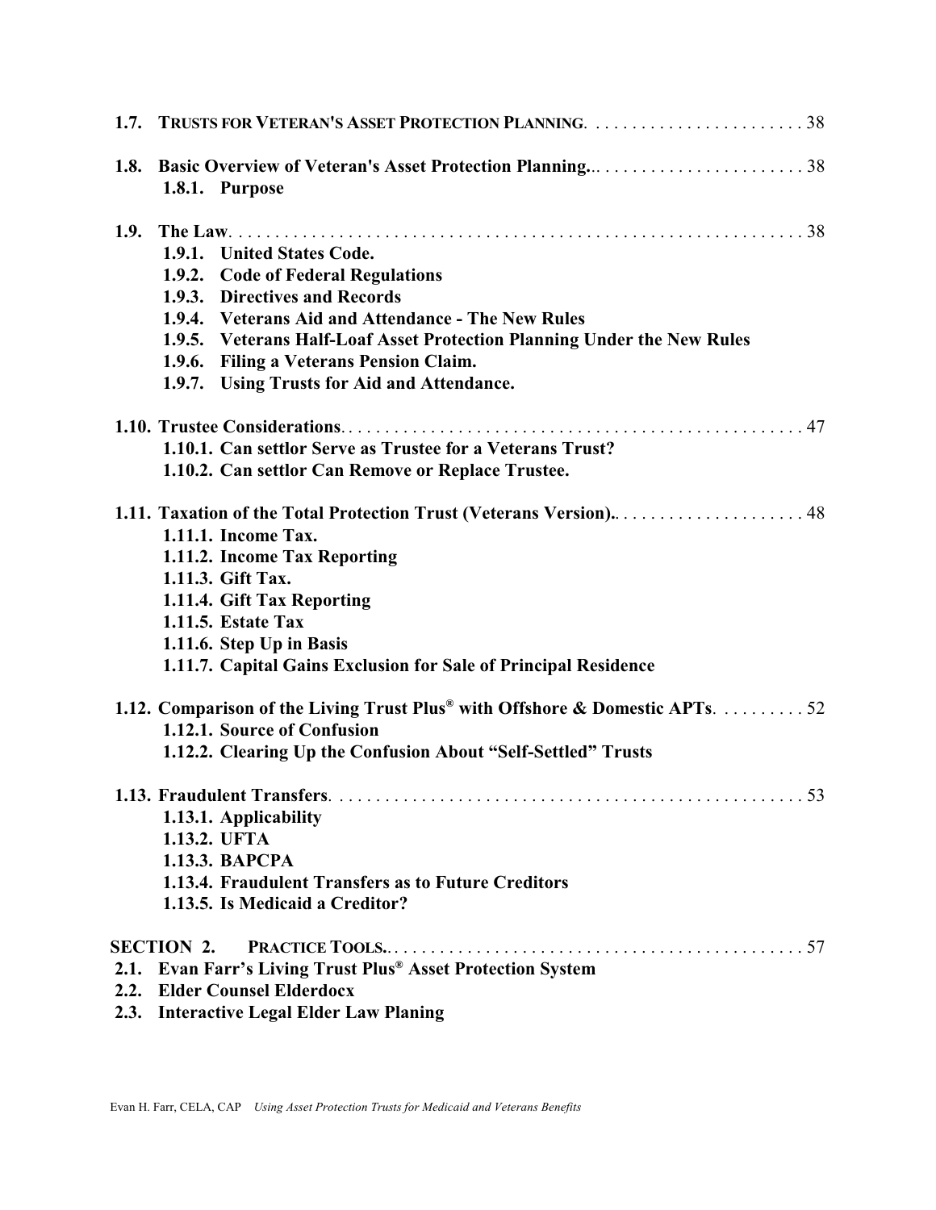**1.7. TRUSTS FOR VETERAN'S ASSET PROTECTION PLANNING** . . . . . . . . . . . . . . . . . . . . . . . 38

**1.8. Basic Overview of Veteran's Asset Protection Planning.** . . . . . . . . . . . . . . . . . . . . . . . 38

- **1.8.1. Purpose**

**1.9. The Law** . . . . . . . . . . . . . . . . . . . . . . . . . . . . . . . . . . . . . . . . . . . . . . . . . . . . . . . . . . 38

- **1.9.1. United States Code.**
- **1.9.2. Code of Federal Regulations**
- **1.9.3. Directives and Records**
- **1.9.4. Veterans Aid and Attendance - The New Rules**
- **1.9.5. Veterans Half-Loaf Asset Protection Planning Under the New Rules**
- **1.9.6. Filing a Veterans Pension Claim.**
- **1.9.7. Using Trusts for Aid and Attendance.**

**1.10. Trustee Considerations** . . . . . . . . . . . . . . . . . . . . . . . . . . . . . . . . . . . . . . . . . . . . . . . 47

- **1.10.1. Can settlor Serve as Trustee for a Veterans Trust?**
- **1.10.2. Can settlor Can Remove or Replace Trustee.**

**1.11. Taxation of the Total Protection Trust (Veterans Version).** . . . . . . . . . . . . . . . . . . . . . 48

- **1.11.1. Income Tax.**
- **1.11.2. Income Tax Reporting**
- **1.11.3. Gift Tax.**
- **1.11.4. Gift Tax Reporting**
- **1.11.5. Estate Tax**
- **1.11.6. Step Up in Basis**
- **1.11.7. Capital Gains Exclusion for Sale of Principal Residence**

**1.12. Comparison of the Living Trust Plus® with Offshore & Domestic APTs** . . . . . . . . . 52

- **1.12.1. Source of Confusion**
- **1.12.2. Clearing Up the Confusion About "Self-Settled" Trusts**

**1.13. Fraudulent Transfers** . . . . . . . . . . . . . . . . . . . . . . . . . . . . . . . . . . . . . . . . . . . . . . . . 53

- **1.13.1. Applicability**
- **1.13.2. UFTA**
- **1.13.3. BAPCPA**
- **1.13.4. Fraudulent Transfers as to Future Creditors**
- **1.13.5. Is Medicaid a Creditor?**

**SECTION 2. PRACTICE TOOLS.** . . . . . . . . . . . . . . . . . . . . . . . . . . . . . . . . . . . . . . . . . . . . 57

**2.1. Evan Farr's Living Trust Plus® Asset Protection System**

**2.2. Elder Counsel Elderdocx**

**2.3. Interactive Legal Elder Law Planing**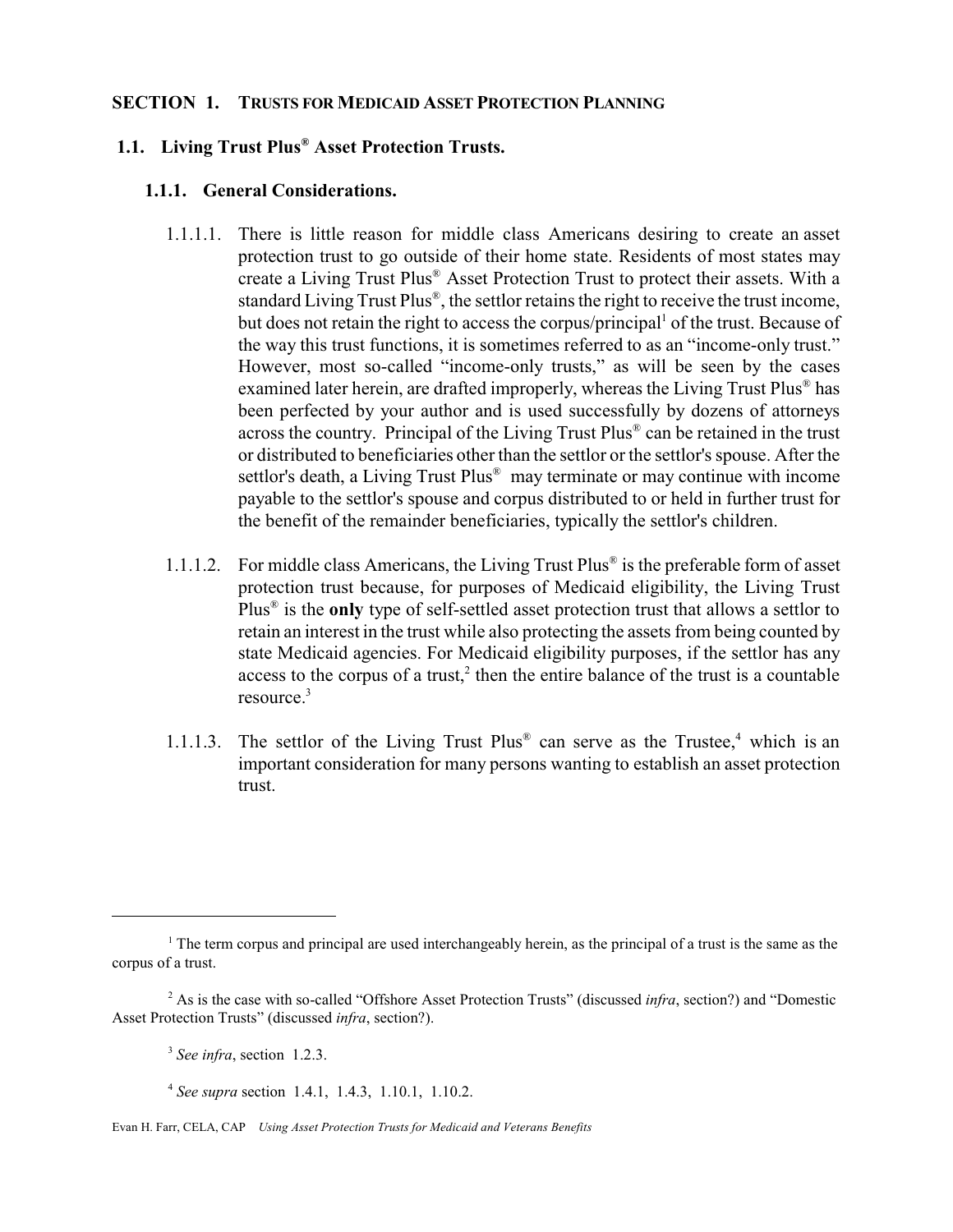## SECTION 1. TRUSTS FOR MEDICAID ASSET PROTECTION PLANNING

### 1.1. Living Trust Plus® Asset Protection Trusts.

#### 1.1.1. General Considerations.

1.1.1.1. There is little reason for middle class Americans desiring to create an asset protection trust to go outside of their home state. Residents of most states may create a Living Trust Plus® Asset Protection Trust to protect their assets. With a standard Living Trust Plus®, the settlor retains the right to receive the trust income, but does not retain the right to access the corpus/principal[1] of the trust. Because of the way this trust functions, it is sometimes referred to as an "income-only trust." However, most so-called "income-only trusts," as will be seen by the cases examined later herein, are drafted improperly, whereas the Living Trust Plus® has been perfected by your author and is used successfully by dozens of attorneys across the country. Principal of the Living Trust Plus® can be retained in the trust or distributed to beneficiaries other than the settlor or the settlor's spouse. After the settlor's death, a Living Trust Plus® may terminate or may continue with income payable to the settlor's spouse and corpus distributed to or held in further trust for the benefit of the remainder beneficiaries, typically the settlor's children.

1.1.1.2. For middle class Americans, the Living Trust Plus® is the preferable form of asset protection trust because, for purposes of Medicaid eligibility, the Living Trust Plus® is the **only** type of self-settled asset protection trust that allows a settlor to retain an interest in the trust while also protecting the assets from being counted by state Medicaid agencies. For Medicaid eligibility purposes, if the settlor has any access to the corpus of a trust,[2] then the entire balance of the trust is a countable resource.[3]

1.1.1.3. The settlor of the Living Trust Plus® can serve as the Trustee,[4] which is an important consideration for many persons wanting to establish an asset protection trust.

---

[1] The term corpus and principal are used interchangeably herein, as the principal of a trust is the same as the corpus of a trust.

[2] As is the case with so-called "Offshore Asset Protection Trusts" (discussed *infra*, section?) and "Domestic Asset Protection Trusts" (discussed *infra*, section?).

[3] *See infra*, section 1.2.3.

[4] *See supra* section 1.4.1, 1.4.3, 1.10.1, 1.10.2.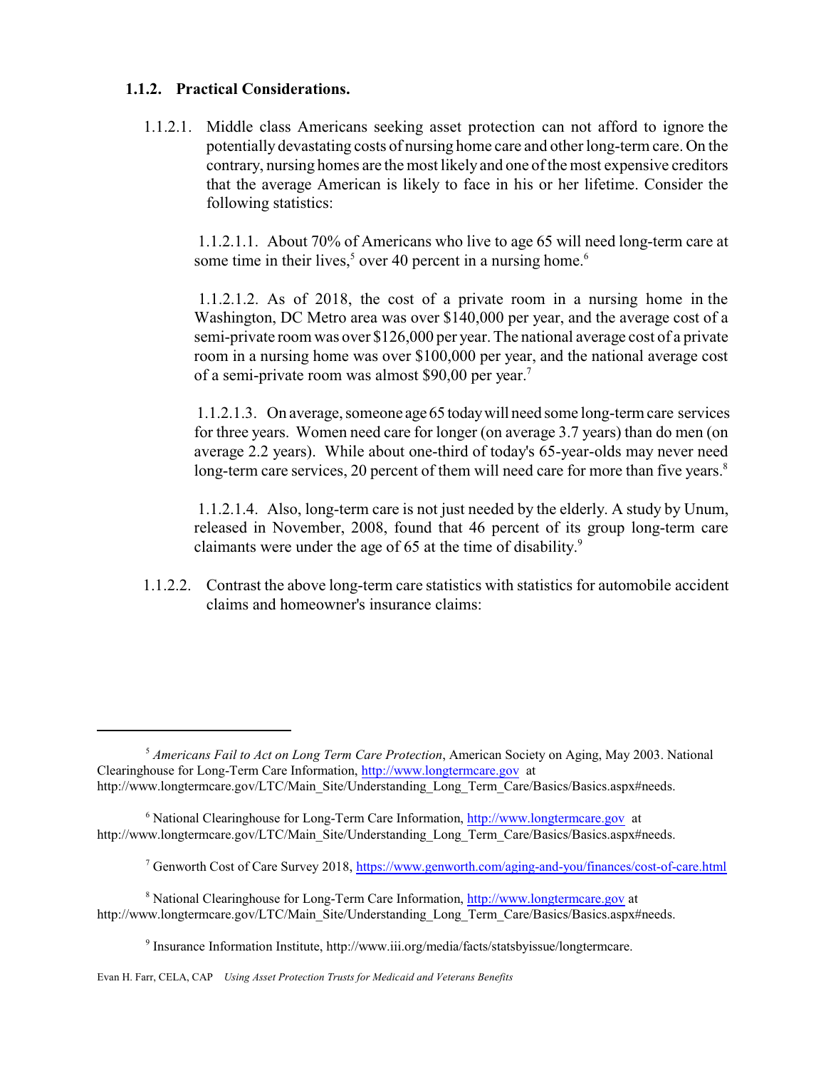### 1.1.2. Practical Considerations.

1.1.2.1. Middle class Americans seeking asset protection can not afford to ignore the potentially devastating costs of nursing home care and other long-term care. On the contrary, nursing homes are the most likely and one of the most expensive creditors that the average American is likely to face in his or her lifetime. Consider the following statistics:

1.1.2.1.1. About 70% of Americans who live to age 65 will need long-term care at some time in their lives,[5] over 40 percent in a nursing home.[6]

1.1.2.1.2. As of 2018, the cost of a private room in a nursing home in the Washington, DC Metro area was over $140,000 per year, and the average cost of a semi-private room was over $126,000 per year. The national average cost of a private room in a nursing home was over $100,000 per year, and the national average cost of a semi-private room was almost $90,00 per year.[7]

1.1.2.1.3. On average, someone age 65 today will need some long-term care services for three years. Women need care for longer (on average 3.7 years) than do men (on average 2.2 years). While about one-third of today's 65-year-olds may never need long-term care services, 20 percent of them will need care for more than five years.[8]

1.1.2.1.4. Also, long-term care is not just needed by the elderly. A study by Unum, released in November, 2008, found that 46 percent of its group long-term care claimants were under the age of 65 at the time of disability.[9]

1.1.2.2. Contrast the above long-term care statistics with statistics for automobile accident claims and homeowner's insurance claims:

---

[5] *Americans Fail to Act on Long Term Care Protection*, American Society on Aging, May 2003. National Clearinghouse for Long-Term Care Information, http://www.longtermcare.gov at http://www.longtermcare.gov/LTC/Main_Site/Understanding_Long_Term_Care/Basics/Basics.aspx#needs.

[6] National Clearinghouse for Long-Term Care Information, http://www.longtermcare.gov at http://www.longtermcare.gov/LTC/Main_Site/Understanding_Long_Term_Care/Basics/Basics.aspx#needs.

[7] Genworth Cost of Care Survey 2018, https://www.genworth.com/aging-and-you/finances/cost-of-care.html

[8] National Clearinghouse for Long-Term Care Information, http://www.longtermcare.gov at http://www.longtermcare.gov/LTC/Main_Site/Understanding_Long_Term_Care/Basics/Basics.aspx#needs.

[9] Insurance Information Institute, http://www.iii.org/media/facts/statsbyissue/longtermcare.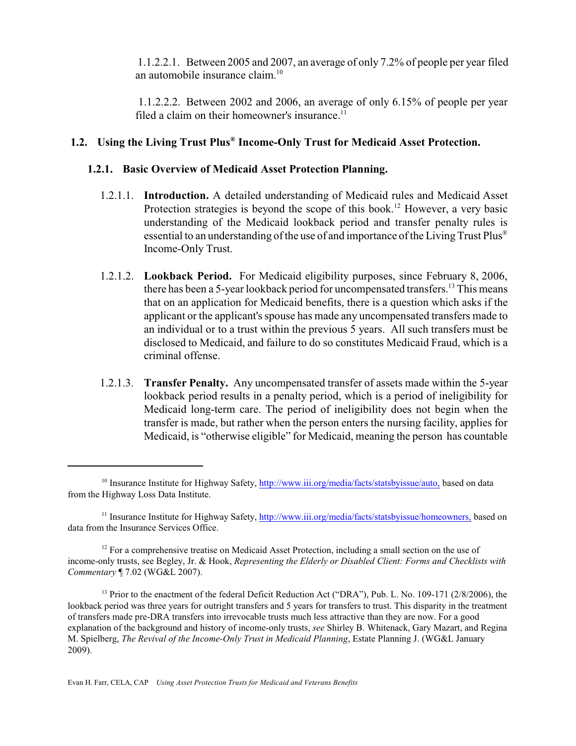1.1.2.2.1. Between 2005 and 2007, an average of only 7.2% of people per year filed an automobile insurance claim.[10]

1.1.2.2.2. Between 2002 and 2006, an average of only 6.15% of people per year filed a claim on their homeowner's insurance.[11]

## 1.2. Using the Living Trust Plus® Income-Only Trust for Medicaid Asset Protection.

### 1.2.1. Basic Overview of Medicaid Asset Protection Planning.

1.2.1.1. **Introduction.** A detailed understanding of Medicaid rules and Medicaid Asset Protection strategies is beyond the scope of this book.[12] However, a very basic understanding of the Medicaid lookback period and transfer penalty rules is essential to an understanding of the use of and importance of the Living Trust Plus® Income-Only Trust.

1.2.1.2. **Lookback Period.** For Medicaid eligibility purposes, since February 8, 2006, there has been a 5-year lookback period for uncompensated transfers.[13] This means that on an application for Medicaid benefits, there is a question which asks if the applicant or the applicant's spouse has made any uncompensated transfers made to an individual or to a trust within the previous 5 years. All such transfers must be disclosed to Medicaid, and failure to do so constitutes Medicaid Fraud, which is a criminal offense.

1.2.1.3. **Transfer Penalty.** Any uncompensated transfer of assets made within the 5-year lookback period results in a penalty period, which is a period of ineligibility for Medicaid long-term care. The period of ineligibility does not begin when the transfer is made, but rather when the person enters the nursing facility, applies for Medicaid, is "otherwise eligible" for Medicaid, meaning the person has countable

---

[10] Insurance Institute for Highway Safety, http://www.iii.org/media/facts/statsbyissue/auto, based on data from the Highway Loss Data Institute.

[11] Insurance Institute for Highway Safety, http://www.iii.org/media/facts/statsbyissue/homeowners, based on data from the Insurance Services Office.

[12] For a comprehensive treatise on Medicaid Asset Protection, including a small section on the use of income-only trusts, see Begley, Jr. & Hook, *Representing the Elderly or Disabled Client: Forms and Checklists with Commentary* ¶ 7.02 (WG&L 2007).

[13] Prior to the enactment of the federal Deficit Reduction Act ("DRA"), Pub. L. No. 109-171 (2/8/2006), the lookback period was three years for outright transfers and 5 years for transfers to trust. This disparity in the treatment of transfers made pre-DRA transfers into irrevocable trusts much less attractive than they are now. For a good explanation of the background and history of income-only trusts, *see* Shirley B. Whitenack, Gary Mazart, and Regina M. Spielberg, *The Revival of the Income-Only Trust in Medicaid Planning*, Estate Planning J. (WG&L January 2009).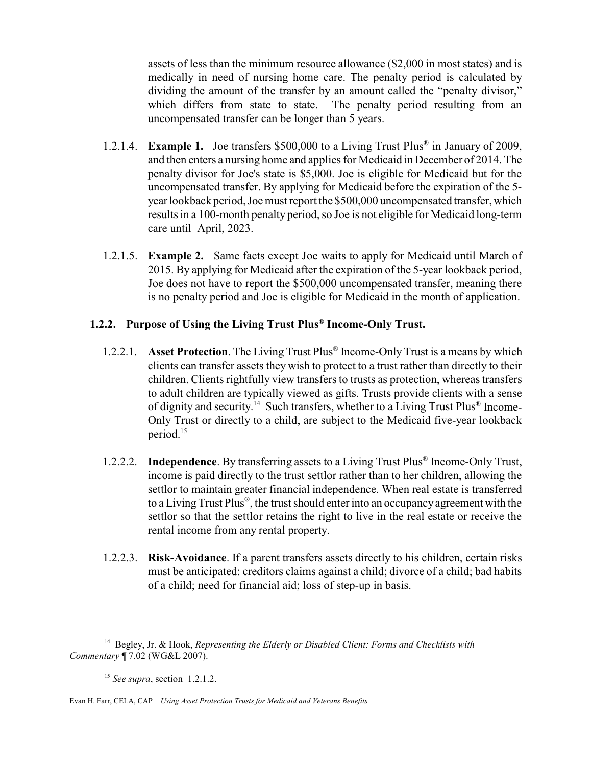assets of less than the minimum resource allowance ($2,000 in most states) and is medically in need of nursing home care. The penalty period is calculated by dividing the amount of the transfer by an amount called the "penalty divisor," which differs from state to state. The penalty period resulting from an uncompensated transfer can be longer than 5 years.

1.2.1.4. **Example 1.** Joe transfers $500,000 to a Living Trust Plus® in January of 2009, and then enters a nursing home and applies for Medicaid in December of 2014. The penalty divisor for Joe's state is $5,000. Joe is eligible for Medicaid but for the uncompensated transfer. By applying for Medicaid before the expiration of the 5-year lookback period, Joe must report the $500,000 uncompensated transfer, which results in a 100-month penalty period, so Joe is not eligible for Medicaid long-term care until April, 2023.

1.2.1.5. **Example 2.** Same facts except Joe waits to apply for Medicaid until March of 2015. By applying for Medicaid after the expiration of the 5-year lookback period, Joe does not have to report the $500,000 uncompensated transfer, meaning there is no penalty period and Joe is eligible for Medicaid in the month of application.

### 1.2.2. Purpose of Using the Living Trust Plus® Income-Only Trust.

1.2.2.1. **Asset Protection**. The Living Trust Plus® Income-Only Trust is a means by which clients can transfer assets they wish to protect to a trust rather than directly to their children. Clients rightfully view transfers to trusts as protection, whereas transfers to adult children are typically viewed as gifts. Trusts provide clients with a sense of dignity and security.[14] Such transfers, whether to a Living Trust Plus® Income-Only Trust or directly to a child, are subject to the Medicaid five-year lookback period.[15]

1.2.2.2. **Independence**. By transferring assets to a Living Trust Plus® Income-Only Trust, income is paid directly to the trust settlor rather than to her children, allowing the settlor to maintain greater financial independence. When real estate is transferred to a Living Trust Plus®, the trust should enter into an occupancy agreement with the settlor so that the settlor retains the right to live in the real estate or receive the rental income from any rental property.

1.2.2.3. **Risk-Avoidance**. If a parent transfers assets directly to his children, certain risks must be anticipated: creditors claims against a child; divorce of a child; bad habits of a child; need for financial aid; loss of step-up in basis.

---

[14] Begley, Jr. & Hook, *Representing the Elderly or Disabled Client: Forms and Checklists with Commentary* ¶ 7.02 (WG&L 2007).

[15] *See supra*, section 1.2.1.2.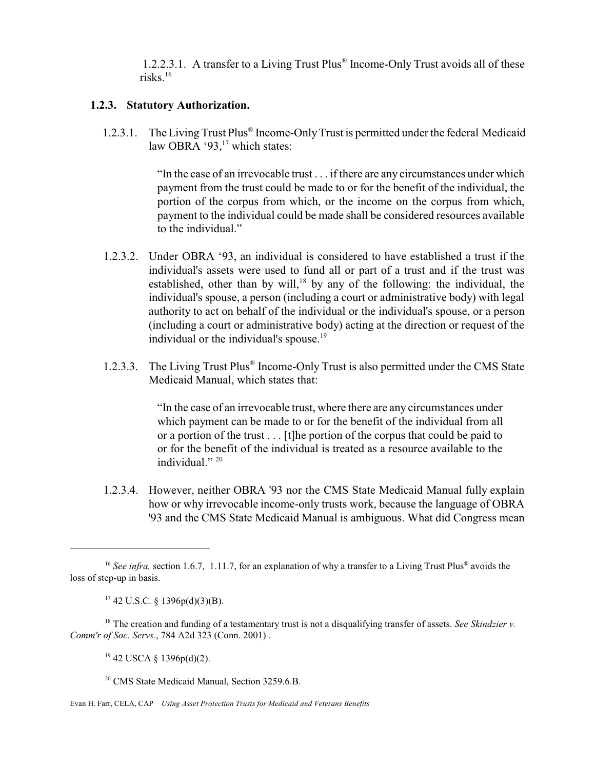1.2.2.3.1. A transfer to a Living Trust Plus® Income-Only Trust avoids all of these risks.[16]

### 1.2.3. Statutory Authorization.

1.2.3.1. The Living Trust Plus® Income-Only Trust is permitted under the federal Medicaid law OBRA '93,[17] which states:

> "In the case of an irrevocable trust . . . if there are any circumstances under which payment from the trust could be made to or for the benefit of the individual, the portion of the corpus from which, or the income on the corpus from which, payment to the individual could be made shall be considered resources available to the individual."

1.2.3.2. Under OBRA '93, an individual is considered to have established a trust if the individual's assets were used to fund all or part of a trust and if the trust was established, other than by will,[18] by any of the following: the individual, the individual's spouse, a person (including a court or administrative body) with legal authority to act on behalf of the individual or the individual's spouse, or a person (including a court or administrative body) acting at the direction or request of the individual or the individual's spouse.[19]

1.2.3.3. The Living Trust Plus® Income-Only Trust is also permitted under the CMS State Medicaid Manual, which states that:

> "In the case of an irrevocable trust, where there are any circumstances under which payment can be made to or for the benefit of the individual from all or a portion of the trust . . . [t]he portion of the corpus that could be paid to or for the benefit of the individual is treated as a resource available to the individual." [20]

1.2.3.4. However, neither OBRA '93 nor the CMS State Medicaid Manual fully explain how or why irrevocable income-only trusts work, because the language of OBRA '93 and the CMS State Medicaid Manual is ambiguous. What did Congress mean

---

[16] *See infra,* section 1.6.7, 1.11.7, for an explanation of why a transfer to a Living Trust Plus® avoids the loss of step-up in basis.

[17] 42 U.S.C. § 1396p(d)(3)(B).

[18] The creation and funding of a testamentary trust is not a disqualifying transfer of assets. *See Skindzier v. Comm'r of Soc. Servs.*, 784 A2d 323 (Conn. 2001) .

[19] 42 USCA § 1396p(d)(2).

[20] CMS State Medicaid Manual, Section 3259.6.B.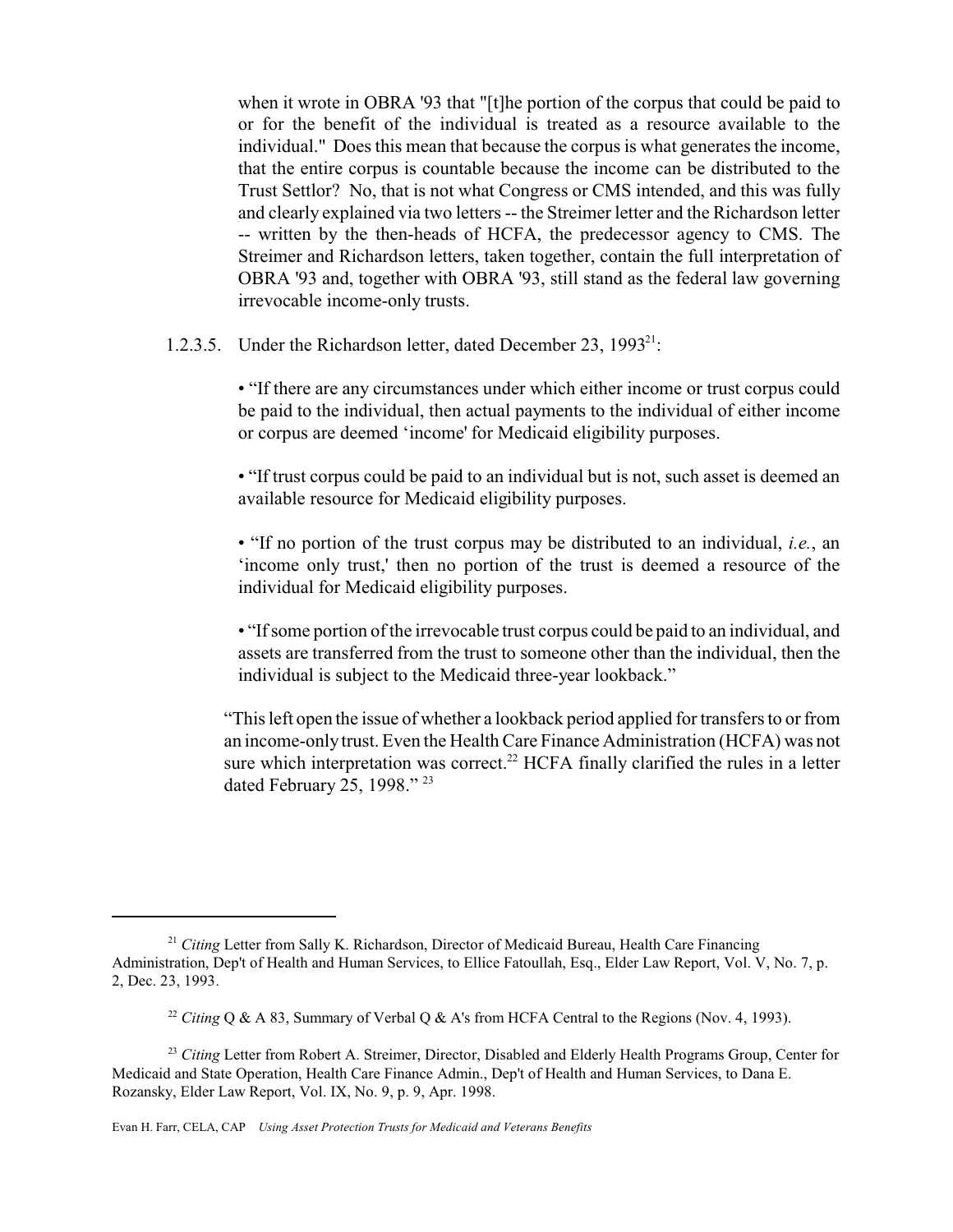when it wrote in OBRA '93 that "[t]he portion of the corpus that could be paid to or for the benefit of the individual is treated as a resource available to the individual." Does this mean that because the corpus is what generates the income, that the entire corpus is countable because the income can be distributed to the Trust Settlor? No, that is not what Congress or CMS intended, and this was fully and clearly explained via two letters -- the Streimer letter and the Richardson letter -- written by the then-heads of HCFA, the predecessor agency to CMS. The Streimer and Richardson letters, taken together, contain the full interpretation of OBRA '93 and, together with OBRA '93, still stand as the federal law governing irrevocable income-only trusts.

1.2.3.5. Under the Richardson letter, dated December 23, 1993[21]:

> • "If there are any circumstances under which either income or trust corpus could be paid to the individual, then actual payments to the individual of either income or corpus are deemed 'income' for Medicaid eligibility purposes.
>
> • "If trust corpus could be paid to an individual but is not, such asset is deemed an available resource for Medicaid eligibility purposes.
>
> • "If no portion of the trust corpus may be distributed to an individual, *i.e.*, an 'income only trust,' then no portion of the trust is deemed a resource of the individual for Medicaid eligibility purposes.
>
> • "If some portion of the irrevocable trust corpus could be paid to an individual, and assets are transferred from the trust to someone other than the individual, then the individual is subject to the Medicaid three-year lookback."

"This left open the issue of whether a lookback period applied for transfers to or from an income-only trust. Even the Health Care Finance Administration (HCFA) was not sure which interpretation was correct.[22] HCFA finally clarified the rules in a letter dated February 25, 1998." [23]

---

[21] *Citing* Letter from Sally K. Richardson, Director of Medicaid Bureau, Health Care Financing Administration, Dep't of Health and Human Services, to Ellice Fatoullah, Esq., Elder Law Report, Vol. V, No. 7, p. 2, Dec. 23, 1993.

[22] *Citing* Q & A 83, Summary of Verbal Q & A's from HCFA Central to the Regions (Nov. 4, 1993).

[23] *Citing* Letter from Robert A. Streimer, Director, Disabled and Elderly Health Programs Group, Center for Medicaid and State Operation, Health Care Finance Admin., Dep't of Health and Human Services, to Dana E. Rozansky, Elder Law Report, Vol. IX, No. 9, p. 9, Apr. 1998.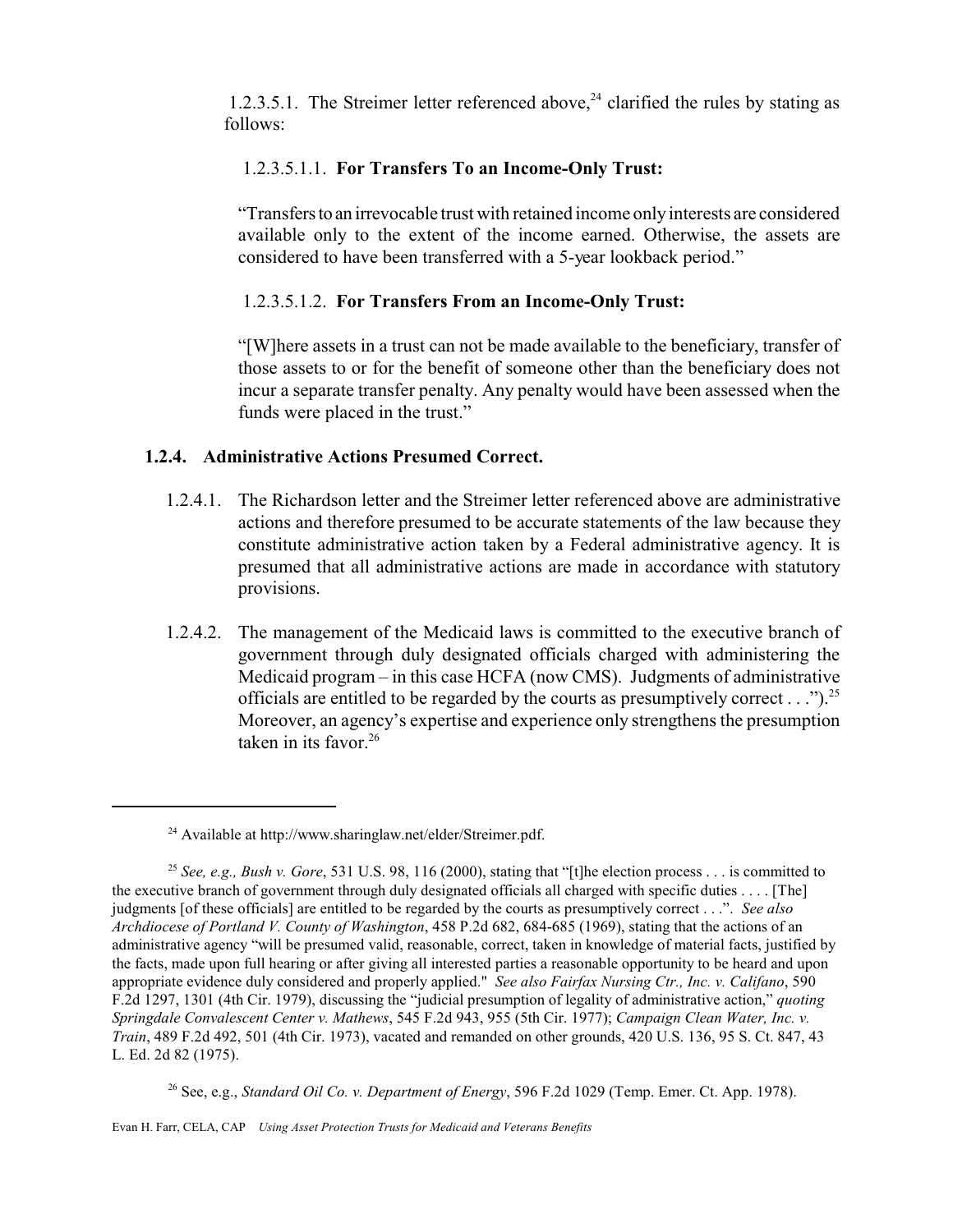1.2.3.5.1. The Streimer letter referenced above,[24] clarified the rules by stating as follows:

1.2.3.5.1.1. **For Transfers To an Income-Only Trust:**

"Transfers to an irrevocable trust with retained income only interests are considered available only to the extent of the income earned. Otherwise, the assets are considered to have been transferred with a 5-year lookback period."

1.2.3.5.1.2. **For Transfers From an Income-Only Trust:**

"[W]here assets in a trust can not be made available to the beneficiary, transfer of those assets to or for the benefit of someone other than the beneficiary does not incur a separate transfer penalty. Any penalty would have been assessed when the funds were placed in the trust."

### 1.2.4. Administrative Actions Presumed Correct.

1.2.4.1. The Richardson letter and the Streimer letter referenced above are administrative actions and therefore presumed to be accurate statements of the law because they constitute administrative action taken by a Federal administrative agency. It is presumed that all administrative actions are made in accordance with statutory provisions.

1.2.4.2. The management of the Medicaid laws is committed to the executive branch of government through duly designated officials charged with administering the Medicaid program – in this case HCFA (now CMS). Judgments of administrative officials are entitled to be regarded by the courts as presumptively correct . . .").[25] Moreover, an agency's expertise and experience only strengthens the presumption taken in its favor.[26]

---

[24] Available at http://www.sharinglaw.net/elder/Streimer.pdf.

[25] *See, e.g., Bush v. Gore*, 531 U.S. 98, 116 (2000), stating that "[t]he election process . . . is committed to the executive branch of government through duly designated officials all charged with specific duties . . . . [The] judgments [of these officials] are entitled to be regarded by the courts as presumptively correct . . .". *See also Archdiocese of Portland V. County of Washington*, 458 P.2d 682, 684-685 (1969), stating that the actions of an administrative agency "will be presumed valid, reasonable, correct, taken in knowledge of material facts, justified by the facts, made upon full hearing or after giving all interested parties a reasonable opportunity to be heard and upon appropriate evidence duly considered and properly applied." *See also Fairfax Nursing Ctr., Inc. v. Califano*, 590 F.2d 1297, 1301 (4th Cir. 1979), discussing the "judicial presumption of legality of administrative action," *quoting Springdale Convalescent Center v. Mathews*, 545 F.2d 943, 955 (5th Cir. 1977); *Campaign Clean Water, Inc. v. Train*, 489 F.2d 492, 501 (4th Cir. 1973), vacated and remanded on other grounds, 420 U.S. 136, 95 S. Ct. 847, 43 L. Ed. 2d 82 (1975).

[26] See, e.g., *Standard Oil Co. v. Department of Energy*, 596 F.2d 1029 (Temp. Emer. Ct. App. 1978).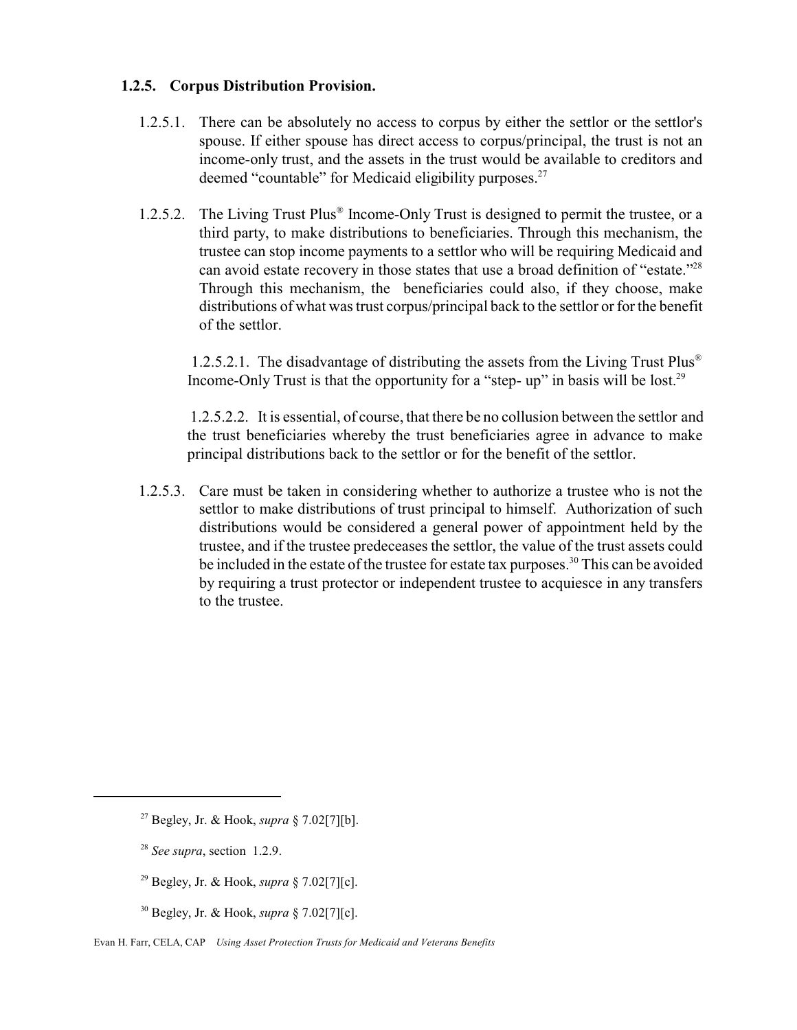### 1.2.5. Corpus Distribution Provision.

1.2.5.1. There can be absolutely no access to corpus by either the settlor or the settlor's spouse. If either spouse has direct access to corpus/principal, the trust is not an income-only trust, and the assets in the trust would be available to creditors and deemed "countable" for Medicaid eligibility purposes.[27]

1.2.5.2. The Living Trust Plus® Income-Only Trust is designed to permit the trustee, or a third party, to make distributions to beneficiaries. Through this mechanism, the trustee can stop income payments to a settlor who will be requiring Medicaid and can avoid estate recovery in those states that use a broad definition of "estate."[28] Through this mechanism, the beneficiaries could also, if they choose, make distributions of what was trust corpus/principal back to the settlor or for the benefit of the settlor.

1.2.5.2.1. The disadvantage of distributing the assets from the Living Trust Plus® Income-Only Trust is that the opportunity for a "step- up" in basis will be lost.[29]

1.2.5.2.2. It is essential, of course, that there be no collusion between the settlor and the trust beneficiaries whereby the trust beneficiaries agree in advance to make principal distributions back to the settlor or for the benefit of the settlor.

1.2.5.3. Care must be taken in considering whether to authorize a trustee who is not the settlor to make distributions of trust principal to himself. Authorization of such distributions would be considered a general power of appointment held by the trustee, and if the trustee predeceases the settlor, the value of the trust assets could be included in the estate of the trustee for estate tax purposes.[30] This can be avoided by requiring a trust protector or independent trustee to acquiesce in any transfers to the trustee.

---

[27] Begley, Jr. & Hook, *supra* § 7.02[7][b].

[28] *See supra*, section 1.2.9.

[29] Begley, Jr. & Hook, *supra* § 7.02[7][c].

[30] Begley, Jr. & Hook, *supra* § 7.02[7][c].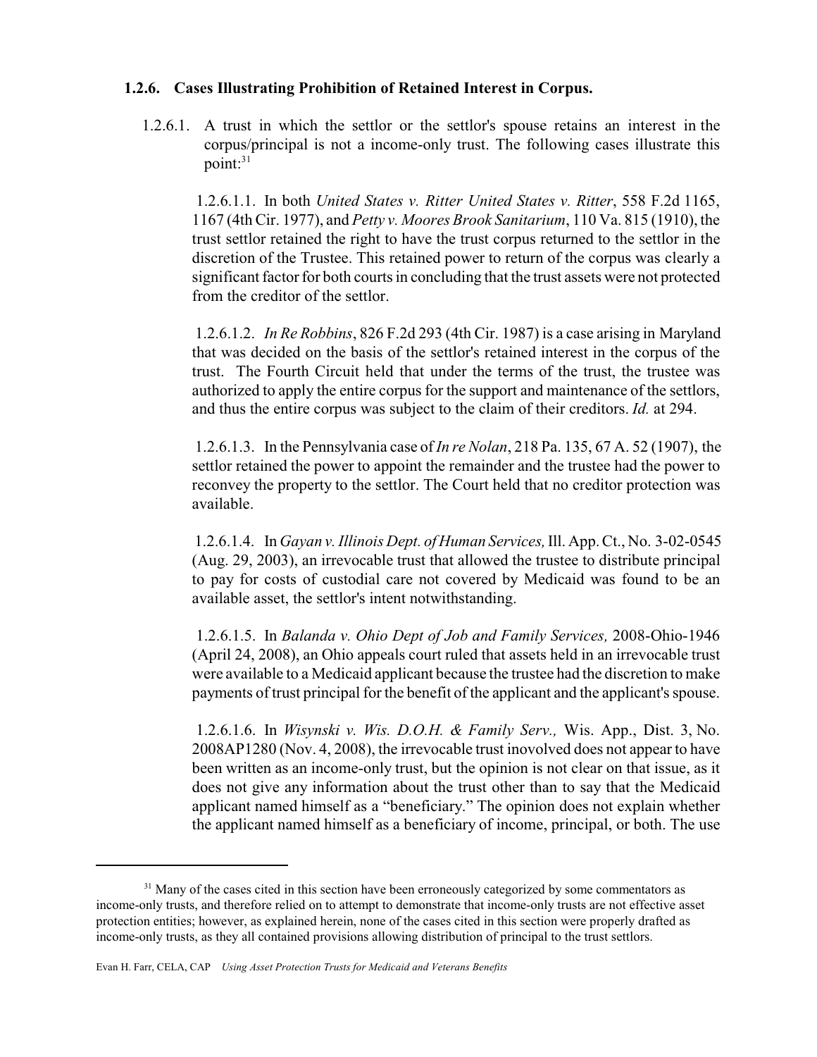### 1.2.6. Cases Illustrating Prohibition of Retained Interest in Corpus.

1.2.6.1. A trust in which the settlor or the settlor's spouse retains an interest in the corpus/principal is not a income-only trust. The following cases illustrate this point:[31]

1.2.6.1.1. In both *United States v. Ritter United States v. Ritter*, 558 F.2d 1165, 1167 (4th Cir. 1977), and *Petty v. Moores Brook Sanitarium*, 110 Va. 815 (1910), the trust settlor retained the right to have the trust corpus returned to the settlor in the discretion of the Trustee. This retained power to return of the corpus was clearly a significant factor for both courts in concluding that the trust assets were not protected from the creditor of the settlor.

1.2.6.1.2. *In Re Robbins*, 826 F.2d 293 (4th Cir. 1987) is a case arising in Maryland that was decided on the basis of the settlor's retained interest in the corpus of the trust. The Fourth Circuit held that under the terms of the trust, the trustee was authorized to apply the entire corpus for the support and maintenance of the settlors, and thus the entire corpus was subject to the claim of their creditors. *Id.* at 294.

1.2.6.1.3. In the Pennsylvania case of *In re Nolan*, 218 Pa. 135, 67 A. 52 (1907), the settlor retained the power to appoint the remainder and the trustee had the power to reconvey the property to the settlor. The Court held that no creditor protection was available.

1.2.6.1.4. In *Gayan v. Illinois Dept. of Human Services,* Ill. App. Ct., No. 3-02-0545 (Aug. 29, 2003), an irrevocable trust that allowed the trustee to distribute principal to pay for costs of custodial care not covered by Medicaid was found to be an available asset, the settlor's intent notwithstanding.

1.2.6.1.5. In *Balanda v. Ohio Dept of Job and Family Services,* 2008-Ohio-1946 (April 24, 2008), an Ohio appeals court ruled that assets held in an irrevocable trust were available to a Medicaid applicant because the trustee had the discretion to make payments of trust principal for the benefit of the applicant and the applicant's spouse.

1.2.6.1.6. In *Wisynski v. Wis. D.O.H. & Family Serv.,* Wis. App., Dist. 3, No. 2008AP1280 (Nov. 4, 2008), the irrevocable trust inovolved does not appear to have been written as an income-only trust, but the opinion is not clear on that issue, as it does not give any information about the trust other than to say that the Medicaid applicant named himself as a "beneficiary." The opinion does not explain whether the applicant named himself as a beneficiary of income, principal, or both. The use

---

[31] Many of the cases cited in this section have been erroneously categorized by some commentators as income-only trusts, and therefore relied on to attempt to demonstrate that income-only trusts are not effective asset protection entities; however, as explained herein, none of the cases cited in this section were properly drafted as income-only trusts, as they all contained provisions allowing distribution of principal to the trust settlors.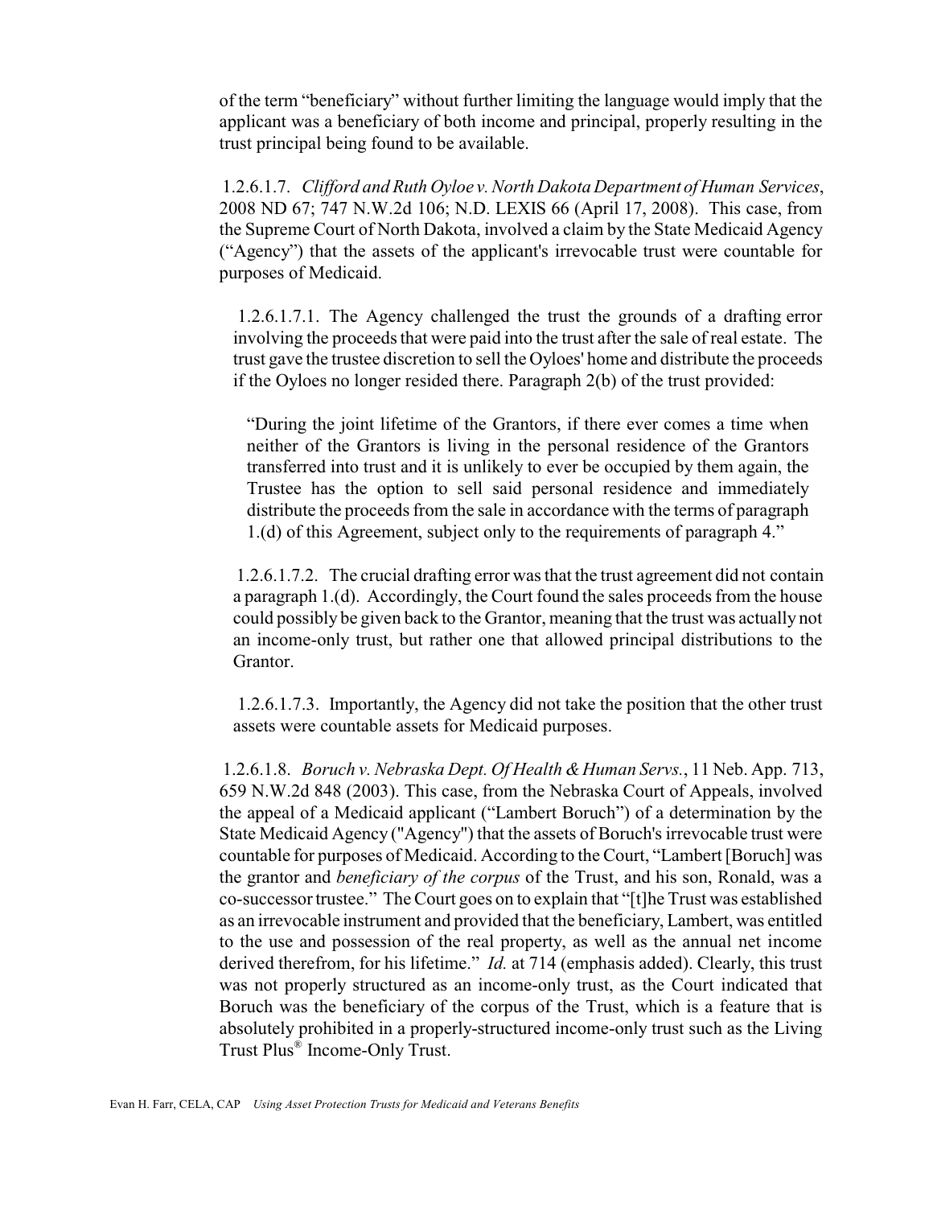of the term "beneficiary" without further limiting the language would imply that the applicant was a beneficiary of both income and principal, properly resulting in the trust principal being found to be available.

1.2.6.1.7. *Clifford and Ruth Oyloe v. North Dakota Department of Human Services*, 2008 ND 67; 747 N.W.2d 106; N.D. LEXIS 66 (April 17, 2008). This case, from the Supreme Court of North Dakota, involved a claim by the State Medicaid Agency ("Agency") that the assets of the applicant's irrevocable trust were countable for purposes of Medicaid.

1.2.6.1.7.1. The Agency challenged the trust the grounds of a drafting error involving the proceeds that were paid into the trust after the sale of real estate. The trust gave the trustee discretion to sell the Oyloes' home and distribute the proceeds if the Oyloes no longer resided there. Paragraph 2(b) of the trust provided:

> "During the joint lifetime of the Grantors, if there ever comes a time when neither of the Grantors is living in the personal residence of the Grantors transferred into trust and it is unlikely to ever be occupied by them again, the Trustee has the option to sell said personal residence and immediately distribute the proceeds from the sale in accordance with the terms of paragraph 1.(d) of this Agreement, subject only to the requirements of paragraph 4."

1.2.6.1.7.2. The crucial drafting error was that the trust agreement did not contain a paragraph 1.(d). Accordingly, the Court found the sales proceeds from the house could possibly be given back to the Grantor, meaning that the trust was actually not an income-only trust, but rather one that allowed principal distributions to the Grantor.

1.2.6.1.7.3. Importantly, the Agency did not take the position that the other trust assets were countable assets for Medicaid purposes.

1.2.6.1.8. *Boruch v. Nebraska Dept. Of Health & Human Servs.*, 11 Neb. App. 713, 659 N.W.2d 848 (2003). This case, from the Nebraska Court of Appeals, involved the appeal of a Medicaid applicant ("Lambert Boruch") of a determination by the State Medicaid Agency ("Agency") that the assets of Boruch's irrevocable trust were countable for purposes of Medicaid. According to the Court, "Lambert [Boruch] was the grantor and *beneficiary of the corpus* of the Trust, and his son, Ronald, was a co-successor trustee." The Court goes on to explain that "[t]he Trust was established as an irrevocable instrument and provided that the beneficiary, Lambert, was entitled to the use and possession of the real property, as well as the annual net income derived therefrom, for his lifetime." *Id.* at 714 (emphasis added). Clearly, this trust was not properly structured as an income-only trust, as the Court indicated that Boruch was the beneficiary of the corpus of the Trust, which is a feature that is absolutely prohibited in a properly-structured income-only trust such as the Living Trust Plus® Income-Only Trust.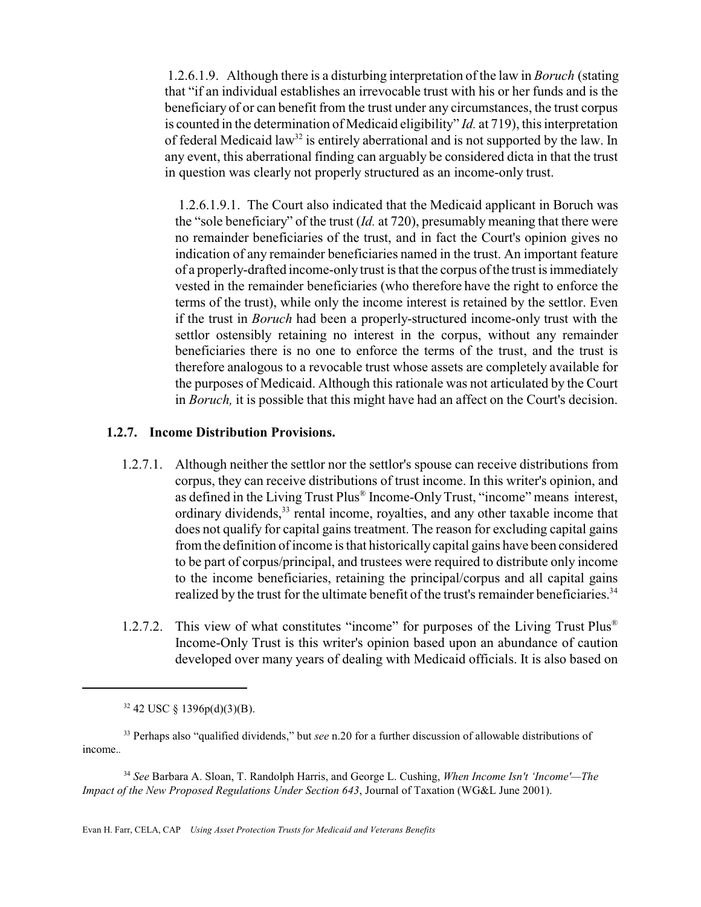1.2.6.1.9. Although there is a disturbing interpretation of the law in *Boruch* (stating that "if an individual establishes an irrevocable trust with his or her funds and is the beneficiary of or can benefit from the trust under any circumstances, the trust corpus is counted in the determination of Medicaid eligibility" *Id.* at 719), this interpretation of federal Medicaid law[32] is entirely aberrational and is not supported by the law. In any event, this aberrational finding can arguably be considered dicta in that the trust in question was clearly not properly structured as an income-only trust.

1.2.6.1.9.1. The Court also indicated that the Medicaid applicant in Boruch was the "sole beneficiary" of the trust (*Id.* at 720), presumably meaning that there were no remainder beneficiaries of the trust, and in fact the Court's opinion gives no indication of any remainder beneficiaries named in the trust. An important feature of a properly-drafted income-only trust is that the corpus of the trust is immediately vested in the remainder beneficiaries (who therefore have the right to enforce the terms of the trust), while only the income interest is retained by the settlor. Even if the trust in *Boruch* had been a properly-structured income-only trust with the settlor ostensibly retaining no interest in the corpus, without any remainder beneficiaries there is no one to enforce the terms of the trust, and the trust is therefore analogous to a revocable trust whose assets are completely available for the purposes of Medicaid. Although this rationale was not articulated by the Court in *Boruch,* it is possible that this might have had an affect on the Court's decision.

### 1.2.7. Income Distribution Provisions.

1.2.7.1. Although neither the settlor nor the settlor's spouse can receive distributions from corpus, they can receive distributions of trust income. In this writer's opinion, and as defined in the Living Trust Plus® Income-Only Trust, "income" means interest, ordinary dividends,[33] rental income, royalties, and any other taxable income that does not qualify for capital gains treatment. The reason for excluding capital gains from the definition of income is that historically capital gains have been considered to be part of corpus/principal, and trustees were required to distribute only income to the income beneficiaries, retaining the principal/corpus and all capital gains realized by the trust for the ultimate benefit of the trust's remainder beneficiaries.[34]

1.2.7.2. This view of what constitutes "income" for purposes of the Living Trust Plus® Income-Only Trust is this writer's opinion based upon an abundance of caution developed over many years of dealing with Medicaid officials. It is also based on

---

[32] 42 USC § 1396p(d)(3)(B).

[33] Perhaps also "qualified dividends," but *see* n.20 for a further discussion of allowable distributions of income..

[34] *See* Barbara A. Sloan, T. Randolph Harris, and George L. Cushing, *When Income Isn't 'Income'—The Impact of the New Proposed Regulations Under Section 643*, Journal of Taxation (WG&L June 2001).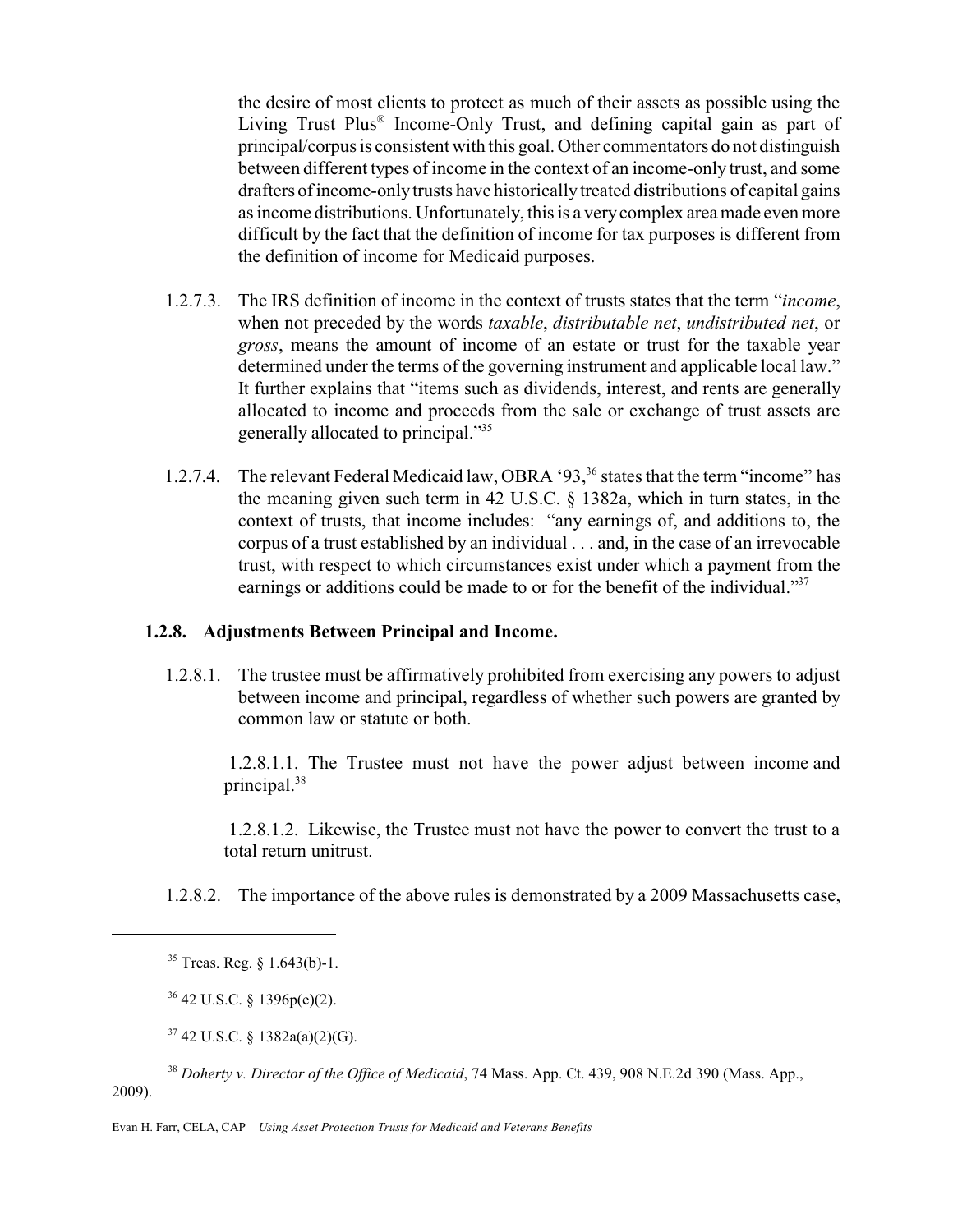the desire of most clients to protect as much of their assets as possible using the Living Trust Plus® Income-Only Trust, and defining capital gain as part of principal/corpus is consistent with this goal. Other commentators do not distinguish between different types of income in the context of an income-only trust, and some drafters of income-only trusts have historically treated distributions of capital gains as income distributions. Unfortunately, this is a very complex area made even more difficult by the fact that the definition of income for tax purposes is different from the definition of income for Medicaid purposes.

1.2.7.3. The IRS definition of income in the context of trusts states that the term "*income*, when not preceded by the words *taxable*, *distributable net*, *undistributed net*, or *gross*, means the amount of income of an estate or trust for the taxable year determined under the terms of the governing instrument and applicable local law." It further explains that "items such as dividends, interest, and rents are generally allocated to income and proceeds from the sale or exchange of trust assets are generally allocated to principal."[35]

1.2.7.4. The relevant Federal Medicaid law, OBRA '93,[36] states that the term "income" has the meaning given such term in 42 U.S.C. § 1382a, which in turn states, in the context of trusts, that income includes: "any earnings of, and additions to, the corpus of a trust established by an individual . . . and, in the case of an irrevocable trust, with respect to which circumstances exist under which a payment from the earnings or additions could be made to or for the benefit of the individual."[37]

### 1.2.8. Adjustments Between Principal and Income.

1.2.8.1. The trustee must be affirmatively prohibited from exercising any powers to adjust between income and principal, regardless of whether such powers are granted by common law or statute or both.

1.2.8.1.1. The Trustee must not have the power adjust between income and principal.[38]

1.2.8.1.2. Likewise, the Trustee must not have the power to convert the trust to a total return unitrust.

1.2.8.2. The importance of the above rules is demonstrated by a 2009 Massachusetts case,

---

[35] Treas. Reg. § 1.643(b)-1.

[36] 42 U.S.C. § 1396p(e)(2).

[37] 42 U.S.C. § 1382a(a)(2)(G).

[38] *Doherty v. Director of the Office of Medicaid*, 74 Mass. App. Ct. 439, 908 N.E.2d 390 (Mass. App., 2009).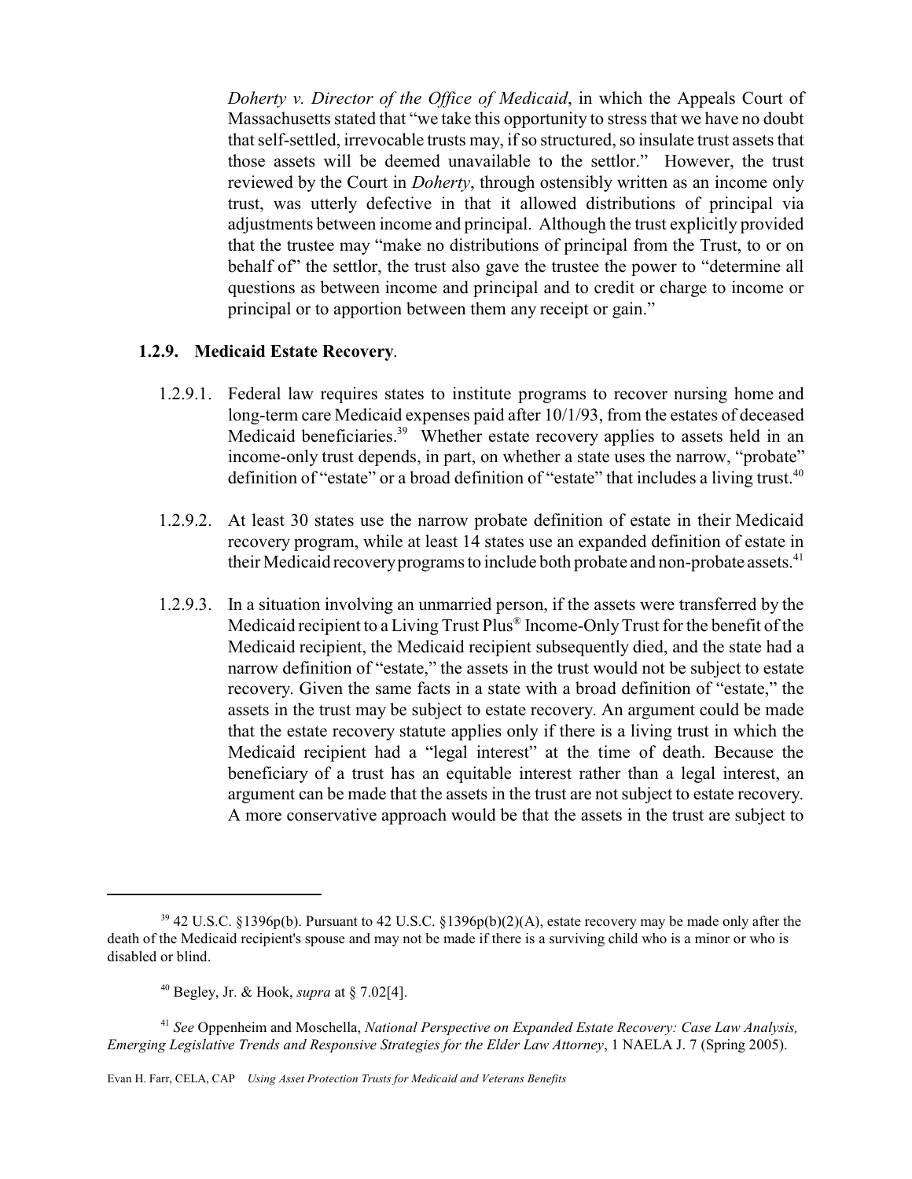*Doherty v. Director of the Office of Medicaid*, in which the Appeals Court of Massachusetts stated that "we take this opportunity to stress that we have no doubt that self-settled, irrevocable trusts may, if so structured, so insulate trust assets that those assets will be deemed unavailable to the settlor." However, the trust reviewed by the Court in *Doherty*, through ostensibly written as an income only trust, was utterly defective in that it allowed distributions of principal via adjustments between income and principal. Although the trust explicitly provided that the trustee may "make no distributions of principal from the Trust, to or on behalf of" the settlor, the trust also gave the trustee the power to "determine all questions as between income and principal and to credit or charge to income or principal or to apportion between them any receipt or gain."

### 1.2.9. Medicaid Estate Recovery.

1.2.9.1. Federal law requires states to institute programs to recover nursing home and long-term care Medicaid expenses paid after 10/1/93, from the estates of deceased Medicaid beneficiaries.[39] Whether estate recovery applies to assets held in an income-only trust depends, in part, on whether a state uses the narrow, "probate" definition of "estate" or a broad definition of "estate" that includes a living trust.[40]

1.2.9.2. At least 30 states use the narrow probate definition of estate in their Medicaid recovery program, while at least 14 states use an expanded definition of estate in their Medicaid recovery programs to include both probate and non-probate assets.[41]

1.2.9.3. In a situation involving an unmarried person, if the assets were transferred by the Medicaid recipient to a Living Trust Plus® Income-Only Trust for the benefit of the Medicaid recipient, the Medicaid recipient subsequently died, and the state had a narrow definition of "estate," the assets in the trust would not be subject to estate recovery. Given the same facts in a state with a broad definition of "estate," the assets in the trust may be subject to estate recovery. An argument could be made that the estate recovery statute applies only if there is a living trust in which the Medicaid recipient had a "legal interest" at the time of death. Because the beneficiary of a trust has an equitable interest rather than a legal interest, an argument can be made that the assets in the trust are not subject to estate recovery. A more conservative approach would be that the assets in the trust are subject to

---

[39] 42 U.S.C. §1396p(b). Pursuant to 42 U.S.C. §1396p(b)(2)(A), estate recovery may be made only after the death of the Medicaid recipient's spouse and may not be made if there is a surviving child who is a minor or who is disabled or blind.

[40] Begley, Jr. & Hook, *supra* at § 7.02[4].

[41] *See* Oppenheim and Moschella, *National Perspective on Expanded Estate Recovery: Case Law Analysis, Emerging Legislative Trends and Responsive Strategies for the Elder Law Attorney*, 1 NAELA J. 7 (Spring 2005).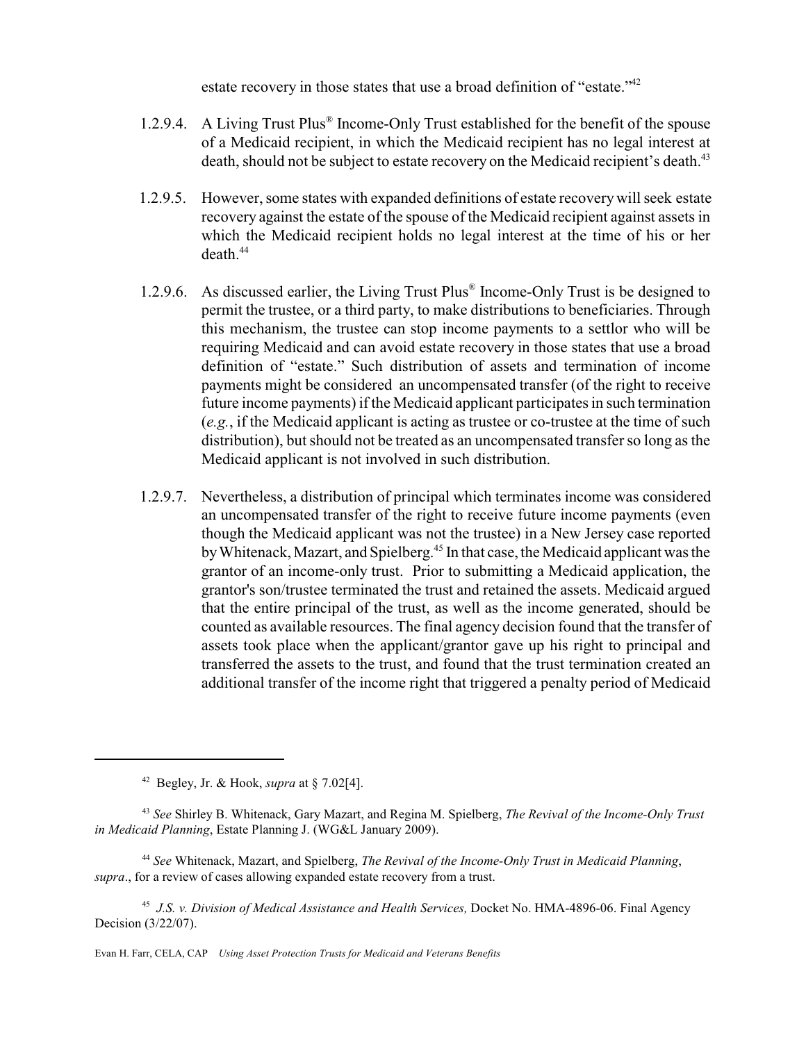estate recovery in those states that use a broad definition of "estate."[42]

1.2.9.4. A Living Trust Plus® Income-Only Trust established for the benefit of the spouse of a Medicaid recipient, in which the Medicaid recipient has no legal interest at death, should not be subject to estate recovery on the Medicaid recipient's death.[43]

1.2.9.5. However, some states with expanded definitions of estate recovery will seek estate recovery against the estate of the spouse of the Medicaid recipient against assets in which the Medicaid recipient holds no legal interest at the time of his or her death.[44]

1.2.9.6. As discussed earlier, the Living Trust Plus® Income-Only Trust is be designed to permit the trustee, or a third party, to make distributions to beneficiaries. Through this mechanism, the trustee can stop income payments to a settlor who will be requiring Medicaid and can avoid estate recovery in those states that use a broad definition of "estate." Such distribution of assets and termination of income payments might be considered an uncompensated transfer (of the right to receive future income payments) if the Medicaid applicant participates in such termination (*e.g.*, if the Medicaid applicant is acting as trustee or co-trustee at the time of such distribution), but should not be treated as an uncompensated transfer so long as the Medicaid applicant is not involved in such distribution.

1.2.9.7. Nevertheless, a distribution of principal which terminates income was considered an uncompensated transfer of the right to receive future income payments (even though the Medicaid applicant was not the trustee) in a New Jersey case reported by Whitenack, Mazart, and Spielberg.[45] In that case, the Medicaid applicant was the grantor of an income-only trust. Prior to submitting a Medicaid application, the grantor's son/trustee terminated the trust and retained the assets. Medicaid argued that the entire principal of the trust, as well as the income generated, should be counted as available resources. The final agency decision found that the transfer of assets took place when the applicant/grantor gave up his right to principal and transferred the assets to the trust, and found that the trust termination created an additional transfer of the income right that triggered a penalty period of Medicaid

---

[42] Begley, Jr. & Hook, *supra* at § 7.02[4].

[43] *See* Shirley B. Whitenack, Gary Mazart, and Regina M. Spielberg, *The Revival of the Income-Only Trust in Medicaid Planning*, Estate Planning J. (WG&L January 2009).

[44] *See* Whitenack, Mazart, and Spielberg, *The Revival of the Income-Only Trust in Medicaid Planning*, *supra*., for a review of cases allowing expanded estate recovery from a trust.

[45] *J.S. v. Division of Medical Assistance and Health Services,* Docket No. HMA-4896-06. Final Agency Decision (3/22/07).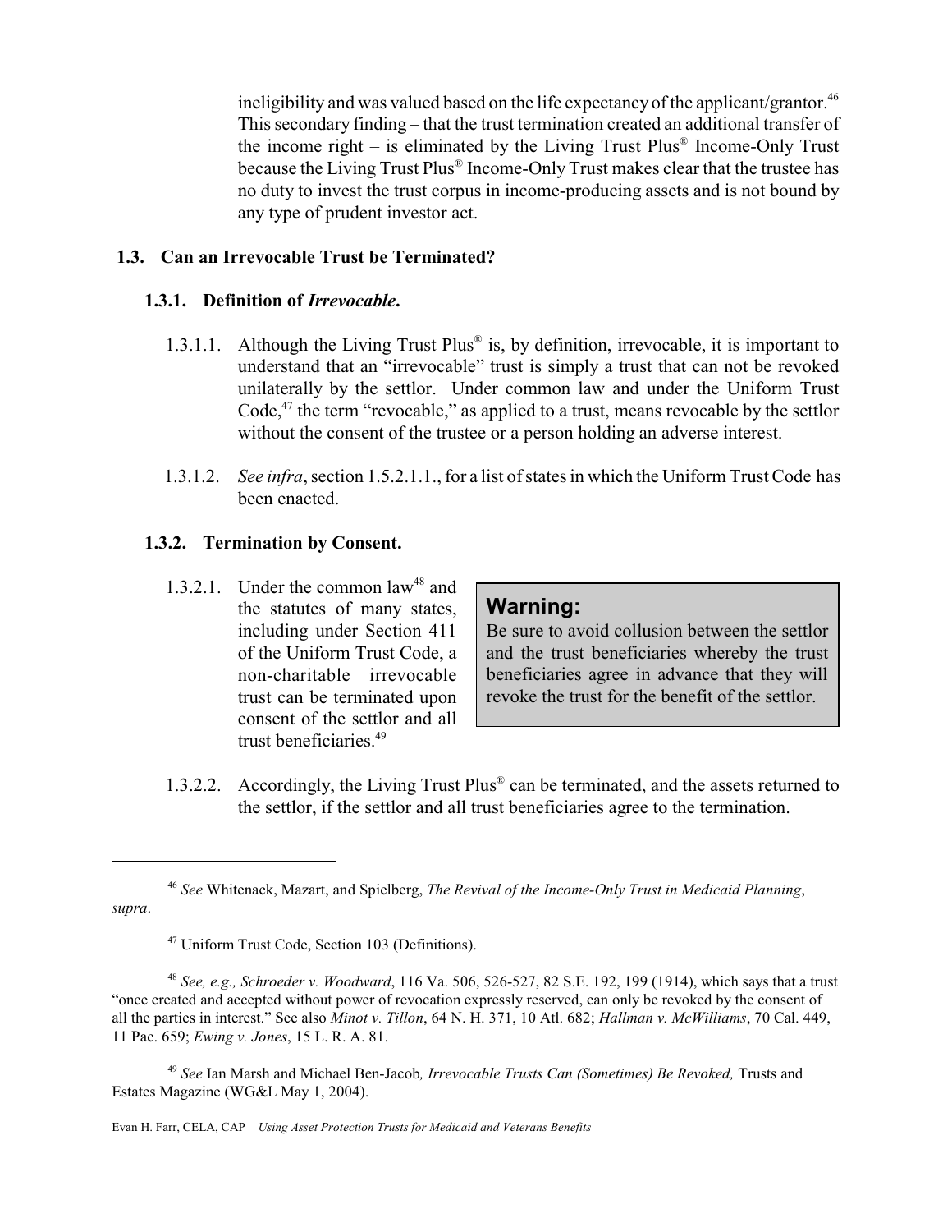ineligibility and was valued based on the life expectancy of the applicant/grantor.[46] This secondary finding – that the trust termination created an additional transfer of the income right – is eliminated by the Living Trust Plus® Income-Only Trust because the Living Trust Plus® Income-Only Trust makes clear that the trustee has no duty to invest the trust corpus in income-producing assets and is not bound by any type of prudent investor act.

## 1.3. Can an Irrevocable Trust be Terminated?

### 1.3.1. Definition of *Irrevocable*.

1.3.1.1. Although the Living Trust Plus® is, by definition, irrevocable, it is important to understand that an "irrevocable" trust is simply a trust that can not be revoked unilaterally by the settlor. Under common law and under the Uniform Trust Code,[47] the term "revocable," as applied to a trust, means revocable by the settlor without the consent of the trustee or a person holding an adverse interest.

1.3.1.2. *See infra*, section 1.5.2.1.1., for a list of states in which the Uniform Trust Code has been enacted.

### 1.3.2. Termination by Consent.

1.3.2.1. Under the common law[48] and the statutes of many states, including under Section 411 of the Uniform Trust Code, a non-charitable irrevocable trust can be terminated upon consent of the settlor and all trust beneficiaries.[49]

> **Warning:**
> Be sure to avoid collusion between the settlor and the trust beneficiaries whereby the trust beneficiaries agree in advance that they will revoke the trust for the benefit of the settlor.

1.3.2.2. Accordingly, the Living Trust Plus® can be terminated, and the assets returned to the settlor, if the settlor and all trust beneficiaries agree to the termination.

---

[46] *See* Whitenack, Mazart, and Spielberg, *The Revival of the Income-Only Trust in Medicaid Planning*, *supra*.

[47] Uniform Trust Code, Section 103 (Definitions).

[48] *See, e.g., Schroeder v. Woodward*, 116 Va. 506, 526-527, 82 S.E. 192, 199 (1914), which says that a trust "once created and accepted without power of revocation expressly reserved, can only be revoked by the consent of all the parties in interest." See also *Minot v. Tillon*, 64 N. H. 371, 10 Atl. 682; *Hallman v. McWilliams*, 70 Cal. 449, 11 Pac. 659; *Ewing v. Jones*, 15 L. R. A. 81.

[49] *See* Ian Marsh and Michael Ben-Jacob*, Irrevocable Trusts Can (Sometimes) Be Revoked,* Trusts and Estates Magazine (WG&L May 1, 2004).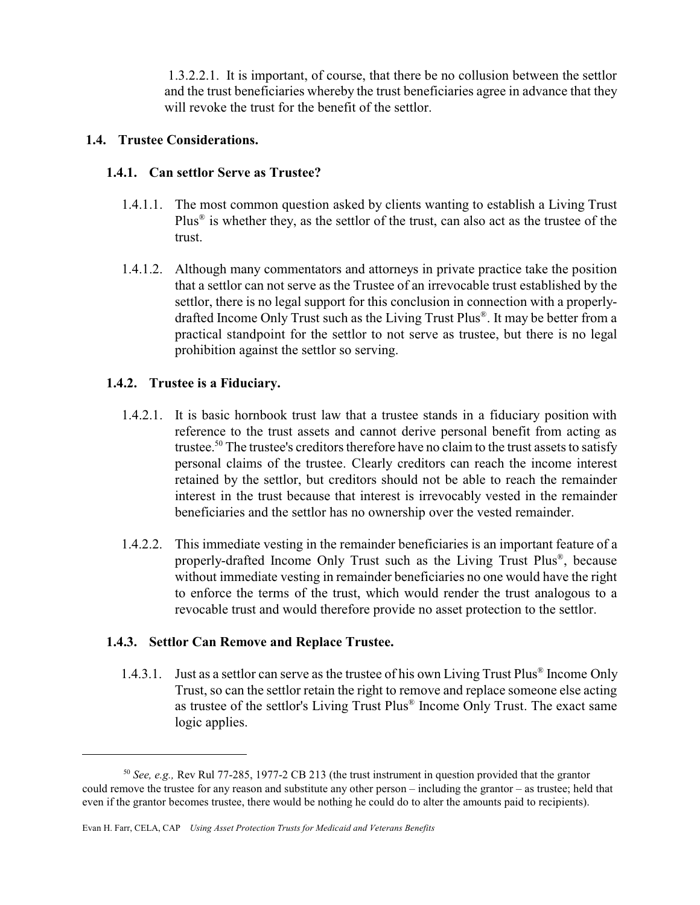1.3.2.2.1. It is important, of course, that there be no collusion between the settlor and the trust beneficiaries whereby the trust beneficiaries agree in advance that they will revoke the trust for the benefit of the settlor.

## 1.4. Trustee Considerations.

### 1.4.1. Can settlor Serve as Trustee?

1.4.1.1. The most common question asked by clients wanting to establish a Living Trust Plus® is whether they, as the settlor of the trust, can also act as the trustee of the trust.

1.4.1.2. Although many commentators and attorneys in private practice take the position that a settlor can not serve as the Trustee of an irrevocable trust established by the settlor, there is no legal support for this conclusion in connection with a properly-drafted Income Only Trust such as the Living Trust Plus®. It may be better from a practical standpoint for the settlor to not serve as trustee, but there is no legal prohibition against the settlor so serving.

### 1.4.2. Trustee is a Fiduciary.

1.4.2.1. It is basic hornbook trust law that a trustee stands in a fiduciary position with reference to the trust assets and cannot derive personal benefit from acting as trustee.[50] The trustee's creditors therefore have no claim to the trust assets to satisfy personal claims of the trustee. Clearly creditors can reach the income interest retained by the settlor, but creditors should not be able to reach the remainder interest in the trust because that interest is irrevocably vested in the remainder beneficiaries and the settlor has no ownership over the vested remainder.

1.4.2.2. This immediate vesting in the remainder beneficiaries is an important feature of a properly-drafted Income Only Trust such as the Living Trust Plus®, because without immediate vesting in remainder beneficiaries no one would have the right to enforce the terms of the trust, which would render the trust analogous to a revocable trust and would therefore provide no asset protection to the settlor.

### 1.4.3. Settlor Can Remove and Replace Trustee.

1.4.3.1. Just as a settlor can serve as the trustee of his own Living Trust Plus® Income Only Trust, so can the settlor retain the right to remove and replace someone else acting as trustee of the settlor's Living Trust Plus® Income Only Trust. The exact same logic applies.

---

[50] *See, e.g.,* Rev Rul 77-285, 1977-2 CB 213 (the trust instrument in question provided that the grantor could remove the trustee for any reason and substitute any other person – including the grantor – as trustee; held that even if the grantor becomes trustee, there would be nothing he could do to alter the amounts paid to recipients).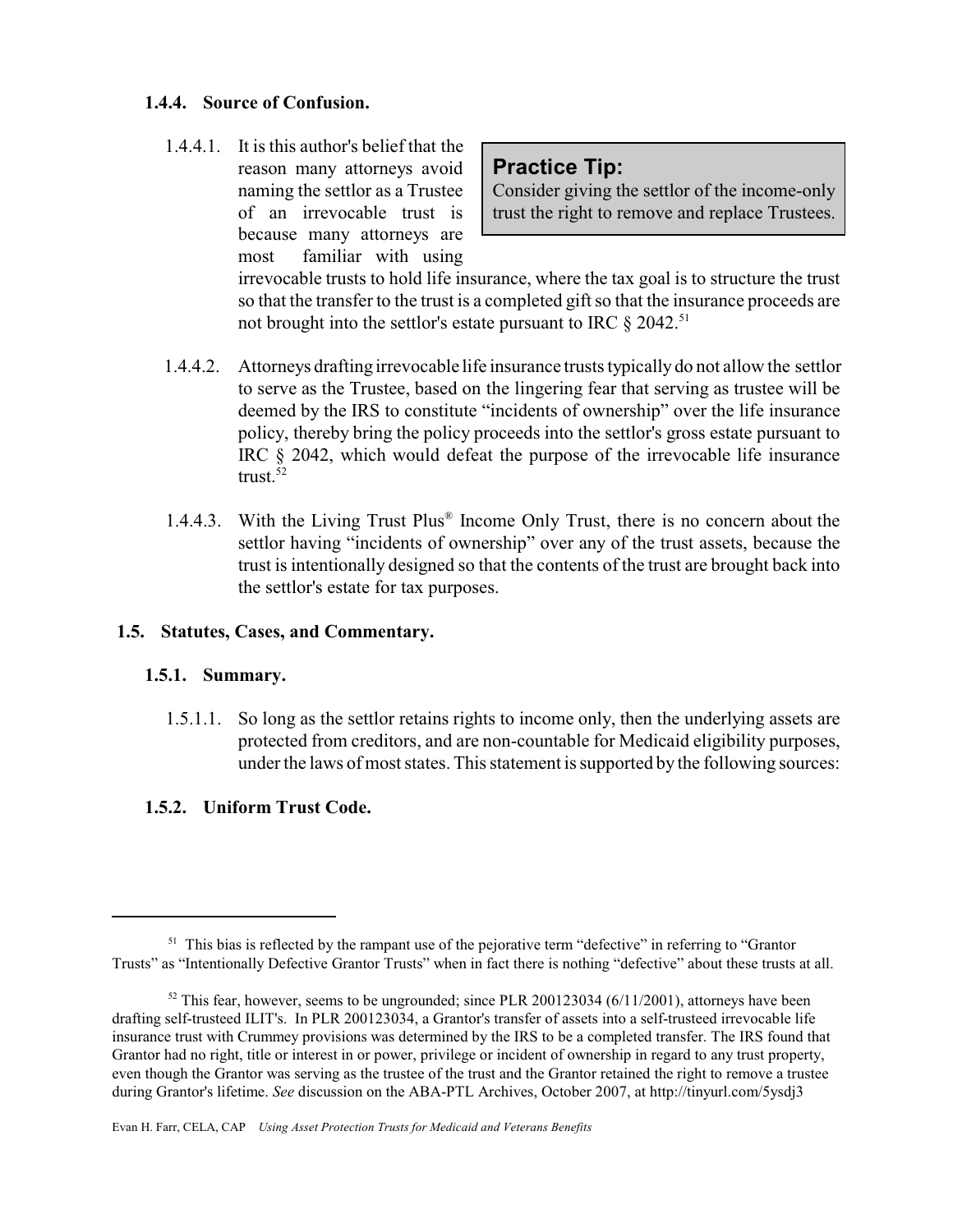### 1.4.4. Source of Confusion.

1.4.4.1. It is this author's belief that the reason many attorneys avoid naming the settlor as a Trustee of an irrevocable trust is because many attorneys are most familiar with using irrevocable trusts to hold life insurance, where the tax goal is to structure the trust so that the transfer to the trust is a completed gift so that the insurance proceeds are not brought into the settlor's estate pursuant to IRC § 2042.[51]

> **Practice Tip:**
> Consider giving the settlor of the income-only trust the right to remove and replace Trustees.

1.4.4.2. Attorneys drafting irrevocable life insurance trusts typically do not allow the settlor to serve as the Trustee, based on the lingering fear that serving as trustee will be deemed by the IRS to constitute "incidents of ownership" over the life insurance policy, thereby bring the policy proceeds into the settlor's gross estate pursuant to IRC § 2042, which would defeat the purpose of the irrevocable life insurance trust.[52]

1.4.4.3. With the Living Trust Plus® Income Only Trust, there is no concern about the settlor having "incidents of ownership" over any of the trust assets, because the trust is intentionally designed so that the contents of the trust are brought back into the settlor's estate for tax purposes.

## 1.5. Statutes, Cases, and Commentary.

### 1.5.1. Summary.

1.5.1.1. So long as the settlor retains rights to income only, then the underlying assets are protected from creditors, and are non-countable for Medicaid eligibility purposes, under the laws of most states. This statement is supported by the following sources:

### 1.5.2. Uniform Trust Code.

---

[51] This bias is reflected by the rampant use of the pejorative term "defective" in referring to "Grantor Trusts" as "Intentionally Defective Grantor Trusts" when in fact there is nothing "defective" about these trusts at all.

[52] This fear, however, seems to be ungrounded; since PLR 200123034 (6/11/2001), attorneys have been drafting self-trusteed ILIT's. In PLR 200123034, a Grantor's transfer of assets into a self-trusteed irrevocable life insurance trust with Crummey provisions was determined by the IRS to be a completed transfer. The IRS found that Grantor had no right, title or interest in or power, privilege or incident of ownership in regard to any trust property, even though the Grantor was serving as the trustee of the trust and the Grantor retained the right to remove a trustee during Grantor's lifetime. *See* discussion on the ABA-PTL Archives, October 2007, at http://tinyurl.com/5ysdj3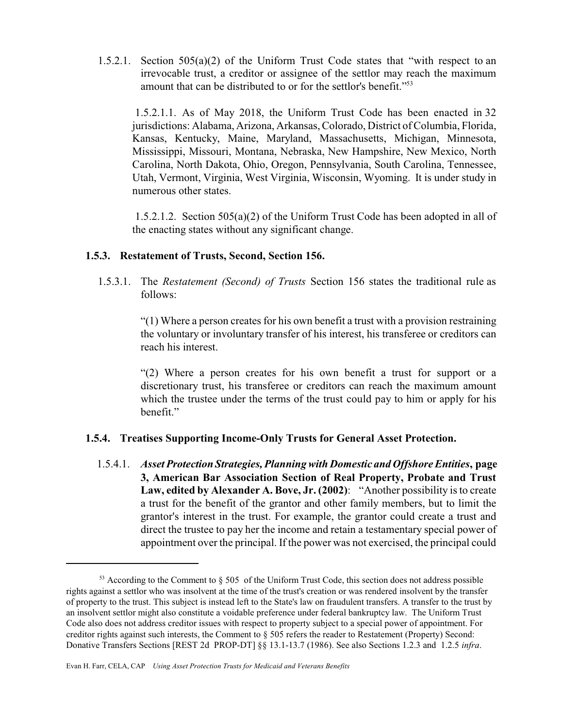1.5.2.1. Section 505(a)(2) of the Uniform Trust Code states that "with respect to an irrevocable trust, a creditor or assignee of the settlor may reach the maximum amount that can be distributed to or for the settlor's benefit."[53]

1.5.2.1.1. As of May 2018, the Uniform Trust Code has been enacted in 32 jurisdictions: Alabama, Arizona, Arkansas, Colorado, District of Columbia, Florida, Kansas, Kentucky, Maine, Maryland, Massachusetts, Michigan, Minnesota, Mississippi, Missouri, Montana, Nebraska, New Hampshire, New Mexico, North Carolina, North Dakota, Ohio, Oregon, Pennsylvania, South Carolina, Tennessee, Utah, Vermont, Virginia, West Virginia, Wisconsin, Wyoming. It is under study in numerous other states.

1.5.2.1.2. Section 505(a)(2) of the Uniform Trust Code has been adopted in all of the enacting states without any significant change.

### 1.5.3. Restatement of Trusts, Second, Section 156.

1.5.3.1. The *Restatement (Second) of Trusts* Section 156 states the traditional rule as follows:

> "(1) Where a person creates for his own benefit a trust with a provision restraining the voluntary or involuntary transfer of his interest, his transferee or creditors can reach his interest.
>
> "(2) Where a person creates for his own benefit a trust for support or a discretionary trust, his transferee or creditors can reach the maximum amount which the trustee under the terms of the trust could pay to him or apply for his benefit."

### 1.5.4. Treatises Supporting Income-Only Trusts for General Asset Protection.

1.5.4.1. ***Asset Protection Strategies, Planning with Domestic and Offshore Entities*, page 3, American Bar Association Section of Real Property, Probate and Trust Law, edited by Alexander A. Bove, Jr. (2002)**: "Another possibility is to create a trust for the benefit of the grantor and other family members, but to limit the grantor's interest in the trust. For example, the grantor could create a trust and direct the trustee to pay her the income and retain a testamentary special power of appointment over the principal. If the power was not exercised, the principal could

---

[53] According to the Comment to § 505 of the Uniform Trust Code, this section does not address possible rights against a settlor who was insolvent at the time of the trust's creation or was rendered insolvent by the transfer of property to the trust. This subject is instead left to the State's law on fraudulent transfers. A transfer to the trust by an insolvent settlor might also constitute a voidable preference under federal bankruptcy law. The Uniform Trust Code also does not address creditor issues with respect to property subject to a special power of appointment. For creditor rights against such interests, the Comment to § 505 refers the reader to Restatement (Property) Second: Donative Transfers Sections [REST 2d PROP-DT] §§ 13.1-13.7 (1986). See also Sections 1.2.3 and 1.2.5 *infra*.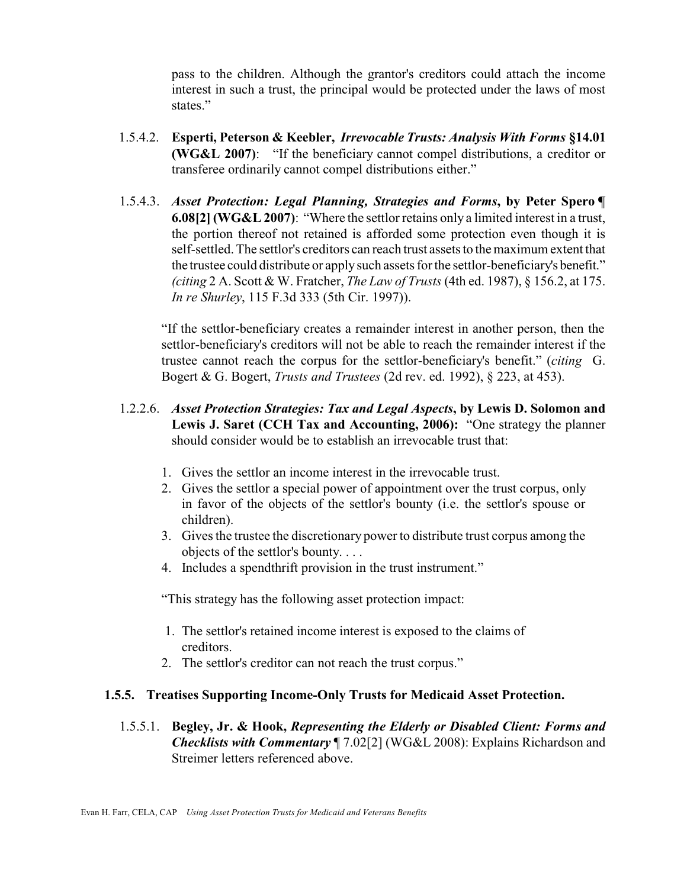pass to the children. Although the grantor's creditors could attach the income interest in such a trust, the principal would be protected under the laws of most states."

1.5.4.2. **Esperti, Peterson & Keebler, *Irrevocable Trusts: Analysis With Forms* §14.01 (WG&L 2007)**: "If the beneficiary cannot compel distributions, a creditor or transferee ordinarily cannot compel distributions either."

1.5.4.3. ***Asset Protection: Legal Planning, Strategies and Forms*, by Peter Spero ¶ 6.08[2] (WG&L 2007)**: "Where the settlor retains only a limited interest in a trust, the portion thereof not retained is afforded some protection even though it is self-settled. The settlor's creditors can reach trust assets to the maximum extent that the trustee could distribute or apply such assets for the settlor-beneficiary's benefit." *(citing* 2 A. Scott & W. Fratcher, *The Law of Trusts* (4th ed. 1987), § 156.2, at 175. *In re Shurley*, 115 F.3d 333 (5th Cir. 1997)).

"If the settlor-beneficiary creates a remainder interest in another person, then the settlor-beneficiary's creditors will not be able to reach the remainder interest if the trustee cannot reach the corpus for the settlor-beneficiary's benefit." (*citing* G. Bogert & G. Bogert, *Trusts and Trustees* (2d rev. ed. 1992), § 223, at 453).

1.2.2.6. ***Asset Protection Strategies: Tax and Legal Aspects*, by Lewis D. Solomon and Lewis J. Saret (CCH Tax and Accounting, 2006):** "One strategy the planner should consider would be to establish an irrevocable trust that:

1. Gives the settlor an income interest in the irrevocable trust.
2. Gives the settlor a special power of appointment over the trust corpus, only in favor of the objects of the settlor's bounty (i.e. the settlor's spouse or children).
3. Gives the trustee the discretionary power to distribute trust corpus among the objects of the settlor's bounty. . . .
4. Includes a spendthrift provision in the trust instrument."

"This strategy has the following asset protection impact:

1. The settlor's retained income interest is exposed to the claims of creditors.
2. The settlor's creditor can not reach the trust corpus."

### 1.5.5. Treatises Supporting Income-Only Trusts for Medicaid Asset Protection.

1.5.5.1. **Begley, Jr. & Hook, *Representing the Elderly or Disabled Client: Forms and Checklists with Commentary*** ¶ 7.02[2] (WG&L 2008): Explains Richardson and Streimer letters referenced above.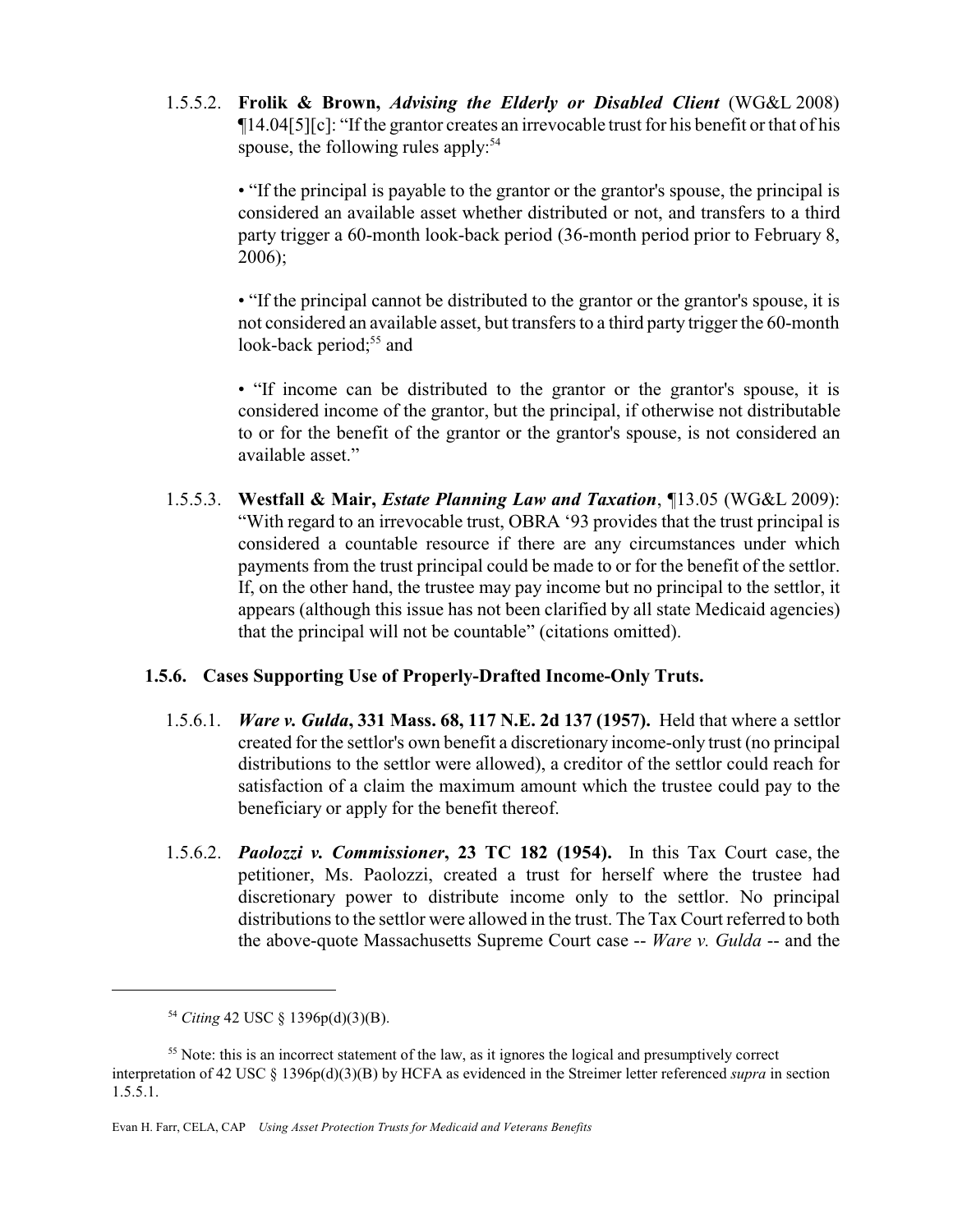1.5.5.2. **Frolik & Brown,** ***Advising the Elderly or Disabled Client*** (WG&L 2008) ¶14.04[5][c]: "If the grantor creates an irrevocable trust for his benefit or that of his spouse, the following rules apply:[54]

• "If the principal is payable to the grantor or the grantor's spouse, the principal is considered an available asset whether distributed or not, and transfers to a third party trigger a 60-month look-back period (36-month period prior to February 8, 2006);

• "If the principal cannot be distributed to the grantor or the grantor's spouse, it is not considered an available asset, but transfers to a third party trigger the 60-month look-back period;[55] and

• "If income can be distributed to the grantor or the grantor's spouse, it is considered income of the grantor, but the principal, if otherwise not distributable to or for the benefit of the grantor or the grantor's spouse, is not considered an available asset."

1.5.5.3. **Westfall & Mair,** ***Estate Planning Law and Taxation***, ¶13.05 (WG&L 2009): "With regard to an irrevocable trust, OBRA '93 provides that the trust principal is considered a countable resource if there are any circumstances under which payments from the trust principal could be made to or for the benefit of the settlor. If, on the other hand, the trustee may pay income but no principal to the settlor, it appears (although this issue has not been clarified by all state Medicaid agencies) that the principal will not be countable" (citations omitted).

### 1.5.6. Cases Supporting Use of Properly-Drafted Income-Only Truts.

1.5.6.1. ***Ware v. Gulda*****, 331 Mass. 68, 117 N.E. 2d 137 (1957).** Held that where a settlor created for the settlor's own benefit a discretionary income-only trust (no principal distributions to the settlor were allowed), a creditor of the settlor could reach for satisfaction of a claim the maximum amount which the trustee could pay to the beneficiary or apply for the benefit thereof.

1.5.6.2. ***Paolozzi v. Commissioner*****, 23 TC 182 (1954).** In this Tax Court case, the petitioner, Ms. Paolozzi, created a trust for herself where the trustee had discretionary power to distribute income only to the settlor. No principal distributions to the settlor were allowed in the trust. The Tax Court referred to both the above-quote Massachusetts Supreme Court case -- *Ware v. Gulda* -- and the

---

[54] *Citing* 42 USC § 1396p(d)(3)(B).

[55] Note: this is an incorrect statement of the law, as it ignores the logical and presumptively correct interpretation of 42 USC § 1396p(d)(3)(B) by HCFA as evidenced in the Streimer letter referenced *supra* in section 1.5.5.1.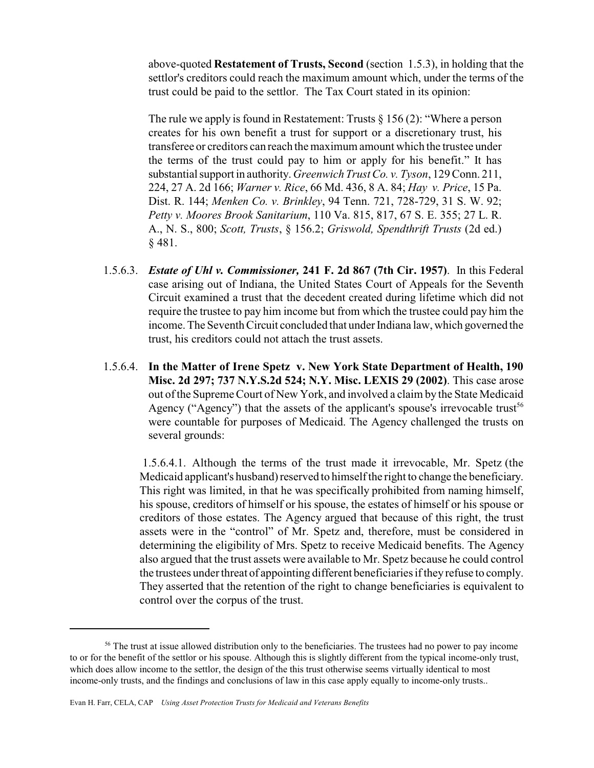above-quoted **Restatement of Trusts, Second** (section 1.5.3), in holding that the settlor's creditors could reach the maximum amount which, under the terms of the trust could be paid to the settlor. The Tax Court stated in its opinion:

> The rule we apply is found in Restatement: Trusts § 156 (2): "Where a person creates for his own benefit a trust for support or a discretionary trust, his transferee or creditors can reach the maximum amount which the trustee under the terms of the trust could pay to him or apply for his benefit." It has substantial support in authority. *Greenwich Trust Co. v. Tyson*, 129 Conn. 211, 224, 27 A. 2d 166; *Warner v. Rice*, 66 Md. 436, 8 A. 84; *Hay v. Price*, 15 Pa. Dist. R. 144; *Menken Co. v. Brinkley*, 94 Tenn. 721, 728-729, 31 S. W. 92; *Petty v. Moores Brook Sanitarium*, 110 Va. 815, 817, 67 S. E. 355; 27 L. R. A., N. S., 800; *Scott, Trusts*, § 156.2; *Griswold, Spendthrift Trusts* (2d ed.) § 481.

1.5.6.3. ***Estate of Uhl v. Commissioner,* 241 F. 2d 867 (7th Cir. 1957)**. In this Federal case arising out of Indiana, the United States Court of Appeals for the Seventh Circuit examined a trust that the decedent created during lifetime which did not require the trustee to pay him income but from which the trustee could pay him the income. The Seventh Circuit concluded that under Indiana law, which governed the trust, his creditors could not attach the trust assets.

1.5.6.4. **In the Matter of Irene Spetz v. New York State Department of Health, 190 Misc. 2d 297; 737 N.Y.S.2d 524; N.Y. Misc. LEXIS 29 (2002)**. This case arose out of the Supreme Court of New York, and involved a claim by the State Medicaid Agency ("Agency") that the assets of the applicant's spouse's irrevocable trust[56] were countable for purposes of Medicaid. The Agency challenged the trusts on several grounds:

1.5.6.4.1. Although the terms of the trust made it irrevocable, Mr. Spetz (the Medicaid applicant's husband) reserved to himself the right to change the beneficiary. This right was limited, in that he was specifically prohibited from naming himself, his spouse, creditors of himself or his spouse, the estates of himself or his spouse or creditors of those estates. The Agency argued that because of this right, the trust assets were in the "control" of Mr. Spetz and, therefore, must be considered in determining the eligibility of Mrs. Spetz to receive Medicaid benefits. The Agency also argued that the trust assets were available to Mr. Spetz because he could control the trustees under threat of appointing different beneficiaries if they refuse to comply. They asserted that the retention of the right to change beneficiaries is equivalent to control over the corpus of the trust.

---

[56] The trust at issue allowed distribution only to the beneficiaries. The trustees had no power to pay income to or for the benefit of the settlor or his spouse. Although this is slightly different from the typical income-only trust, which does allow income to the settlor, the design of the this trust otherwise seems virtually identical to most income-only trusts, and the findings and conclusions of law in this case apply equally to income-only trusts..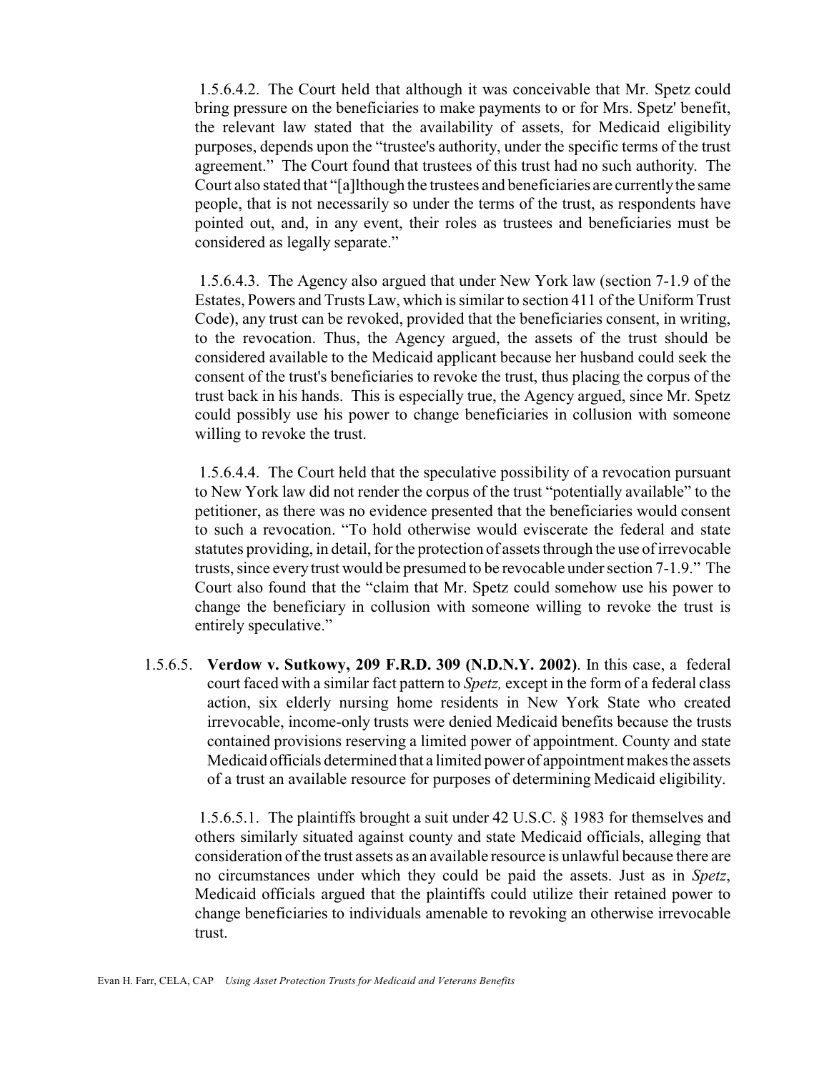1.5.6.4.2. The Court held that although it was conceivable that Mr. Spetz could bring pressure on the beneficiaries to make payments to or for Mrs. Spetz' benefit, the relevant law stated that the availability of assets, for Medicaid eligibility purposes, depends upon the "trustee's authority, under the specific terms of the trust agreement." The Court found that trustees of this trust had no such authority. The Court also stated that "[a]lthough the trustees and beneficiaries are currently the same people, that is not necessarily so under the terms of the trust, as respondents have pointed out, and, in any event, their roles as trustees and beneficiaries must be considered as legally separate."

1.5.6.4.3. The Agency also argued that under New York law (section 7-1.9 of the Estates, Powers and Trusts Law, which is similar to section 411 of the Uniform Trust Code), any trust can be revoked, provided that the beneficiaries consent, in writing, to the revocation. Thus, the Agency argued, the assets of the trust should be considered available to the Medicaid applicant because her husband could seek the consent of the trust's beneficiaries to revoke the trust, thus placing the corpus of the trust back in his hands. This is especially true, the Agency argued, since Mr. Spetz could possibly use his power to change beneficiaries in collusion with someone willing to revoke the trust.

1.5.6.4.4. The Court held that the speculative possibility of a revocation pursuant to New York law did not render the corpus of the trust "potentially available" to the petitioner, as there was no evidence presented that the beneficiaries would consent to such a revocation. "To hold otherwise would eviscerate the federal and state statutes providing, in detail, for the protection of assets through the use of irrevocable trusts, since every trust would be presumed to be revocable under section 7-1.9." The Court also found that the "claim that Mr. Spetz could somehow use his power to change the beneficiary in collusion with someone willing to revoke the trust is entirely speculative."

1.5.6.5. **Verdow v. Sutkowy, 209 F.R.D. 309 (N.D.N.Y. 2002)**. In this case, a federal court faced with a similar fact pattern to *Spetz,* except in the form of a federal class action, six elderly nursing home residents in New York State who created irrevocable, income-only trusts were denied Medicaid benefits because the trusts contained provisions reserving a limited power of appointment. County and state Medicaid officials determined that a limited power of appointment makes the assets of a trust an available resource for purposes of determining Medicaid eligibility.

1.5.6.5.1. The plaintiffs brought a suit under 42 U.S.C. § 1983 for themselves and others similarly situated against county and state Medicaid officials, alleging that consideration of the trust assets as an available resource is unlawful because there are no circumstances under which they could be paid the assets. Just as in *Spetz*, Medicaid officials argued that the plaintiffs could utilize their retained power to change beneficiaries to individuals amenable to revoking an otherwise irrevocable trust.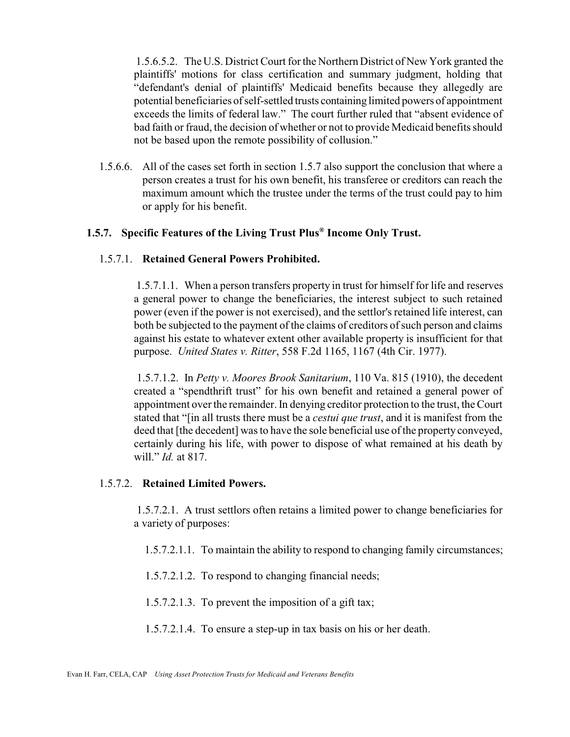1.5.6.5.2. The U.S. District Court for the Northern District of New York granted the plaintiffs' motions for class certification and summary judgment, holding that "defendant's denial of plaintiffs' Medicaid benefits because they allegedly are potential beneficiaries of self-settled trusts containing limited powers of appointment exceeds the limits of federal law." The court further ruled that "absent evidence of bad faith or fraud, the decision of whether or not to provide Medicaid benefits should not be based upon the remote possibility of collusion."

1.5.6.6. All of the cases set forth in section 1.5.7 also support the conclusion that where a person creates a trust for his own benefit, his transferee or creditors can reach the maximum amount which the trustee under the terms of the trust could pay to him or apply for his benefit.

### 1.5.7. Specific Features of the Living Trust Plus® Income Only Trust.

#### 1.5.7.1. Retained General Powers Prohibited.

1.5.7.1.1. When a person transfers property in trust for himself for life and reserves a general power to change the beneficiaries, the interest subject to such retained power (even if the power is not exercised), and the settlor's retained life interest, can both be subjected to the payment of the claims of creditors of such person and claims against his estate to whatever extent other available property is insufficient for that purpose. *United States v. Ritter*, 558 F.2d 1165, 1167 (4th Cir. 1977).

1.5.7.1.2. In *Petty v. Moores Brook Sanitarium*, 110 Va. 815 (1910), the decedent created a "spendthrift trust" for his own benefit and retained a general power of appointment over the remainder. In denying creditor protection to the trust, the Court stated that "[in all trusts there must be a *cestui que trust*, and it is manifest from the deed that [the decedent] was to have the sole beneficial use of the property conveyed, certainly during his life, with power to dispose of what remained at his death by will." *Id.* at 817.

#### 1.5.7.2. Retained Limited Powers.

1.5.7.2.1. A trust settlors often retains a limited power to change beneficiaries for a variety of purposes:

1.5.7.2.1.1. To maintain the ability to respond to changing family circumstances;

1.5.7.2.1.2. To respond to changing financial needs;

1.5.7.2.1.3. To prevent the imposition of a gift tax;

1.5.7.2.1.4. To ensure a step-up in tax basis on his or her death.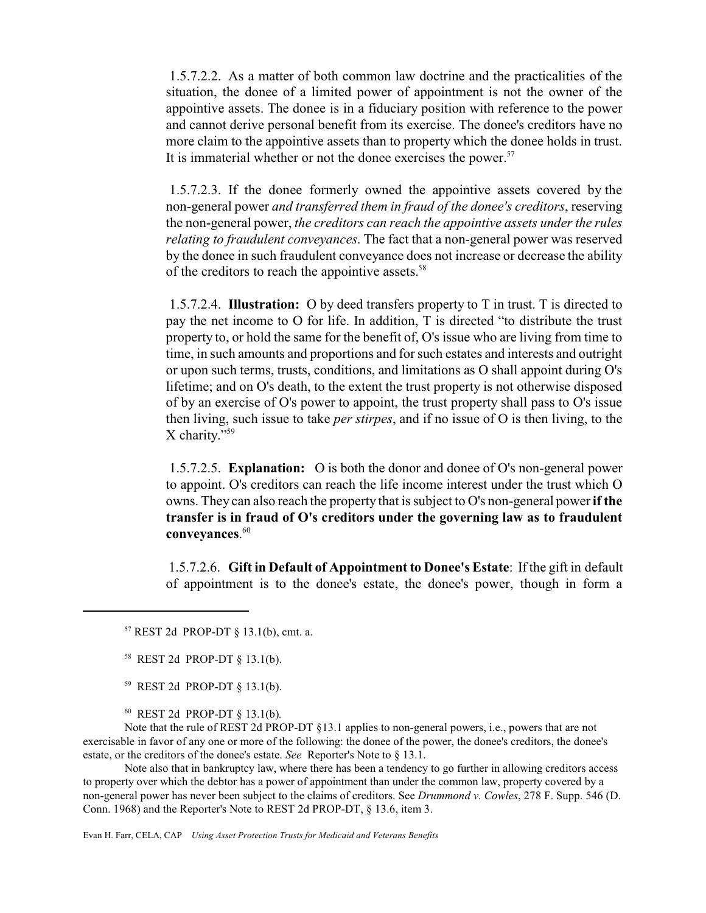1.5.7.2.2. As a matter of both common law doctrine and the practicalities of the situation, the donee of a limited power of appointment is not the owner of the appointive assets. The donee is in a fiduciary position with reference to the power and cannot derive personal benefit from its exercise. The donee's creditors have no more claim to the appointive assets than to property which the donee holds in trust. It is immaterial whether or not the donee exercises the power.[57]

1.5.7.2.3. If the donee formerly owned the appointive assets covered by the non-general power *and transferred them in fraud of the donee's creditors*, reserving the non-general power, *the creditors can reach the appointive assets under the rules relating to fraudulent conveyances*. The fact that a non-general power was reserved by the donee in such fraudulent conveyance does not increase or decrease the ability of the creditors to reach the appointive assets.[58]

1.5.7.2.4. **Illustration:** O by deed transfers property to T in trust. T is directed to pay the net income to O for life. In addition, T is directed "to distribute the trust property to, or hold the same for the benefit of, O's issue who are living from time to time, in such amounts and proportions and for such estates and interests and outright or upon such terms, trusts, conditions, and limitations as O shall appoint during O's lifetime; and on O's death, to the extent the trust property is not otherwise disposed of by an exercise of O's power to appoint, the trust property shall pass to O's issue then living, such issue to take *per stirpes*, and if no issue of O is then living, to the X charity."[59]

1.5.7.2.5. **Explanation:** O is both the donor and donee of O's non-general power to appoint. O's creditors can reach the life income interest under the trust which O owns. They can also reach the property that is subject to O's non-general power **if the transfer is in fraud of O's creditors under the governing law as to fraudulent conveyances**.[60]

1.5.7.2.6. **Gift in Default of Appointment to Donee's Estate**: If the gift in default of appointment is to the donee's estate, the donee's power, though in form a

---

[57] REST 2d PROP-DT § 13.1(b), cmt. a.

[58] REST 2d PROP-DT § 13.1(b).

[59] REST 2d PROP-DT § 13.1(b).

[60] REST 2d PROP-DT § 13.1(b).

Note that the rule of REST 2d PROP-DT §13.1 applies to non-general powers, i.e., powers that are not exercisable in favor of any one or more of the following: the donee of the power, the donee's creditors, the donee's estate, or the creditors of the donee's estate. *See* Reporter's Note to § 13.1.

Note also that in bankruptcy law, where there has been a tendency to go further in allowing creditors access to property over which the debtor has a power of appointment than under the common law, property covered by a non-general power has never been subject to the claims of creditors. See *Drummond v. Cowles*, 278 F. Supp. 546 (D. Conn. 1968) and the Reporter's Note to REST 2d PROP-DT, § 13.6, item 3.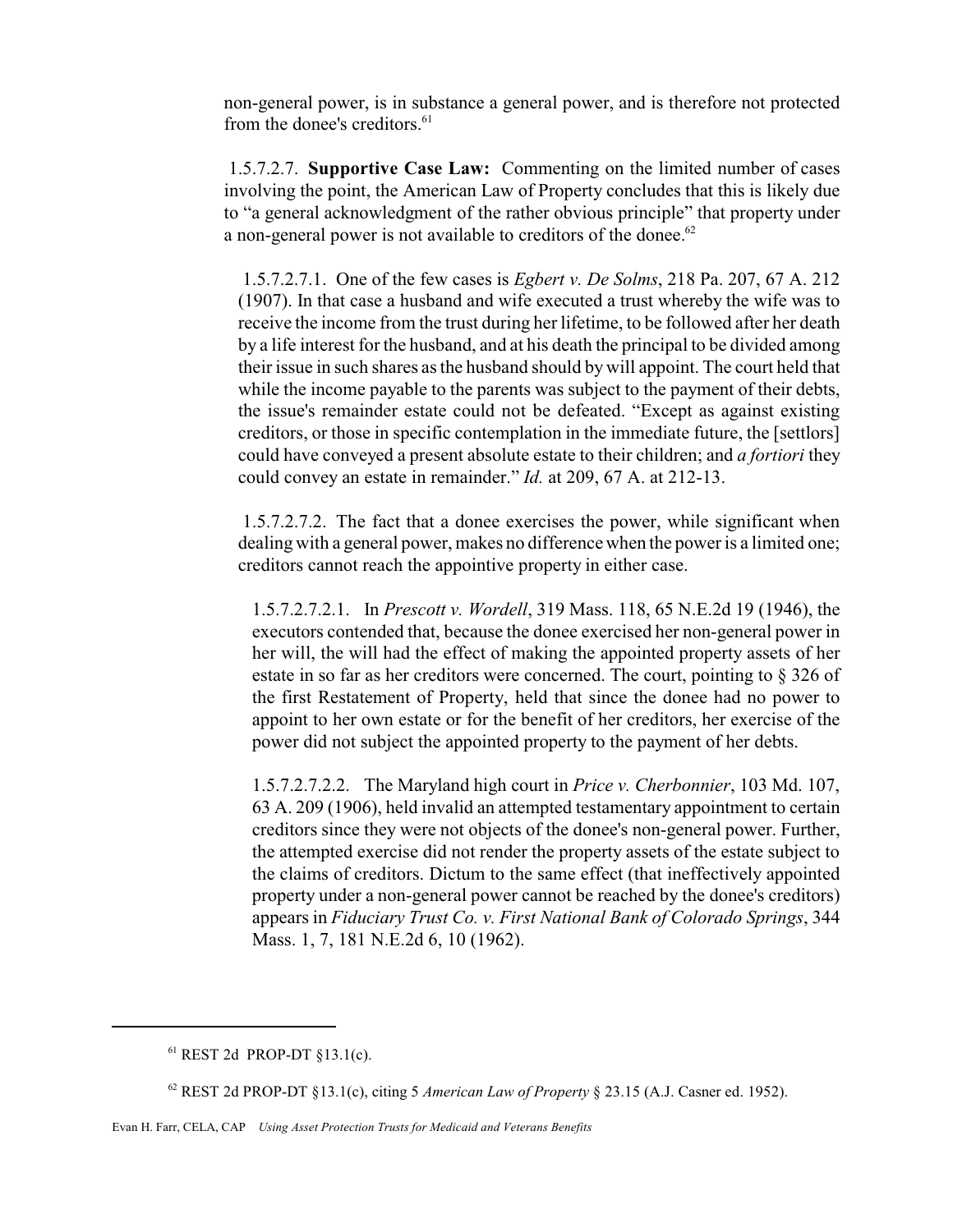non-general power, is in substance a general power, and is therefore not protected from the donee's creditors.[61]

1.5.7.2.7. **Supportive Case Law:** Commenting on the limited number of cases involving the point, the American Law of Property concludes that this is likely due to "a general acknowledgment of the rather obvious principle" that property under a non-general power is not available to creditors of the donee.[62]

1.5.7.2.7.1. One of the few cases is *Egbert v. De Solms*, 218 Pa. 207, 67 A. 212 (1907). In that case a husband and wife executed a trust whereby the wife was to receive the income from the trust during her lifetime, to be followed after her death by a life interest for the husband, and at his death the principal to be divided among their issue in such shares as the husband should by will appoint. The court held that while the income payable to the parents was subject to the payment of their debts, the issue's remainder estate could not be defeated. "Except as against existing creditors, or those in specific contemplation in the immediate future, the [settlors] could have conveyed a present absolute estate to their children; and *a fortiori* they could convey an estate in remainder." *Id.* at 209, 67 A. at 212-13.

1.5.7.2.7.2. The fact that a donee exercises the power, while significant when dealing with a general power, makes no difference when the power is a limited one; creditors cannot reach the appointive property in either case.

1.5.7.2.7.2.1. In *Prescott v. Wordell*, 319 Mass. 118, 65 N.E.2d 19 (1946), the executors contended that, because the donee exercised her non-general power in her will, the will had the effect of making the appointed property assets of her estate in so far as her creditors were concerned. The court, pointing to § 326 of the first Restatement of Property, held that since the donee had no power to appoint to her own estate or for the benefit of her creditors, her exercise of the power did not subject the appointed property to the payment of her debts.

1.5.7.2.7.2.2. The Maryland high court in *Price v. Cherbonnier*, 103 Md. 107, 63 A. 209 (1906), held invalid an attempted testamentary appointment to certain creditors since they were not objects of the donee's non-general power. Further, the attempted exercise did not render the property assets of the estate subject to the claims of creditors. Dictum to the same effect (that ineffectively appointed property under a non-general power cannot be reached by the donee's creditors) appears in *Fiduciary Trust Co. v. First National Bank of Colorado Springs*, 344 Mass. 1, 7, 181 N.E.2d 6, 10 (1962).

---

[61] REST 2d PROP-DT §13.1(c).

[62] REST 2d PROP-DT §13.1(c), citing 5 *American Law of Property* § 23.15 (A.J. Casner ed. 1952).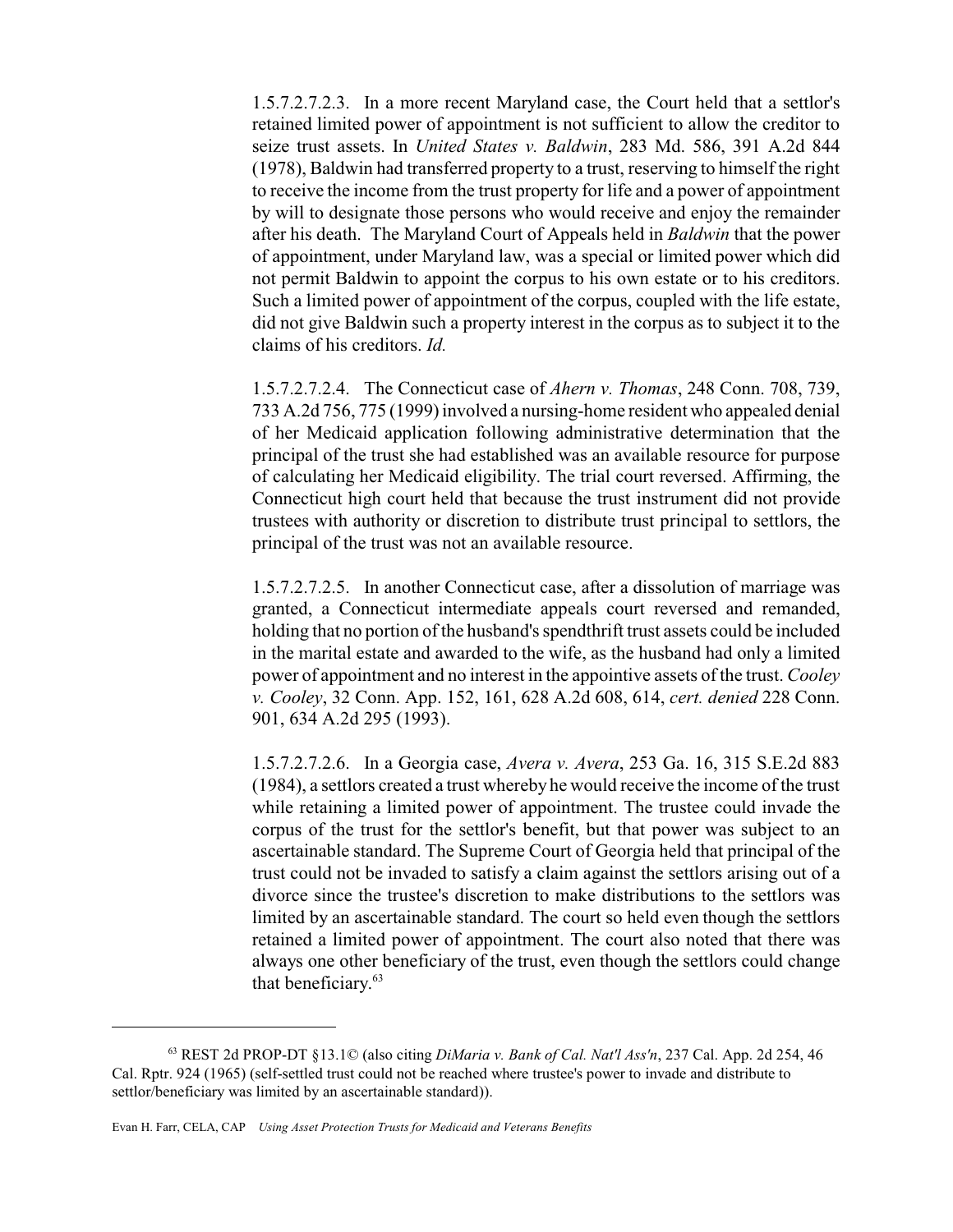1.5.7.2.7.2.3. In a more recent Maryland case, the Court held that a settlor's retained limited power of appointment is not sufficient to allow the creditor to seize trust assets. In *United States v. Baldwin*, 283 Md. 586, 391 A.2d 844 (1978), Baldwin had transferred property to a trust, reserving to himself the right to receive the income from the trust property for life and a power of appointment by will to designate those persons who would receive and enjoy the remainder after his death. The Maryland Court of Appeals held in *Baldwin* that the power of appointment, under Maryland law, was a special or limited power which did not permit Baldwin to appoint the corpus to his own estate or to his creditors. Such a limited power of appointment of the corpus, coupled with the life estate, did not give Baldwin such a property interest in the corpus as to subject it to the claims of his creditors. *Id.*

1.5.7.2.7.2.4. The Connecticut case of *Ahern v. Thomas*, 248 Conn. 708, 739, 733 A.2d 756, 775 (1999) involved a nursing-home resident who appealed denial of her Medicaid application following administrative determination that the principal of the trust she had established was an available resource for purpose of calculating her Medicaid eligibility. The trial court reversed. Affirming, the Connecticut high court held that because the trust instrument did not provide trustees with authority or discretion to distribute trust principal to settlors, the principal of the trust was not an available resource.

1.5.7.2.7.2.5. In another Connecticut case, after a dissolution of marriage was granted, a Connecticut intermediate appeals court reversed and remanded, holding that no portion of the husband's spendthrift trust assets could be included in the marital estate and awarded to the wife, as the husband had only a limited power of appointment and no interest in the appointive assets of the trust. *Cooley v. Cooley*, 32 Conn. App. 152, 161, 628 A.2d 608, 614, *cert. denied* 228 Conn. 901, 634 A.2d 295 (1993).

1.5.7.2.7.2.6. In a Georgia case, *Avera v. Avera*, 253 Ga. 16, 315 S.E.2d 883 (1984), a settlors created a trust whereby he would receive the income of the trust while retaining a limited power of appointment. The trustee could invade the corpus of the trust for the settlor's benefit, but that power was subject to an ascertainable standard. The Supreme Court of Georgia held that principal of the trust could not be invaded to satisfy a claim against the settlors arising out of a divorce since the trustee's discretion to make distributions to the settlors was limited by an ascertainable standard. The court so held even though the settlors retained a limited power of appointment. The court also noted that there was always one other beneficiary of the trust, even though the settlors could change that beneficiary.[63]

---

[63] REST 2d PROP-DT §13.1© (also citing *DiMaria v. Bank of Cal. Nat'l Ass'n*, 237 Cal. App. 2d 254, 46 Cal. Rptr. 924 (1965) (self-settled trust could not be reached where trustee's power to invade and distribute to settlor/beneficiary was limited by an ascertainable standard)).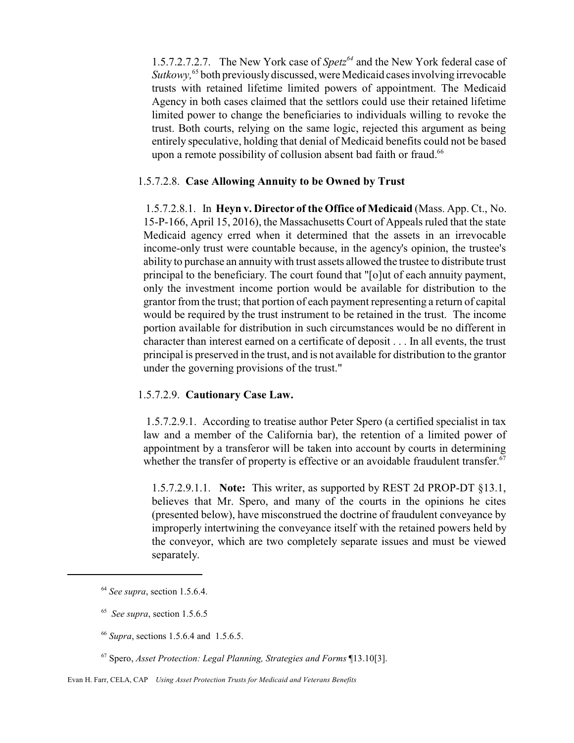1.5.7.2.7.2.7. The New York case of *Spetz*[64] and the New York federal case of *Sutkowy,*[65] both previously discussed, were Medicaid cases involving irrevocable trusts with retained lifetime limited powers of appointment. The Medicaid Agency in both cases claimed that the settlors could use their retained lifetime limited power to change the beneficiaries to individuals willing to revoke the trust. Both courts, relying on the same logic, rejected this argument as being entirely speculative, holding that denial of Medicaid benefits could not be based upon a remote possibility of collusion absent bad faith or fraud.[66]

1.5.7.2.8. **Case Allowing Annuity to be Owned by Trust**

1.5.7.2.8.1. In **Heyn v. Director of the Office of Medicaid** (Mass. App. Ct., No. 15-P-166, April 15, 2016), the Massachusetts Court of Appeals ruled that the state Medicaid agency erred when it determined that the assets in an irrevocable income-only trust were countable because, in the agency's opinion, the trustee's ability to purchase an annuity with trust assets allowed the trustee to distribute trust principal to the beneficiary. The court found that "[o]ut of each annuity payment, only the investment income portion would be available for distribution to the grantor from the trust; that portion of each payment representing a return of capital would be required by the trust instrument to be retained in the trust. The income portion available for distribution in such circumstances would be no different in character than interest earned on a certificate of deposit . . . In all events, the trust principal is preserved in the trust, and is not available for distribution to the grantor under the governing provisions of the trust."

1.5.7.2.9. **Cautionary Case Law.**

1.5.7.2.9.1. According to treatise author Peter Spero (a certified specialist in tax law and a member of the California bar), the retention of a limited power of appointment by a transferor will be taken into account by courts in determining whether the transfer of property is effective or an avoidable fraudulent transfer.[67]

1.5.7.2.9.1.1. **Note:** This writer, as supported by REST 2d PROP-DT §13.1, believes that Mr. Spero, and many of the courts in the opinions he cites (presented below), have misconstrued the doctrine of fraudulent conveyance by improperly intertwining the conveyance itself with the retained powers held by the conveyor, which are two completely separate issues and must be viewed separately.

---

[64] *See supra*, section 1.5.6.4.

[65] *See supra*, section 1.5.6.5

[66] *Supra*, sections 1.5.6.4 and 1.5.6.5.

[67] Spero, *Asset Protection: Legal Planning, Strategies and Forms* ¶13.10[3].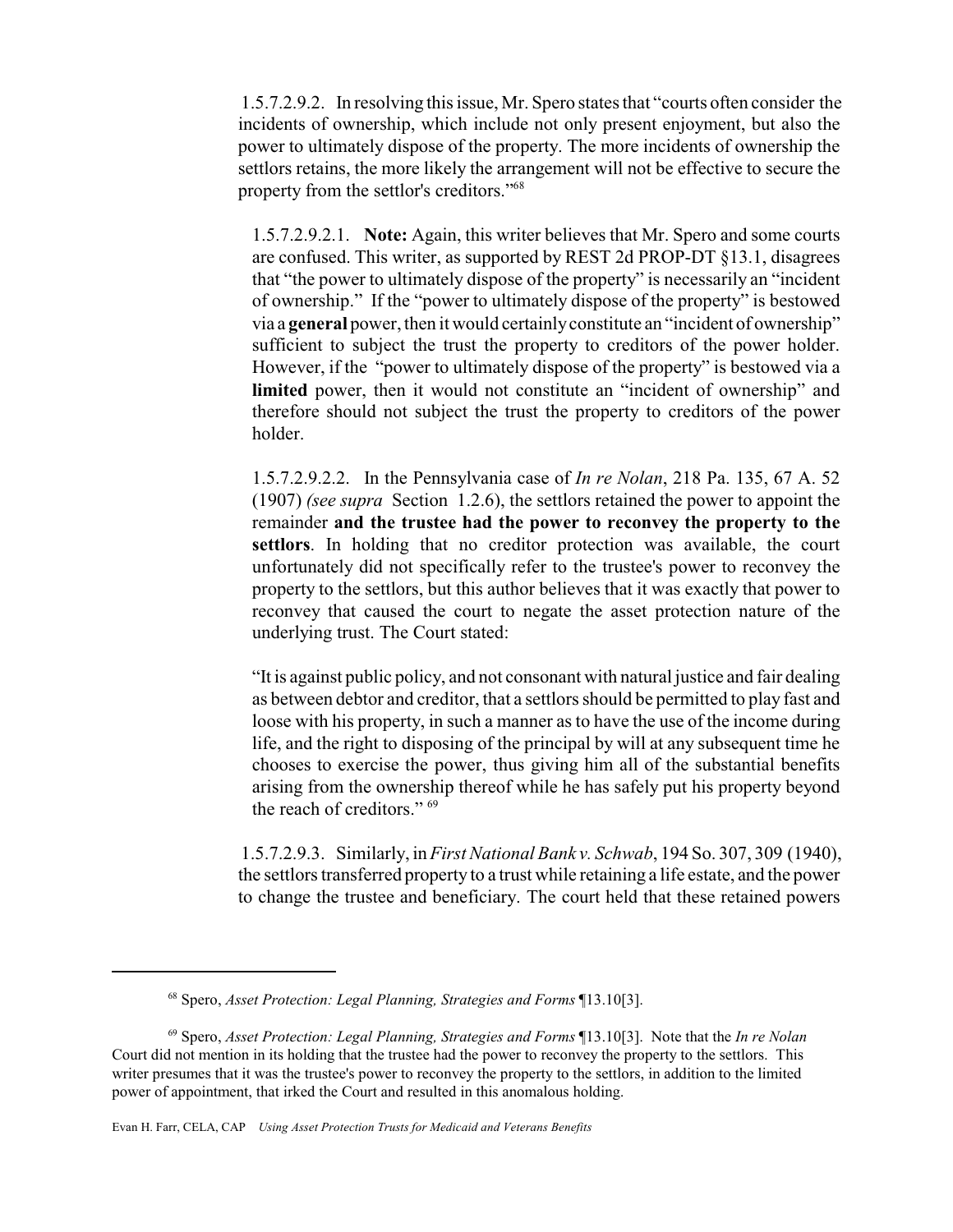1.5.7.2.9.2. In resolving this issue, Mr. Spero states that "courts often consider the incidents of ownership, which include not only present enjoyment, but also the power to ultimately dispose of the property. The more incidents of ownership the settlors retains, the more likely the arrangement will not be effective to secure the property from the settlor's creditors."[68]

1.5.7.2.9.2.1. **Note:** Again, this writer believes that Mr. Spero and some courts are confused. This writer, as supported by REST 2d PROP-DT §13.1, disagrees that "the power to ultimately dispose of the property" is necessarily an "incident of ownership." If the "power to ultimately dispose of the property" is bestowed via a **general** power, then it would certainly constitute an "incident of ownership" sufficient to subject the trust the property to creditors of the power holder. However, if the "power to ultimately dispose of the property" is bestowed via a **limited** power, then it would not constitute an "incident of ownership" and therefore should not subject the trust the property to creditors of the power holder.

1.5.7.2.9.2.2. In the Pennsylvania case of *In re Nolan*, 218 Pa. 135, 67 A. 52 (1907) *(see supra* Section 1.2.6), the settlors retained the power to appoint the remainder **and the trustee had the power to reconvey the property to the settlors**. In holding that no creditor protection was available, the court unfortunately did not specifically refer to the trustee's power to reconvey the property to the settlors, but this author believes that it was exactly that power to reconvey that caused the court to negate the asset protection nature of the underlying trust. The Court stated:

"It is against public policy, and not consonant with natural justice and fair dealing as between debtor and creditor, that a settlors should be permitted to play fast and loose with his property, in such a manner as to have the use of the income during life, and the right to disposing of the principal by will at any subsequent time he chooses to exercise the power, thus giving him all of the substantial benefits arising from the ownership thereof while he has safely put his property beyond the reach of creditors." [69]

1.5.7.2.9.3. Similarly, in *First National Bank v. Schwab*, 194 So. 307, 309 (1940), the settlors transferred property to a trust while retaining a life estate, and the power to change the trustee and beneficiary. The court held that these retained powers

---

[68] Spero, *Asset Protection: Legal Planning, Strategies and Forms* ¶13.10[3].

[69] Spero, *Asset Protection: Legal Planning, Strategies and Forms* ¶13.10[3]. Note that the *In re Nolan* Court did not mention in its holding that the trustee had the power to reconvey the property to the settlors. This writer presumes that it was the trustee's power to reconvey the property to the settlors, in addition to the limited power of appointment, that irked the Court and resulted in this anomalous holding.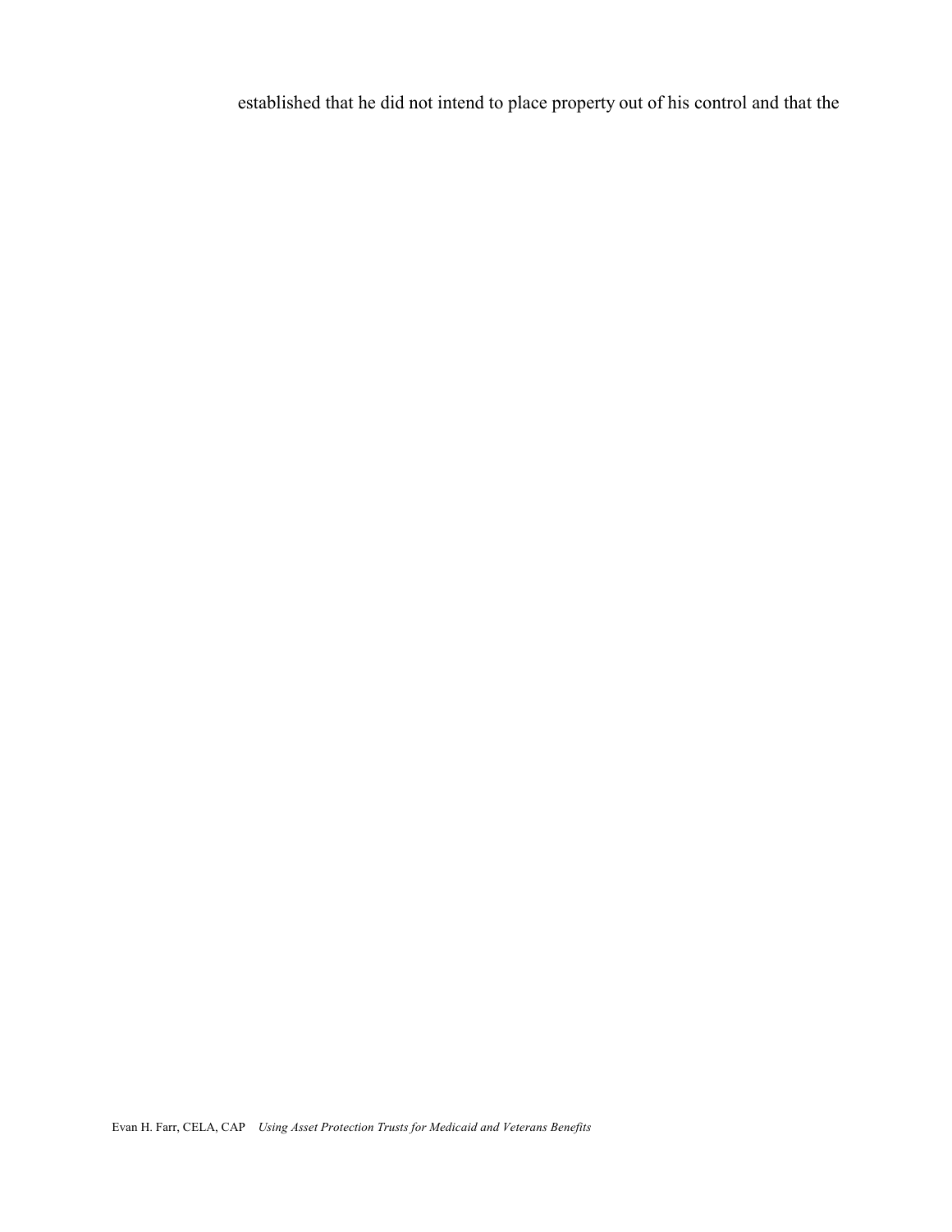established that he did not intend to place property out of his control and that the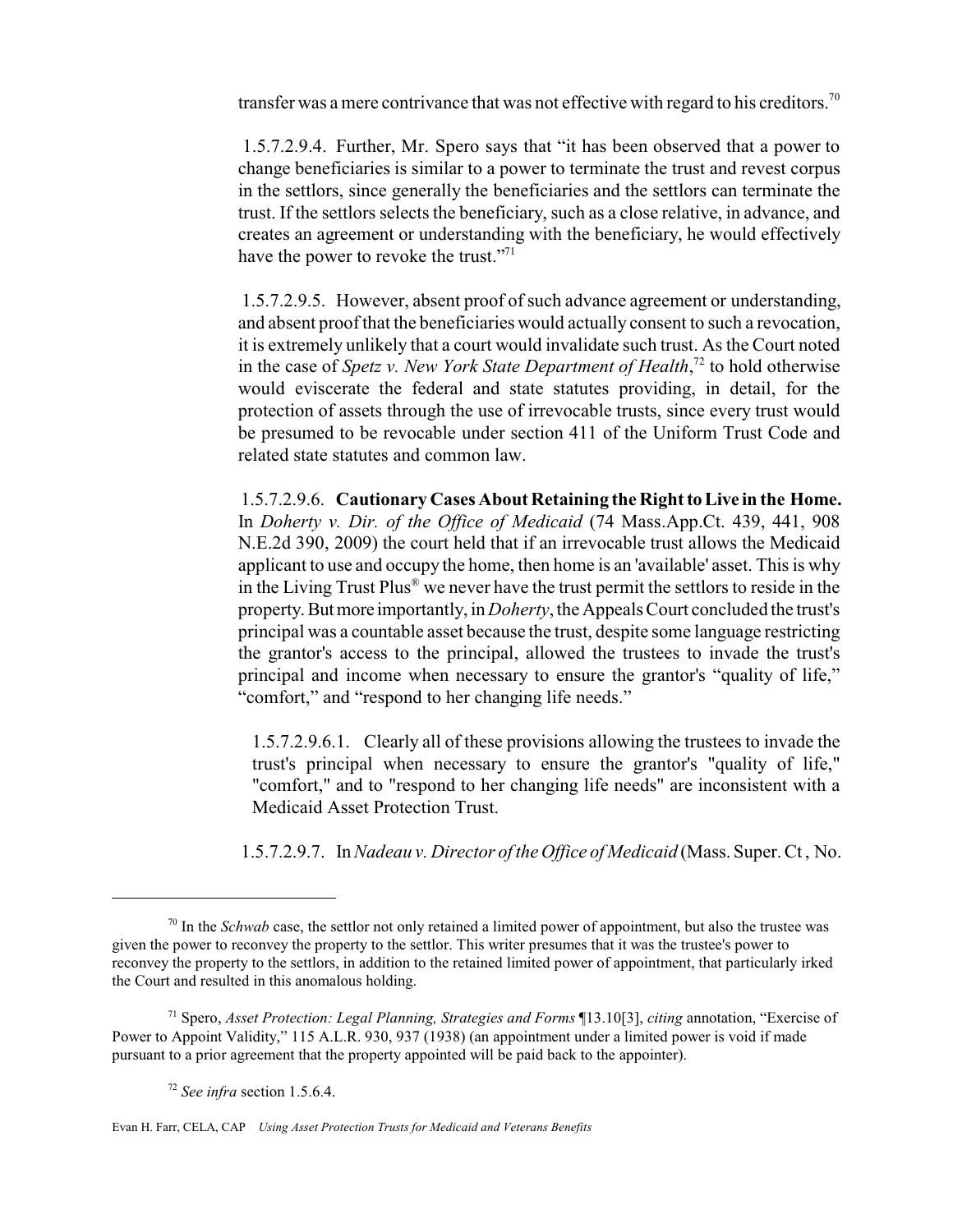transfer was a mere contrivance that was not effective with regard to his creditors.[70]

1.5.7.2.9.4. Further, Mr. Spero says that "it has been observed that a power to change beneficiaries is similar to a power to terminate the trust and revest corpus in the settlors, since generally the beneficiaries and the settlors can terminate the trust. If the settlors selects the beneficiary, such as a close relative, in advance, and creates an agreement or understanding with the beneficiary, he would effectively have the power to revoke the trust."[71]

1.5.7.2.9.5. However, absent proof of such advance agreement or understanding, and absent proof that the beneficiaries would actually consent to such a revocation, it is extremely unlikely that a court would invalidate such trust. As the Court noted in the case of *Spetz v. New York State Department of Health*,[72] to hold otherwise would eviscerate the federal and state statutes providing, in detail, for the protection of assets through the use of irrevocable trusts, since every trust would be presumed to be revocable under section 411 of the Uniform Trust Code and related state statutes and common law.

1.5.7.2.9.6. **Cautionary Cases About Retaining the Right to Live in the Home.** In *Doherty v. Dir. of the Office of Medicaid* (74 Mass.App.Ct. 439, 441, 908 N.E.2d 390, 2009) the court held that if an irrevocable trust allows the Medicaid applicant to use and occupy the home, then home is an 'available' asset. This is why in the Living Trust Plus® we never have the trust permit the settlors to reside in the property. But more importantly, in *Doherty*, the Appeals Court concluded the trust's principal was a countable asset because the trust, despite some language restricting the grantor's access to the principal, allowed the trustees to invade the trust's principal and income when necessary to ensure the grantor's "quality of life," "comfort," and "respond to her changing life needs."

1.5.7.2.9.6.1. Clearly all of these provisions allowing the trustees to invade the trust's principal when necessary to ensure the grantor's "quality of life," "comfort," and to "respond to her changing life needs" are inconsistent with a Medicaid Asset Protection Trust.

1.5.7.2.9.7. In *Nadeau v. Director of the Office of Medicaid* (Mass. Super. Ct , No.

---

[70] In the *Schwab* case, the settlor not only retained a limited power of appointment, but also the trustee was given the power to reconvey the property to the settlor. This writer presumes that it was the trustee's power to reconvey the property to the settlors, in addition to the retained limited power of appointment, that particularly irked the Court and resulted in this anomalous holding.

[71] Spero, *Asset Protection: Legal Planning, Strategies and Forms* ¶13.10[3], *citing* annotation, "Exercise of Power to Appoint Validity," 115 A.L.R. 930, 937 (1938) (an appointment under a limited power is void if made pursuant to a prior agreement that the property appointed will be paid back to the appointer).

[72] *See infra* section 1.5.6.4.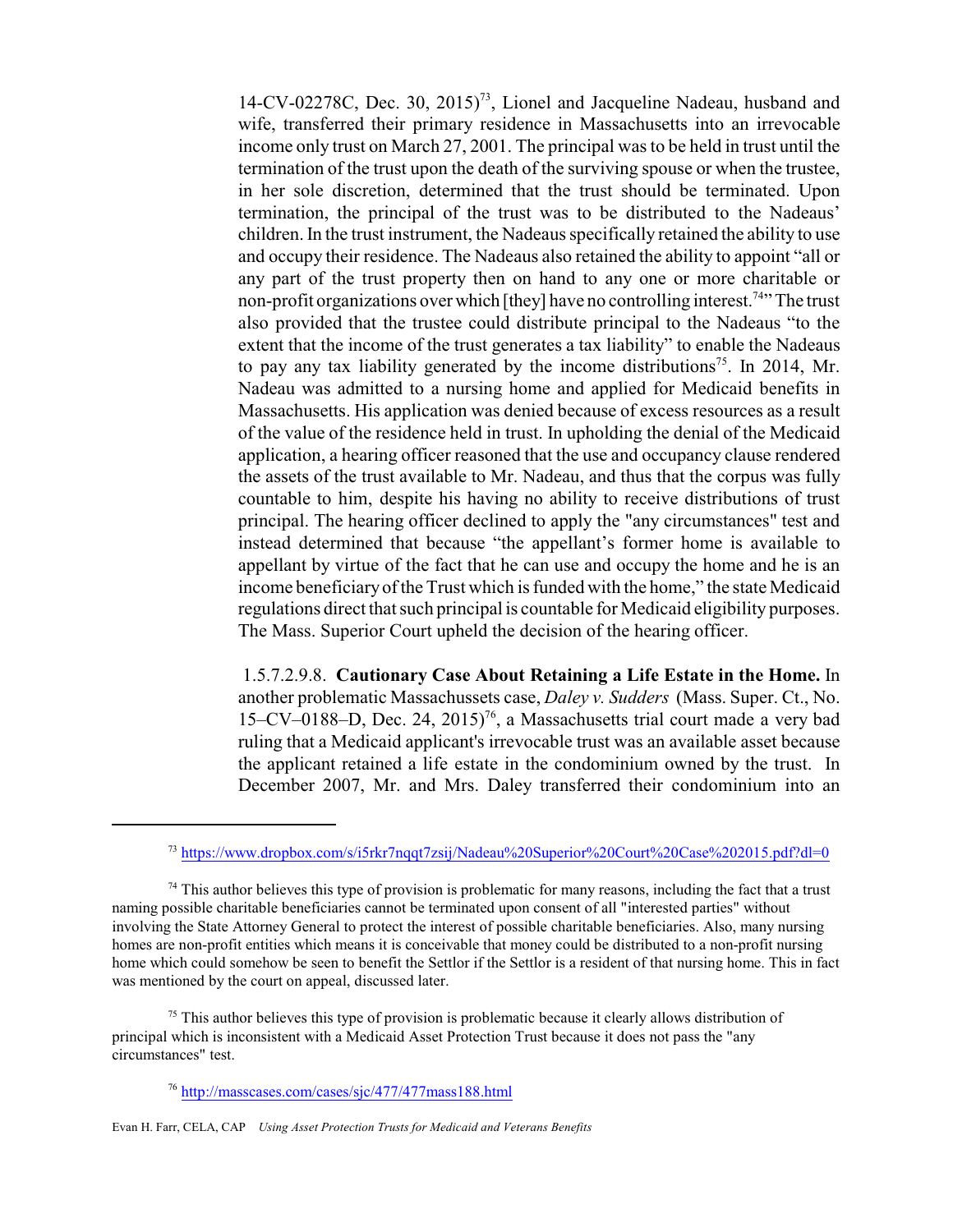14-CV-02278C, Dec. 30, 2015)[73], Lionel and Jacqueline Nadeau, husband and wife, transferred their primary residence in Massachusetts into an irrevocable income only trust on March 27, 2001. The principal was to be held in trust until the termination of the trust upon the death of the surviving spouse or when the trustee, in her sole discretion, determined that the trust should be terminated. Upon termination, the principal of the trust was to be distributed to the Nadeaus' children. In the trust instrument, the Nadeaus specifically retained the ability to use and occupy their residence. The Nadeaus also retained the ability to appoint "all or any part of the trust property then on hand to any one or more charitable or non-profit organizations over which [they] have no controlling interest.[74]" The trust also provided that the trustee could distribute principal to the Nadeaus "to the extent that the income of the trust generates a tax liability" to enable the Nadeaus to pay any tax liability generated by the income distributions[75]. In 2014, Mr. Nadeau was admitted to a nursing home and applied for Medicaid benefits in Massachusetts. His application was denied because of excess resources as a result of the value of the residence held in trust. In upholding the denial of the Medicaid application, a hearing officer reasoned that the use and occupancy clause rendered the assets of the trust available to Mr. Nadeau, and thus that the corpus was fully countable to him, despite his having no ability to receive distributions of trust principal. The hearing officer declined to apply the "any circumstances" test and instead determined that because "the appellant's former home is available to appellant by virtue of the fact that he can use and occupy the home and he is an income beneficiary of the Trust which is funded with the home," the state Medicaid regulations direct that such principal is countable for Medicaid eligibility purposes. The Mass. Superior Court upheld the decision of the hearing officer.

1.5.7.2.9.8. **Cautionary Case About Retaining a Life Estate in the Home.** In another problematic Massachussets case, *Daley v. Sudders* (Mass. Super. Ct., No. 15–CV–0188–D, Dec. 24, 2015)[76], a Massachusetts trial court made a very bad ruling that a Medicaid applicant's irrevocable trust was an available asset because the applicant retained a life estate in the condominium owned by the trust. In December 2007, Mr. and Mrs. Daley transferred their condominium into an

---

[73] https://www.dropbox.com/s/i5rkr7nqqt7zsij/Nadeau%20Superior%20Court%20Case%202015.pdf?dl=0

[74] This author believes this type of provision is problematic for many reasons, including the fact that a trust naming possible charitable beneficiaries cannot be terminated upon consent of all "interested parties" without involving the State Attorney General to protect the interest of possible charitable beneficiaries. Also, many nursing homes are non-profit entities which means it is conceivable that money could be distributed to a non-profit nursing home which could somehow be seen to benefit the Settlor if the Settlor is a resident of that nursing home. This in fact was mentioned by the court on appeal, discussed later.

[75] This author believes this type of provision is problematic because it clearly allows distribution of principal which is inconsistent with a Medicaid Asset Protection Trust because it does not pass the "any circumstances" test.

[76] http://masscases.com/cases/sjc/477/477mass188.html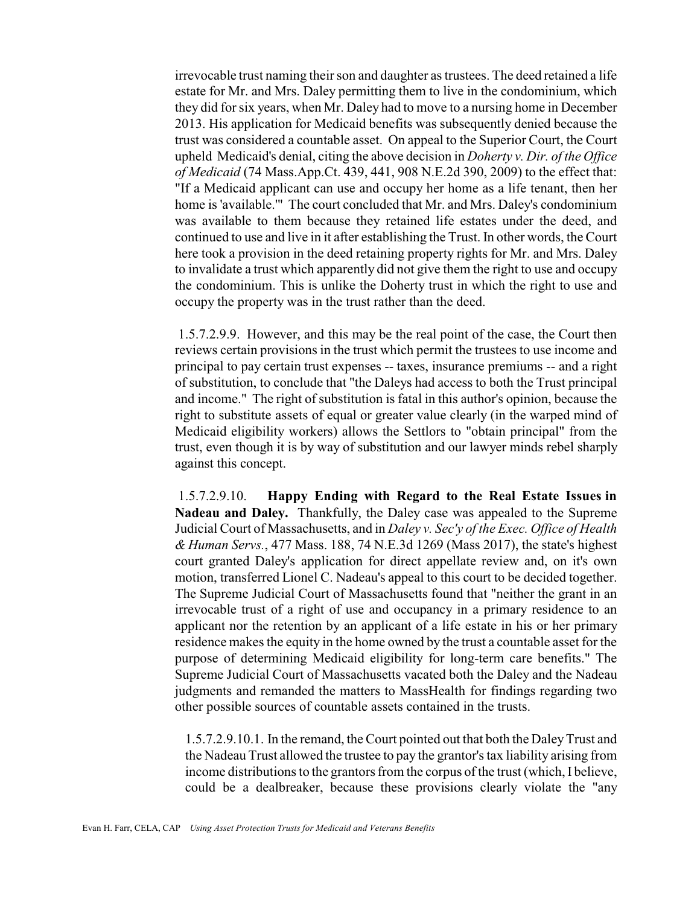irrevocable trust naming their son and daughter as trustees. The deed retained a life estate for Mr. and Mrs. Daley permitting them to live in the condominium, which they did for six years, when Mr. Daley had to move to a nursing home in December 2013. His application for Medicaid benefits was subsequently denied because the trust was considered a countable asset. On appeal to the Superior Court, the Court upheld Medicaid's denial, citing the above decision in *Doherty v. Dir. of the Office of Medicaid* (74 Mass.App.Ct. 439, 441, 908 N.E.2d 390, 2009) to the effect that: "If a Medicaid applicant can use and occupy her home as a life tenant, then her home is 'available.'" The court concluded that Mr. and Mrs. Daley's condominium was available to them because they retained life estates under the deed, and continued to use and live in it after establishing the Trust. In other words, the Court here took a provision in the deed retaining property rights for Mr. and Mrs. Daley to invalidate a trust which apparently did not give them the right to use and occupy the condominium. This is unlike the Doherty trust in which the right to use and occupy the property was in the trust rather than the deed.

1.5.7.2.9.9. However, and this may be the real point of the case, the Court then reviews certain provisions in the trust which permit the trustees to use income and principal to pay certain trust expenses -- taxes, insurance premiums -- and a right of substitution, to conclude that "the Daleys had access to both the Trust principal and income." The right of substitution is fatal in this author's opinion, because the right to substitute assets of equal or greater value clearly (in the warped mind of Medicaid eligibility workers) allows the Settlors to "obtain principal" from the trust, even though it is by way of substitution and our lawyer minds rebel sharply against this concept.

1.5.7.2.9.10. **Happy Ending with Regard to the Real Estate Issues in Nadeau and Daley.** Thankfully, the Daley case was appealed to the Supreme Judicial Court of Massachusetts, and in *Daley v. Sec'y of the Exec. Office of Health & Human Servs.*, 477 Mass. 188, 74 N.E.3d 1269 (Mass 2017), the state's highest court granted Daley's application for direct appellate review and, on it's own motion, transferred Lionel C. Nadeau's appeal to this court to be decided together. The Supreme Judicial Court of Massachusetts found that "neither the grant in an irrevocable trust of a right of use and occupancy in a primary residence to an applicant nor the retention by an applicant of a life estate in his or her primary residence makes the equity in the home owned by the trust a countable asset for the purpose of determining Medicaid eligibility for long-term care benefits." The Supreme Judicial Court of Massachusetts vacated both the Daley and the Nadeau judgments and remanded the matters to MassHealth for findings regarding two other possible sources of countable assets contained in the trusts.

1.5.7.2.9.10.1. In the remand, the Court pointed out that both the Daley Trust and the Nadeau Trust allowed the trustee to pay the grantor's tax liability arising from income distributions to the grantors from the corpus of the trust (which, I believe, could be a dealbreaker, because these provisions clearly violate the "any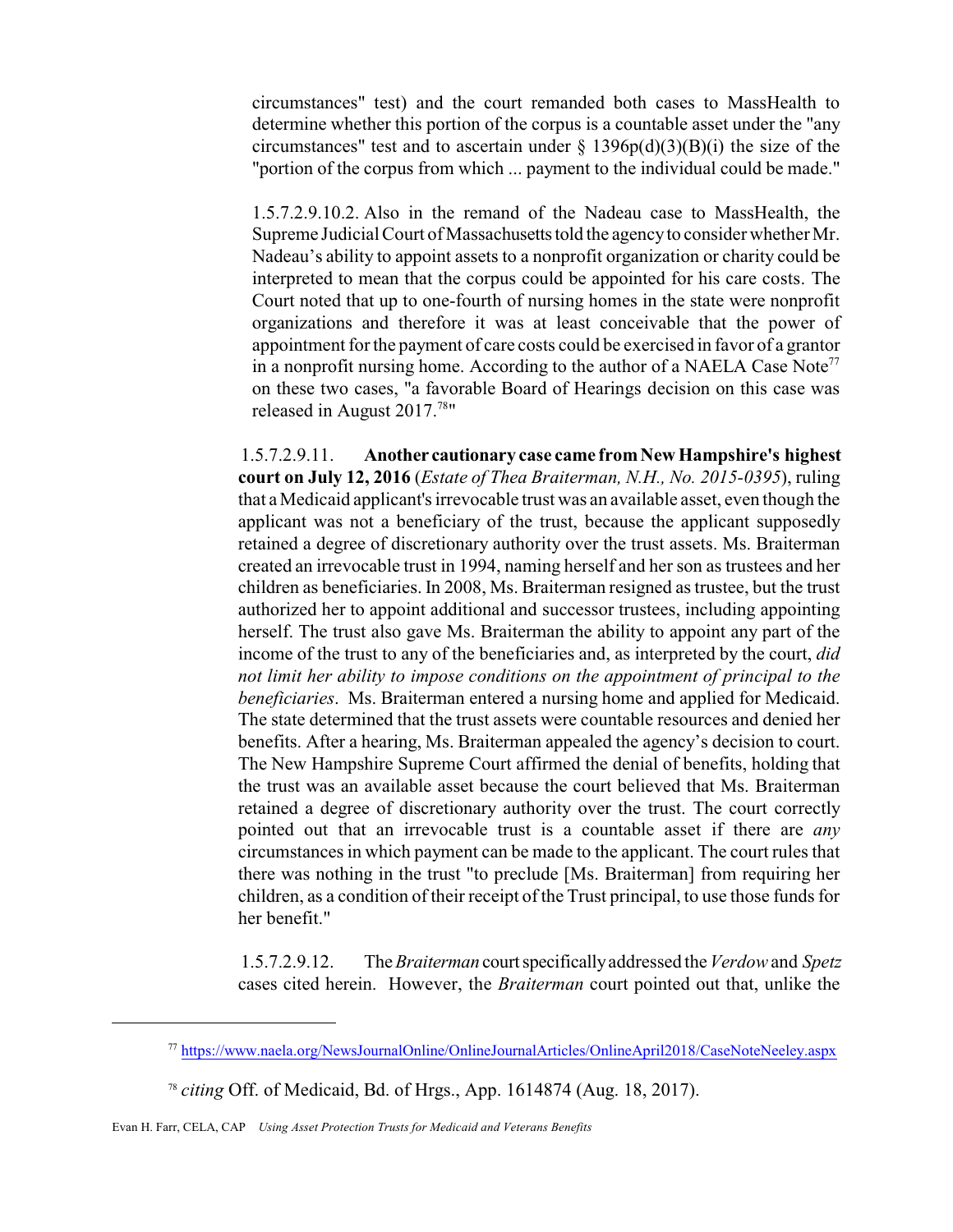circumstances" test) and the court remanded both cases to MassHealth to determine whether this portion of the corpus is a countable asset under the "any circumstances" test and to ascertain under § 1396p(d)(3)(B)(i) the size of the "portion of the corpus from which ... payment to the individual could be made."

1.5.7.2.9.10.2. Also in the remand of the Nadeau case to MassHealth, the Supreme Judicial Court of Massachusetts told the agency to consider whether Mr. Nadeau's ability to appoint assets to a nonprofit organization or charity could be interpreted to mean that the corpus could be appointed for his care costs. The Court noted that up to one-fourth of nursing homes in the state were nonprofit organizations and therefore it was at least conceivable that the power of appointment for the payment of care costs could be exercised in favor of a grantor in a nonprofit nursing home. According to the author of a NAELA Case Note[77] on these two cases, "a favorable Board of Hearings decision on this case was released in August 2017.[78]"

1.5.7.2.9.11. **Another cautionary case came from New Hampshire's highest court on July 12, 2016** (*Estate of Thea Braiterman, N.H., No. 2015-0395*), ruling that a Medicaid applicant's irrevocable trust was an available asset, even though the applicant was not a beneficiary of the trust, because the applicant supposedly retained a degree of discretionary authority over the trust assets. Ms. Braiterman created an irrevocable trust in 1994, naming herself and her son as trustees and her children as beneficiaries. In 2008, Ms. Braiterman resigned as trustee, but the trust authorized her to appoint additional and successor trustees, including appointing herself. The trust also gave Ms. Braiterman the ability to appoint any part of the income of the trust to any of the beneficiaries and, as interpreted by the court, *did not limit her ability to impose conditions on the appointment of principal to the beneficiaries*. Ms. Braiterman entered a nursing home and applied for Medicaid. The state determined that the trust assets were countable resources and denied her benefits. After a hearing, Ms. Braiterman appealed the agency's decision to court. The New Hampshire Supreme Court affirmed the denial of benefits, holding that the trust was an available asset because the court believed that Ms. Braiterman retained a degree of discretionary authority over the trust. The court correctly pointed out that an irrevocable trust is a countable asset if there are *any* circumstances in which payment can be made to the applicant. The court rules that there was nothing in the trust "to preclude [Ms. Braiterman] from requiring her children, as a condition of their receipt of the Trust principal, to use those funds for her benefit."

1.5.7.2.9.12. The *Braiterman* court specifically addressed the *Verdow* and *Spetz* cases cited herein. However, the *Braiterman* court pointed out that, unlike the

[77] https://www.naela.org/NewsJournalOnline/OnlineJournalArticles/OnlineApril2018/CaseNoteNeeley.aspx

[78] *citing* Off. of Medicaid, Bd. of Hrgs., App. 1614874 (Aug. 18, 2017).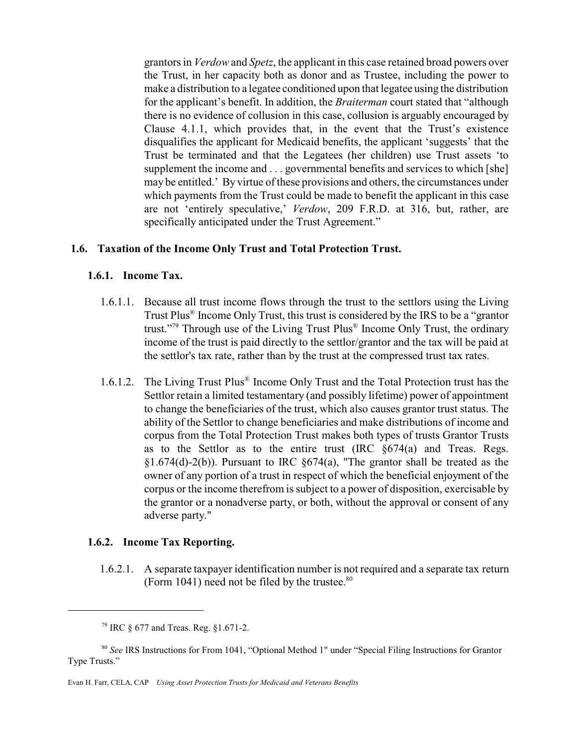grantors in *Verdow* and *Spetz*, the applicant in this case retained broad powers over the Trust, in her capacity both as donor and as Trustee, including the power to make a distribution to a legatee conditioned upon that legatee using the distribution for the applicant's benefit. In addition, the *Braiterman* court stated that "although there is no evidence of collusion in this case, collusion is arguably encouraged by Clause 4.1.1, which provides that, in the event that the Trust's existence disqualifies the applicant for Medicaid benefits, the applicant 'suggests' that the Trust be terminated and that the Legatees (her children) use Trust assets 'to supplement the income and . . . governmental benefits and services to which [she] may be entitled.' By virtue of these provisions and others, the circumstances under which payments from the Trust could be made to benefit the applicant in this case are not 'entirely speculative,' *Verdow*, 209 F.R.D. at 316, but, rather, are specifically anticipated under the Trust Agreement."

### 1.6. Taxation of the Income Only Trust and Total Protection Trust.

#### 1.6.1. Income Tax.

1.6.1.1. Because all trust income flows through the trust to the settlors using the Living Trust Plus® Income Only Trust, this trust is considered by the IRS to be a "grantor trust."[79] Through use of the Living Trust Plus® Income Only Trust, the ordinary income of the trust is paid directly to the settlor/grantor and the tax will be paid at the settlor's tax rate, rather than by the trust at the compressed trust tax rates.

1.6.1.2. The Living Trust Plus® Income Only Trust and the Total Protection trust has the Settlor retain a limited testamentary (and possibly lifetime) power of appointment to change the beneficiaries of the trust, which also causes grantor trust status. The ability of the Settlor to change beneficiaries and make distributions of income and corpus from the Total Protection Trust makes both types of trusts Grantor Trusts as to the Settlor as to the entire trust (IRC §674(a) and Treas. Regs. §1.674(d)-2(b)). Pursuant to IRC §674(a), "The grantor shall be treated as the owner of any portion of a trust in respect of which the beneficial enjoyment of the corpus or the income therefrom is subject to a power of disposition, exercisable by the grantor or a nonadverse party, or both, without the approval or consent of any adverse party."

#### 1.6.2. Income Tax Reporting.

1.6.2.1. A separate taxpayer identification number is not required and a separate tax return (Form 1041) need not be filed by the trustee.[80]

---

[79] IRC § 677 and Treas. Reg. §1.671-2.

[80] *See* IRS Instructions for From 1041, "Optional Method 1" under "Special Filing Instructions for Grantor Type Trusts."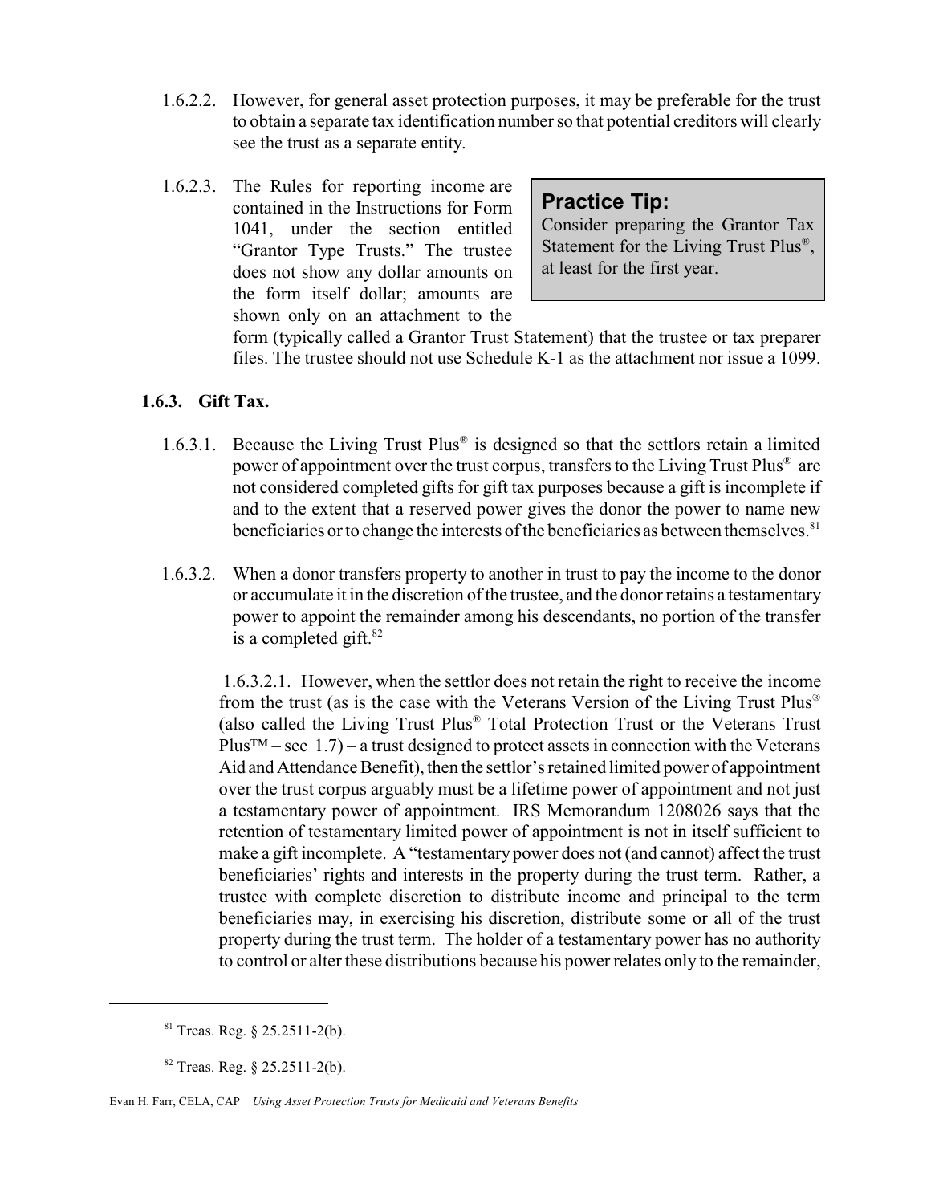1.6.2.2. However, for general asset protection purposes, it may be preferable for the trust to obtain a separate tax identification number so that potential creditors will clearly see the trust as a separate entity.

1.6.2.3. The Rules for reporting income are contained in the Instructions for Form 1041, under the section entitled "Grantor Type Trusts." The trustee does not show any dollar amounts on the form itself dollar; amounts are shown only on an attachment to the form (typically called a Grantor Trust Statement) that the trustee or tax preparer files. The trustee should not use Schedule K-1 as the attachment nor issue a 1099.

> **Practice Tip:**
> Consider preparing the Grantor Tax Statement for the Living Trust Plus®, at least for the first year.

### 1.6.3. Gift Tax.

1.6.3.1. Because the Living Trust Plus® is designed so that the settlors retain a limited power of appointment over the trust corpus, transfers to the Living Trust Plus® are not considered completed gifts for gift tax purposes because a gift is incomplete if and to the extent that a reserved power gives the donor the power to name new beneficiaries or to change the interests of the beneficiaries as between themselves.[81]

1.6.3.2. When a donor transfers property to another in trust to pay the income to the donor or accumulate it in the discretion of the trustee, and the donor retains a testamentary power to appoint the remainder among his descendants, no portion of the transfer is a completed gift.[82]

1.6.3.2.1. However, when the settlor does not retain the right to receive the income from the trust (as is the case with the Veterans Version of the Living Trust Plus® (also called the Living Trust Plus® Total Protection Trust or the Veterans Trust Plus™ – see 1.7) – a trust designed to protect assets in connection with the Veterans Aid and Attendance Benefit), then the settlor's retained limited power of appointment over the trust corpus arguably must be a lifetime power of appointment and not just a testamentary power of appointment. IRS Memorandum 1208026 says that the retention of testamentary limited power of appointment is not in itself sufficient to make a gift incomplete. A "testamentary power does not (and cannot) affect the trust beneficiaries' rights and interests in the property during the trust term. Rather, a trustee with complete discretion to distribute income and principal to the term beneficiaries may, in exercising his discretion, distribute some or all of the trust property during the trust term. The holder of a testamentary power has no authority to control or alter these distributions because his power relates only to the remainder,

---

[81] Treas. Reg. § 25.2511-2(b).

[82] Treas. Reg. § 25.2511-2(b).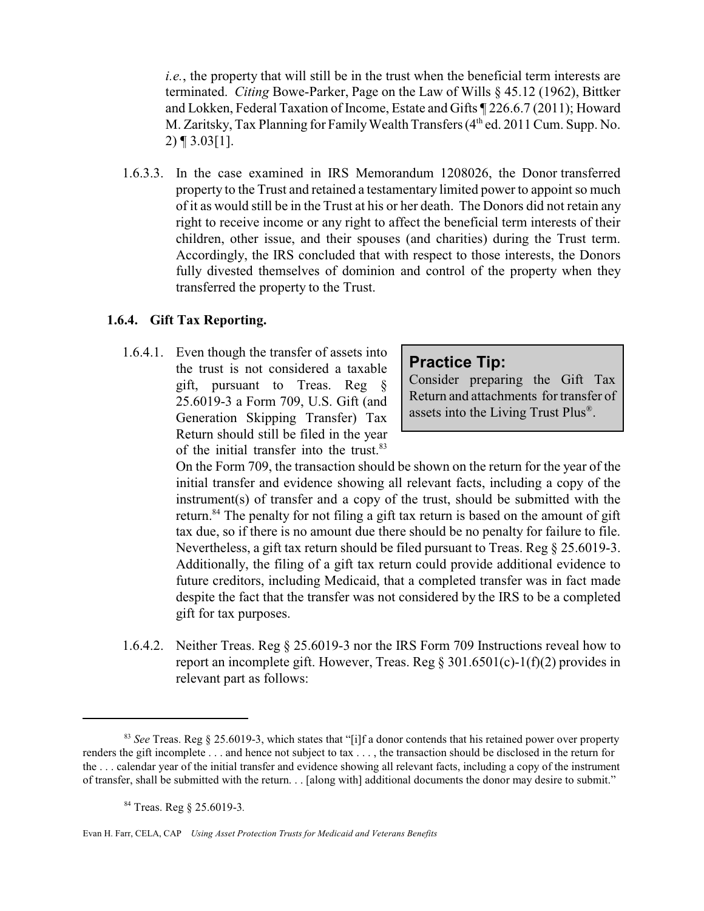*i.e.*, the property that will still be in the trust when the beneficial term interests are terminated. *Citing* Bowe-Parker, Page on the Law of Wills § 45.12 (1962), Bittker and Lokken, Federal Taxation of Income, Estate and Gifts ¶ 226.6.7 (2011); Howard M. Zaritsky, Tax Planning for Family Wealth Transfers (4th ed. 2011 Cum. Supp. No. 2) ¶ 3.03[1].

1.6.3.3. In the case examined in IRS Memorandum 1208026, the Donor transferred property to the Trust and retained a testamentary limited power to appoint so much of it as would still be in the Trust at his or her death. The Donors did not retain any right to receive income or any right to affect the beneficial term interests of their children, other issue, and their spouses (and charities) during the Trust term. Accordingly, the IRS concluded that with respect to those interests, the Donors fully divested themselves of dominion and control of the property when they transferred the property to the Trust.

### 1.6.4. Gift Tax Reporting.

> **Practice Tip:**
> Consider preparing the Gift Tax Return and attachments for transfer of assets into the Living Trust Plus®.

1.6.4.1. Even though the transfer of assets into the trust is not considered a taxable gift, pursuant to Treas. Reg § 25.6019-3 a Form 709, U.S. Gift (and Generation Skipping Transfer) Tax Return should still be filed in the year of the initial transfer into the trust.[83] On the Form 709, the transaction should be shown on the return for the year of the initial transfer and evidence showing all relevant facts, including a copy of the instrument(s) of transfer and a copy of the trust, should be submitted with the return.[84] The penalty for not filing a gift tax return is based on the amount of gift tax due, so if there is no amount due there should be no penalty for failure to file. Nevertheless, a gift tax return should be filed pursuant to Treas. Reg § 25.6019-3. Additionally, the filing of a gift tax return could provide additional evidence to future creditors, including Medicaid, that a completed transfer was in fact made despite the fact that the transfer was not considered by the IRS to be a completed gift for tax purposes.

1.6.4.2. Neither Treas. Reg § 25.6019-3 nor the IRS Form 709 Instructions reveal how to report an incomplete gift. However, Treas. Reg § 301.6501(c)-1(f)(2) provides in relevant part as follows:

---

[83] *See* Treas. Reg § 25.6019-3, which states that "[i]f a donor contends that his retained power over property renders the gift incomplete . . . and hence not subject to tax . . . , the transaction should be disclosed in the return for the . . . calendar year of the initial transfer and evidence showing all relevant facts, including a copy of the instrument of transfer, shall be submitted with the return. . . [along with] additional documents the donor may desire to submit."

[84] Treas. Reg § 25.6019-3.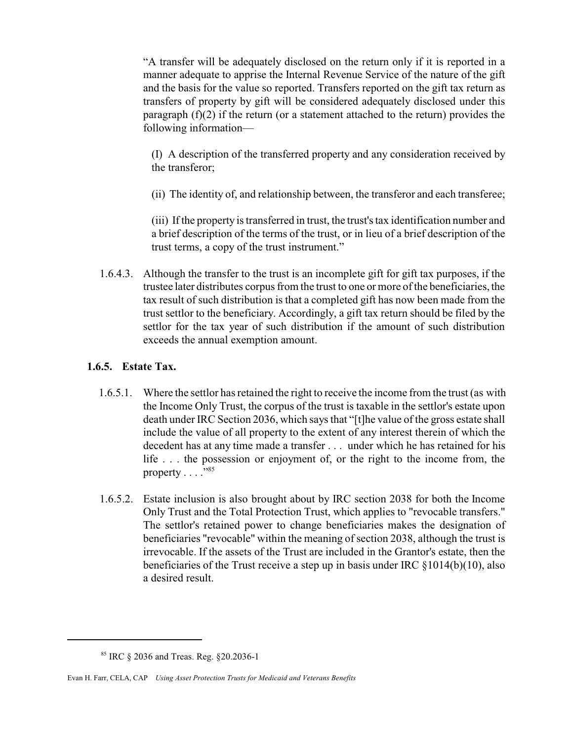"A transfer will be adequately disclosed on the return only if it is reported in a manner adequate to apprise the Internal Revenue Service of the nature of the gift and the basis for the value so reported. Transfers reported on the gift tax return as transfers of property by gift will be considered adequately disclosed under this paragraph (f)(2) if the return (or a statement attached to the return) provides the following information—

(I) A description of the transferred property and any consideration received by the transferor;

(ii) The identity of, and relationship between, the transferor and each transferee;

(iii) If the property is transferred in trust, the trust's tax identification number and a brief description of the terms of the trust, or in lieu of a brief description of the trust terms, a copy of the trust instrument."

1.6.4.3. Although the transfer to the trust is an incomplete gift for gift tax purposes, if the trustee later distributes corpus from the trust to one or more of the beneficiaries, the tax result of such distribution is that a completed gift has now been made from the trust settlor to the beneficiary. Accordingly, a gift tax return should be filed by the settlor for the tax year of such distribution if the amount of such distribution exceeds the annual exemption amount.

### 1.6.5. Estate Tax.

1.6.5.1. Where the settlor has retained the right to receive the income from the trust (as with the Income Only Trust, the corpus of the trust is taxable in the settlor's estate upon death under IRC Section 2036, which says that "[t]he value of the gross estate shall include the value of all property to the extent of any interest therein of which the decedent has at any time made a transfer . . . under which he has retained for his life . . . the possession or enjoyment of, or the right to the income from, the property . . . ."[85]

1.6.5.2. Estate inclusion is also brought about by IRC section 2038 for both the Income Only Trust and the Total Protection Trust, which applies to "revocable transfers." The settlor's retained power to change beneficiaries makes the designation of beneficiaries "revocable" within the meaning of section 2038, although the trust is irrevocable. If the assets of the Trust are included in the Grantor's estate, then the beneficiaries of the Trust receive a step up in basis under IRC §1014(b)(10), also a desired result.

---

[85] IRC § 2036 and Treas. Reg. §20.2036-1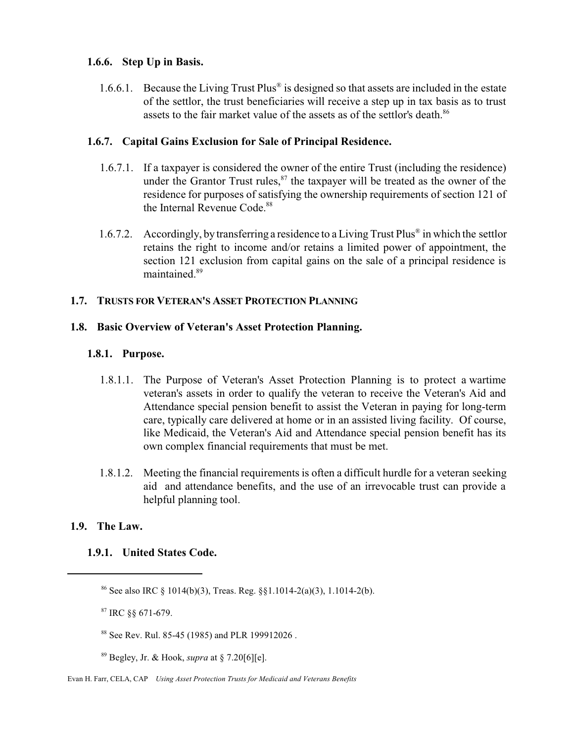### 1.6.6. Step Up in Basis.

1.6.6.1. Because the Living Trust Plus® is designed so that assets are included in the estate of the settlor, the trust beneficiaries will receive a step up in tax basis as to trust assets to the fair market value of the assets as of the settlor's death.[86]

### 1.6.7. Capital Gains Exclusion for Sale of Principal Residence.

1.6.7.1. If a taxpayer is considered the owner of the entire Trust (including the residence) under the Grantor Trust rules,[87] the taxpayer will be treated as the owner of the residence for purposes of satisfying the ownership requirements of section 121 of the Internal Revenue Code.[88]

1.6.7.2. Accordingly, by transferring a residence to a Living Trust Plus® in which the settlor retains the right to income and/or retains a limited power of appointment, the section 121 exclusion from capital gains on the sale of a principal residence is maintained.[89]

## 1.7. TRUSTS FOR VETERAN'S ASSET PROTECTION PLANNING

## 1.8. Basic Overview of Veteran's Asset Protection Planning.

### 1.8.1. Purpose.

1.8.1.1. The Purpose of Veteran's Asset Protection Planning is to protect a wartime veteran's assets in order to qualify the veteran to receive the Veteran's Aid and Attendance special pension benefit to assist the Veteran in paying for long-term care, typically care delivered at home or in an assisted living facility. Of course, like Medicaid, the Veteran's Aid and Attendance special pension benefit has its own complex financial requirements that must be met.

1.8.1.2. Meeting the financial requirements is often a difficult hurdle for a veteran seeking aid and attendance benefits, and the use of an irrevocable trust can provide a helpful planning tool.

## 1.9. The Law.

### 1.9.1. United States Code.

---

[86] See also IRC § 1014(b)(3), Treas. Reg. §§1.1014-2(a)(3), 1.1014-2(b).

[87] IRC §§ 671-679.

[88] See Rev. Rul. 85-45 (1985) and PLR 199912026 .

[89] Begley, Jr. & Hook, *supra* at § 7.20[6][e].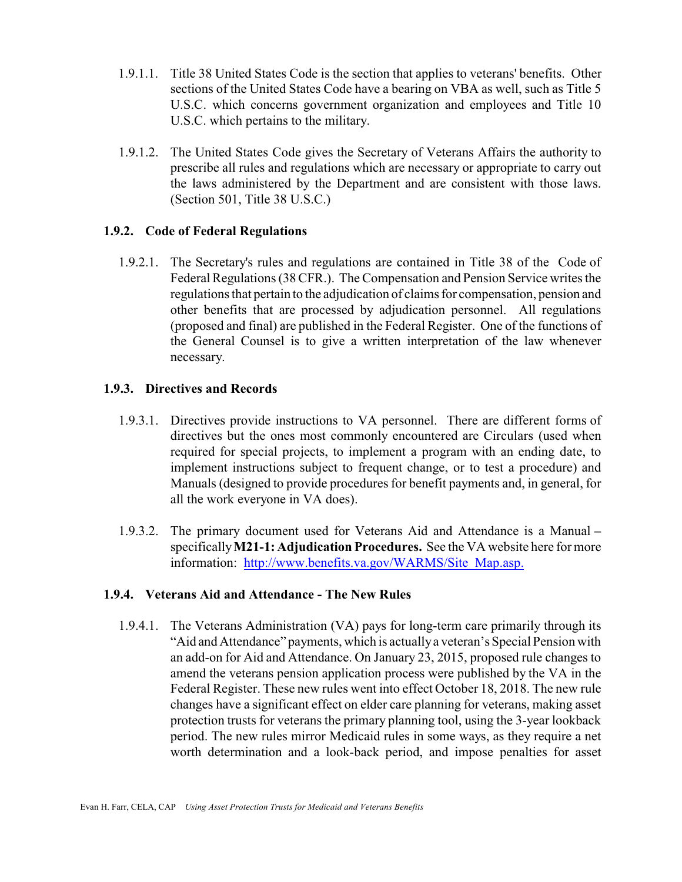1.9.1.1. Title 38 United States Code is the section that applies to veterans' benefits. Other sections of the United States Code have a bearing on VBA as well, such as Title 5 U.S.C. which concerns government organization and employees and Title 10 U.S.C. which pertains to the military.

1.9.1.2. The United States Code gives the Secretary of Veterans Affairs the authority to prescribe all rules and regulations which are necessary or appropriate to carry out the laws administered by the Department and are consistent with those laws. (Section 501, Title 38 U.S.C.)

### 1.9.2. Code of Federal Regulations

1.9.2.1. The Secretary's rules and regulations are contained in Title 38 of the Code of Federal Regulations (38 CFR.). The Compensation and Pension Service writes the regulations that pertain to the adjudication of claims for compensation, pension and other benefits that are processed by adjudication personnel. All regulations (proposed and final) are published in the Federal Register. One of the functions of the General Counsel is to give a written interpretation of the law whenever necessary.

### 1.9.3. Directives and Records

1.9.3.1. Directives provide instructions to VA personnel. There are different forms of directives but the ones most commonly encountered are Circulars (used when required for special projects, to implement a program with an ending date, to implement instructions subject to frequent change, or to test a procedure) and Manuals (designed to provide procedures for benefit payments and, in general, for all the work everyone in VA does).

1.9.3.2. The primary document used for Veterans Aid and Attendance is a Manual – specifically **M21-1: Adjudication Procedures.** See the VA website here for more information: http://www.benefits.va.gov/WARMS/Site_Map.asp.

### 1.9.4. Veterans Aid and Attendance - The New Rules

1.9.4.1. The Veterans Administration (VA) pays for long-term care primarily through its "Aid and Attendance" payments, which is actually a veteran's Special Pension with an add-on for Aid and Attendance. On January 23, 2015, proposed rule changes to amend the veterans pension application process were published by the VA in the Federal Register. These new rules went into effect October 18, 2018. The new rule changes have a significant effect on elder care planning for veterans, making asset protection trusts for veterans the primary planning tool, using the 3-year lookback period. The new rules mirror Medicaid rules in some ways, as they require a net worth determination and a look-back period, and impose penalties for asset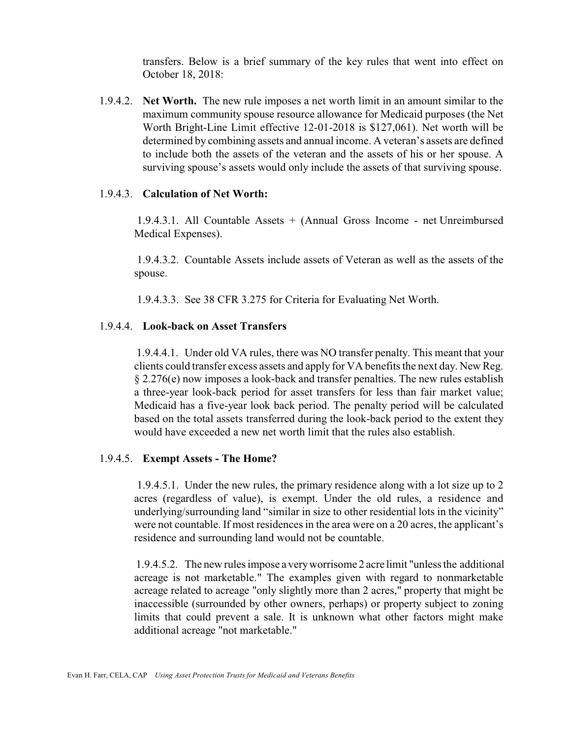transfers. Below is a brief summary of the key rules that went into effect on October 18, 2018:

1.9.4.2. **Net Worth.** The new rule imposes a net worth limit in an amount similar to the maximum community spouse resource allowance for Medicaid purposes (the Net Worth Bright-Line Limit effective 12-01-2018 is $127,061). Net worth will be determined by combining assets and annual income. A veteran's assets are defined to include both the assets of the veteran and the assets of his or her spouse. A surviving spouse's assets would only include the assets of that surviving spouse.

1.9.4.3. **Calculation of Net Worth:**

1.9.4.3.1. All Countable Assets + (Annual Gross Income - net Unreimbursed Medical Expenses).

1.9.4.3.2. Countable Assets include assets of Veteran as well as the assets of the spouse.

1.9.4.3.3. See 38 CFR 3.275 for Criteria for Evaluating Net Worth.

1.9.4.4. **Look-back on Asset Transfers**

1.9.4.4.1. Under old VA rules, there was NO transfer penalty. This meant that your clients could transfer excess assets and apply for VA benefits the next day. New Reg. § 2.276(e) now imposes a look-back and transfer penalties. The new rules establish a three-year look-back period for asset transfers for less than fair market value; Medicaid has a five-year look back period. The penalty period will be calculated based on the total assets transferred during the look-back period to the extent they would have exceeded a new net worth limit that the rules also establish.

1.9.4.5. **Exempt Assets - The Home?**

1.9.4.5.1. Under the new rules, the primary residence along with a lot size up to 2 acres (regardless of value), is exempt. Under the old rules, a residence and underlying/surrounding land "similar in size to other residential lots in the vicinity" were not countable. If most residences in the area were on a 20 acres, the applicant's residence and surrounding land would not be countable.

1.9.4.5.2. The new rules impose a very worrisome 2 acre limit "unless the additional acreage is not marketable." The examples given with regard to nonmarketable acreage related to acreage "only slightly more than 2 acres," property that might be inaccessible (surrounded by other owners, perhaps) or property subject to zoning limits that could prevent a sale. It is unknown what other factors might make additional acreage "not marketable."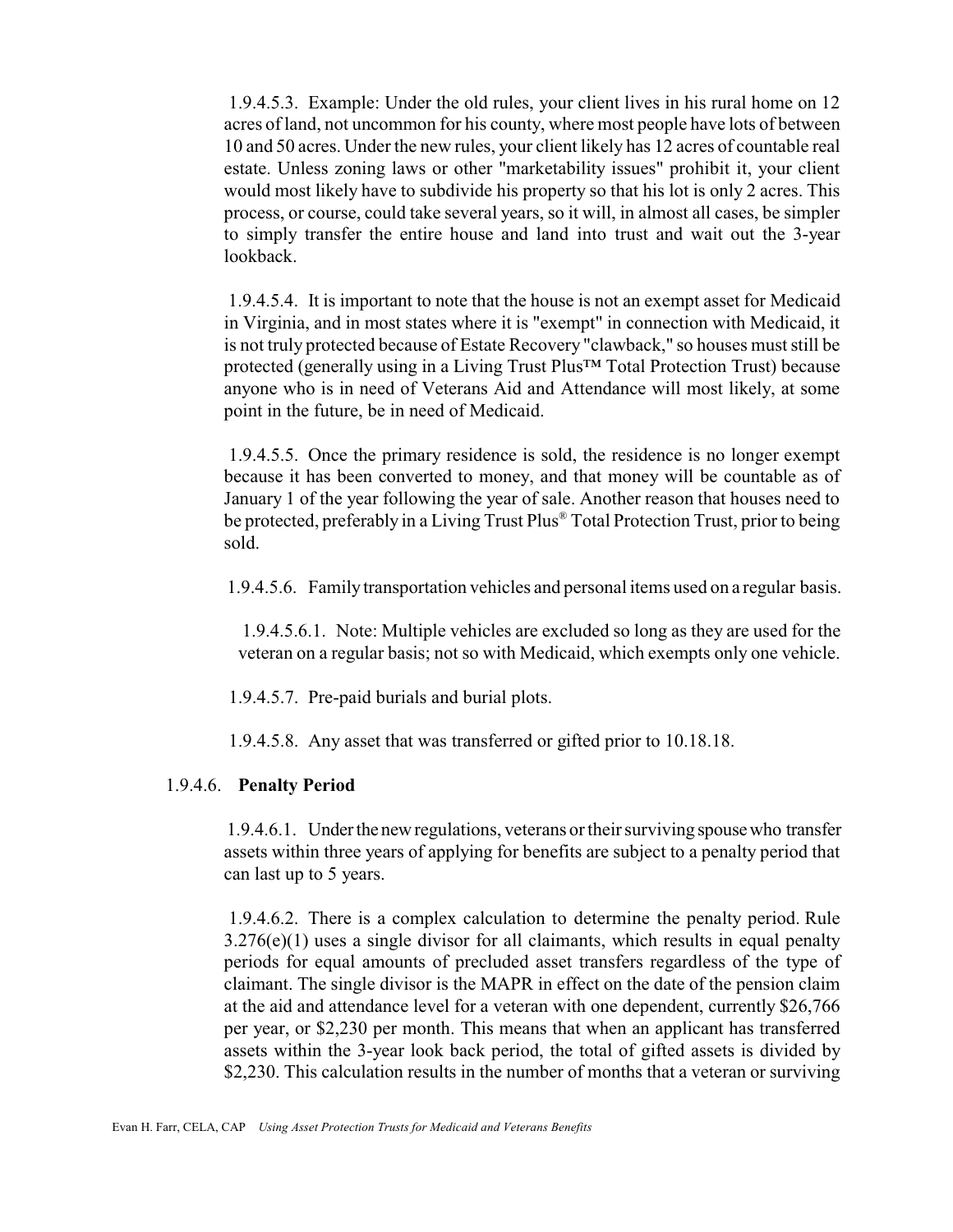1.9.4.5.3. Example: Under the old rules, your client lives in his rural home on 12 acres of land, not uncommon for his county, where most people have lots of between 10 and 50 acres. Under the new rules, your client likely has 12 acres of countable real estate. Unless zoning laws or other "marketability issues" prohibit it, your client would most likely have to subdivide his property so that his lot is only 2 acres. This process, or course, could take several years, so it will, in almost all cases, be simpler to simply transfer the entire house and land into trust and wait out the 3-year lookback.

1.9.4.5.4. It is important to note that the house is not an exempt asset for Medicaid in Virginia, and in most states where it is "exempt" in connection with Medicaid, it is not truly protected because of Estate Recovery "clawback," so houses must still be protected (generally using in a Living Trust Plus™ Total Protection Trust) because anyone who is in need of Veterans Aid and Attendance will most likely, at some point in the future, be in need of Medicaid.

1.9.4.5.5. Once the primary residence is sold, the residence is no longer exempt because it has been converted to money, and that money will be countable as of January 1 of the year following the year of sale. Another reason that houses need to be protected, preferably in a Living Trust Plus® Total Protection Trust, prior to being sold.

1.9.4.5.6. Family transportation vehicles and personal items used on a regular basis.

1.9.4.5.6.1. Note: Multiple vehicles are excluded so long as they are used for the veteran on a regular basis; not so with Medicaid, which exempts only one vehicle.

1.9.4.5.7. Pre-paid burials and burial plots.

1.9.4.5.8. Any asset that was transferred or gifted prior to 10.18.18.

1.9.4.6. **Penalty Period**

1.9.4.6.1. Under the new regulations, veterans or their surviving spouse who transfer assets within three years of applying for benefits are subject to a penalty period that can last up to 5 years.

1.9.4.6.2. There is a complex calculation to determine the penalty period. Rule 3.276(e)(1) uses a single divisor for all claimants, which results in equal penalty periods for equal amounts of precluded asset transfers regardless of the type of claimant. The single divisor is the MAPR in effect on the date of the pension claim at the aid and attendance level for a veteran with one dependent, currently $26,766 per year, or $2,230 per month. This means that when an applicant has transferred assets within the 3-year look back period, the total of gifted assets is divided by $2,230. This calculation results in the number of months that a veteran or surviving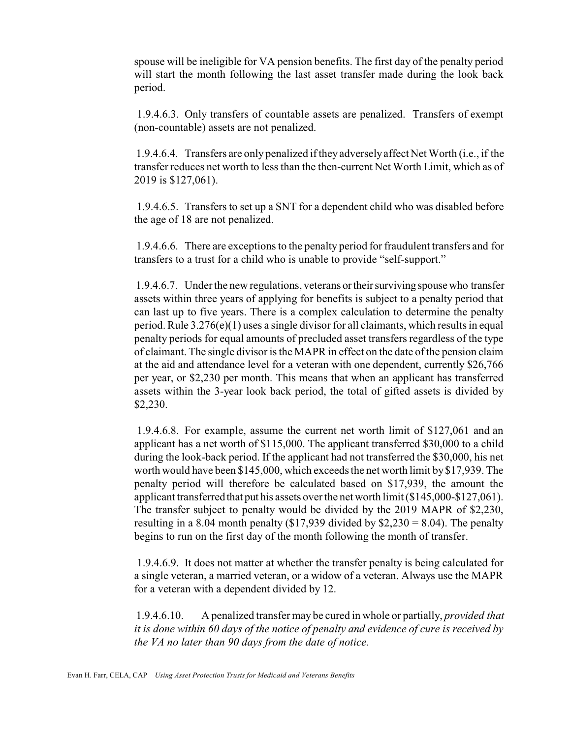spouse will be ineligible for VA pension benefits. The first day of the penalty period will start the month following the last asset transfer made during the look back period.

1.9.4.6.3. Only transfers of countable assets are penalized. Transfers of exempt (non-countable) assets are not penalized.

1.9.4.6.4. Transfers are only penalized if they adversely affect Net Worth (i.e., if the transfer reduces net worth to less than the then-current Net Worth Limit, which as of 2019 is $127,061).

1.9.4.6.5. Transfers to set up a SNT for a dependent child who was disabled before the age of 18 are not penalized.

1.9.4.6.6. There are exceptions to the penalty period for fraudulent transfers and for transfers to a trust for a child who is unable to provide "self-support."

1.9.4.6.7. Under the new regulations, veterans or their surviving spouse who transfer assets within three years of applying for benefits is subject to a penalty period that can last up to five years. There is a complex calculation to determine the penalty period. Rule 3.276(e)(1) uses a single divisor for all claimants, which results in equal penalty periods for equal amounts of precluded asset transfers regardless of the type of claimant. The single divisor is the MAPR in effect on the date of the pension claim at the aid and attendance level for a veteran with one dependent, currently $26,766 per year, or $2,230 per month. This means that when an applicant has transferred assets within the 3-year look back period, the total of gifted assets is divided by $2,230.

1.9.4.6.8. For example, assume the current net worth limit of $127,061 and an applicant has a net worth of $115,000. The applicant transferred $30,000 to a child during the look-back period. If the applicant had not transferred the $30,000, his net worth would have been $145,000, which exceeds the net worth limit by $17,939. The penalty period will therefore be calculated based on $17,939, the amount the applicant transferred that put his assets over the net worth limit ($145,000-$127,061). The transfer subject to penalty would be divided by the 2019 MAPR of $2,230, resulting in a 8.04 month penalty ($17,939 divided by $2,230 = 8.04). The penalty begins to run on the first day of the month following the month of transfer.

1.9.4.6.9. It does not matter at whether the transfer penalty is being calculated for a single veteran, a married veteran, or a widow of a veteran. Always use the MAPR for a veteran with a dependent divided by 12.

1.9.4.6.10. A penalized transfer may be cured in whole or partially, *provided that it is done within 60 days of the notice of penalty and evidence of cure is received by the VA no later than 90 days from the date of notice.*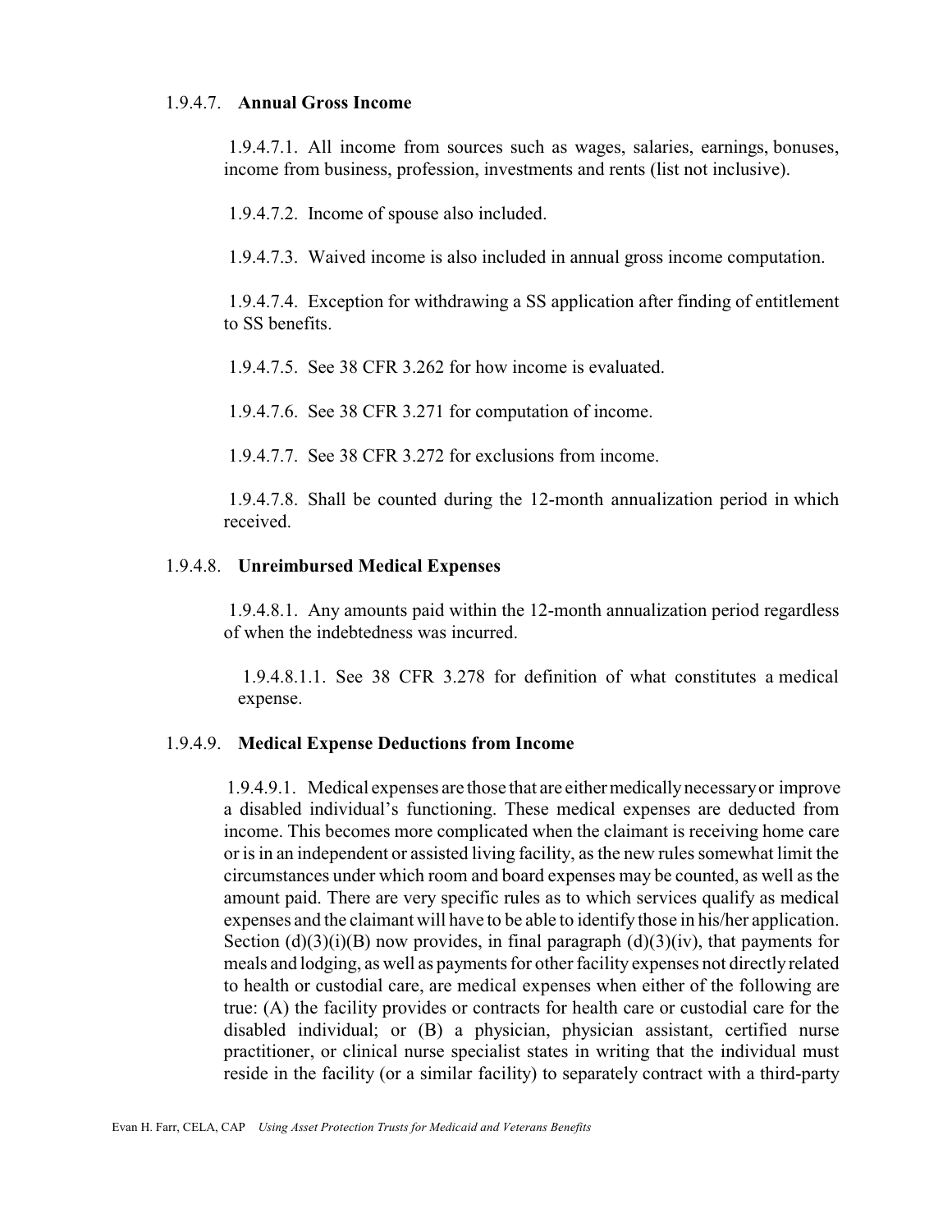1.9.4.7. **Annual Gross Income**

1.9.4.7.1. All income from sources such as wages, salaries, earnings, bonuses, income from business, profession, investments and rents (list not inclusive).

1.9.4.7.2. Income of spouse also included.

1.9.4.7.3. Waived income is also included in annual gross income computation.

1.9.4.7.4. Exception for withdrawing a SS application after finding of entitlement to SS benefits.

1.9.4.7.5. See 38 CFR 3.262 for how income is evaluated.

1.9.4.7.6. See 38 CFR 3.271 for computation of income.

1.9.4.7.7. See 38 CFR 3.272 for exclusions from income.

1.9.4.7.8. Shall be counted during the 12-month annualization period in which received.

1.9.4.8. **Unreimbursed Medical Expenses**

1.9.4.8.1. Any amounts paid within the 12-month annualization period regardless of when the indebtedness was incurred.

1.9.4.8.1.1. See 38 CFR 3.278 for definition of what constitutes a medical expense.

1.9.4.9. **Medical Expense Deductions from Income**

1.9.4.9.1. Medical expenses are those that are either medically necessary or improve a disabled individual's functioning. These medical expenses are deducted from income. This becomes more complicated when the claimant is receiving home care or is in an independent or assisted living facility, as the new rules somewhat limit the circumstances under which room and board expenses may be counted, as well as the amount paid. There are very specific rules as to which services qualify as medical expenses and the claimant will have to be able to identify those in his/her application. Section (d)(3)(i)(B) now provides, in final paragraph (d)(3)(iv), that payments for meals and lodging, as well as payments for other facility expenses not directly related to health or custodial care, are medical expenses when either of the following are true: (A) the facility provides or contracts for health care or custodial care for the disabled individual; or (B) a physician, physician assistant, certified nurse practitioner, or clinical nurse specialist states in writing that the individual must reside in the facility (or a similar facility) to separately contract with a third-party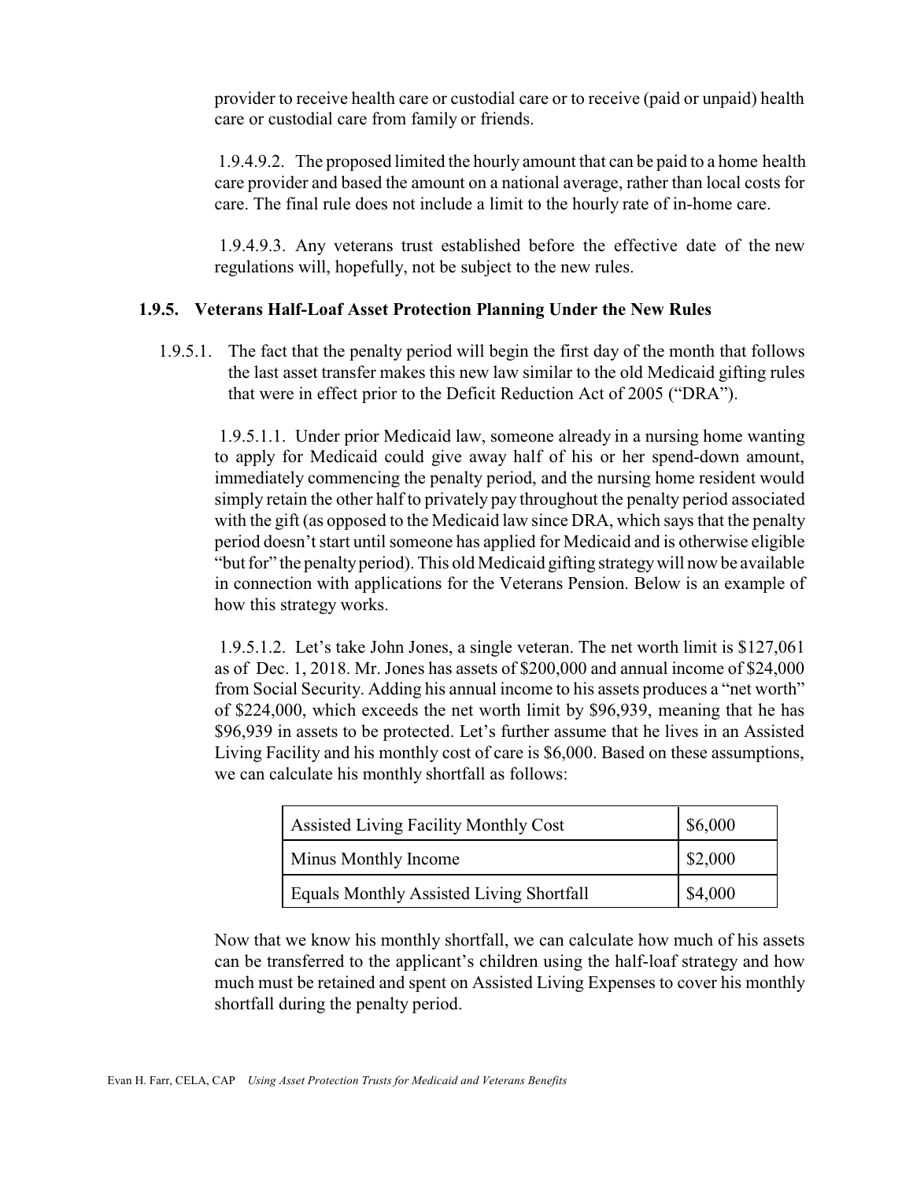provider to receive health care or custodial care or to receive (paid or unpaid) health care or custodial care from family or friends.

1.9.4.9.2. The proposed limited the hourly amount that can be paid to a home health care provider and based the amount on a national average, rather than local costs for care. The final rule does not include a limit to the hourly rate of in-home care.

1.9.4.9.3. Any veterans trust established before the effective date of the new regulations will, hopefully, not be subject to the new rules.

### 1.9.5. Veterans Half-Loaf Asset Protection Planning Under the New Rules

1.9.5.1. The fact that the penalty period will begin the first day of the month that follows the last asset transfer makes this new law similar to the old Medicaid gifting rules that were in effect prior to the Deficit Reduction Act of 2005 ("DRA").

1.9.5.1.1. Under prior Medicaid law, someone already in a nursing home wanting to apply for Medicaid could give away half of his or her spend-down amount, immediately commencing the penalty period, and the nursing home resident would simply retain the other half to privately pay throughout the penalty period associated with the gift (as opposed to the Medicaid law since DRA, which says that the penalty period doesn't start until someone has applied for Medicaid and is otherwise eligible "but for" the penalty period). This old Medicaid gifting strategy will now be available in connection with applications for the Veterans Pension. Below is an example of how this strategy works.

1.9.5.1.2. Let's take John Jones, a single veteran. The net worth limit is \$127,061 as of Dec. 1, 2018. Mr. Jones has assets of \$200,000 and annual income of \$24,000 from Social Security. Adding his annual income to his assets produces a "net worth" of \$224,000, which exceeds the net worth limit by \$96,939, meaning that he has \$96,939 in assets to be protected. Let's further assume that he lives in an Assisted Living Facility and his monthly cost of care is \$6,000. Based on these assumptions, we can calculate his monthly shortfall as follows:

| Assisted Living Facility Monthly Cost | \$6,000 |
|---|---|
| Minus Monthly Income | \$2,000 |
| Equals Monthly Assisted Living Shortfall | \$4,000 |

Now that we know his monthly shortfall, we can calculate how much of his assets can be transferred to the applicant's children using the half-loaf strategy and how much must be retained and spent on Assisted Living Expenses to cover his monthly shortfall during the penalty period.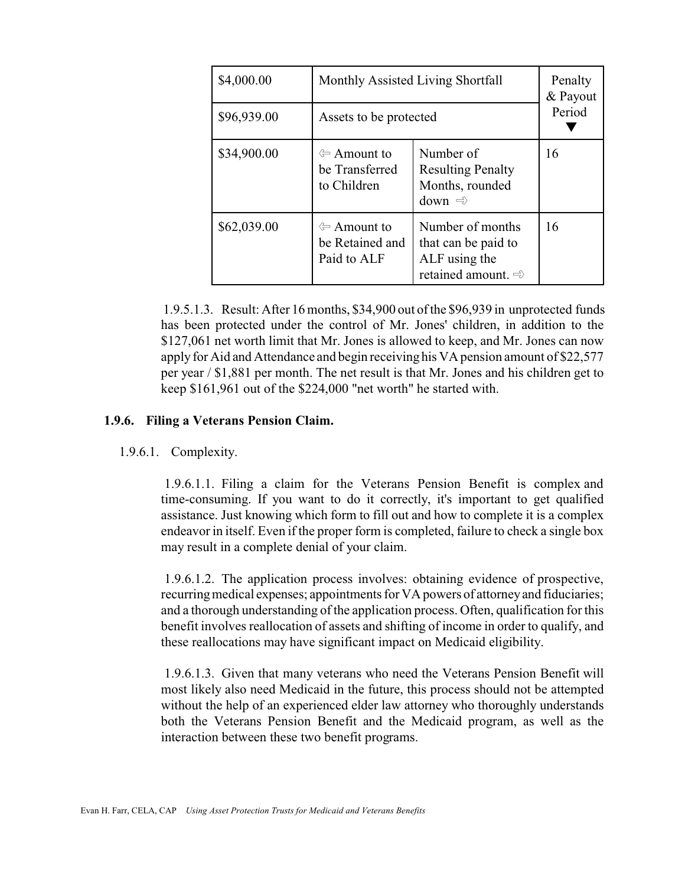| $4,000.00 | Monthly Assisted Living Shortfall | | Penalty & Payout Period ▼ |
|---|---|---|---|
| $96,939.00 | Assets to be protected | | |
| $34,900.00 | ⇦ Amount to be Transferred to Children | Number of Resulting Penalty Months, rounded down ⇨ | 16 |
| $62,039.00 | ⇦ Amount to be Retained and Paid to ALF | Number of months that can be paid to ALF using the retained amount. ⇨ | 16 |

1.9.5.1.3. Result: After 16 months, $34,900 out of the $96,939 in unprotected funds has been protected under the control of Mr. Jones' children, in addition to the $127,061 net worth limit that Mr. Jones is allowed to keep, and Mr. Jones can now apply for Aid and Attendance and begin receiving his VA pension amount of $22,577 per year / $1,881 per month. The net result is that Mr. Jones and his children get to keep $161,961 out of the $224,000 "net worth" he started with.

### 1.9.6. Filing a Veterans Pension Claim.

1.9.6.1. Complexity.

1.9.6.1.1. Filing a claim for the Veterans Pension Benefit is complex and time-consuming. If you want to do it correctly, it's important to get qualified assistance. Just knowing which form to fill out and how to complete it is a complex endeavor in itself. Even if the proper form is completed, failure to check a single box may result in a complete denial of your claim.

1.9.6.1.2. The application process involves: obtaining evidence of prospective, recurring medical expenses; appointments for VA powers of attorney and fiduciaries; and a thorough understanding of the application process. Often, qualification for this benefit involves reallocation of assets and shifting of income in order to qualify, and these reallocations may have significant impact on Medicaid eligibility.

1.9.6.1.3. Given that many veterans who need the Veterans Pension Benefit will most likely also need Medicaid in the future, this process should not be attempted without the help of an experienced elder law attorney who thoroughly understands both the Veterans Pension Benefit and the Medicaid program, as well as the interaction between these two benefit programs.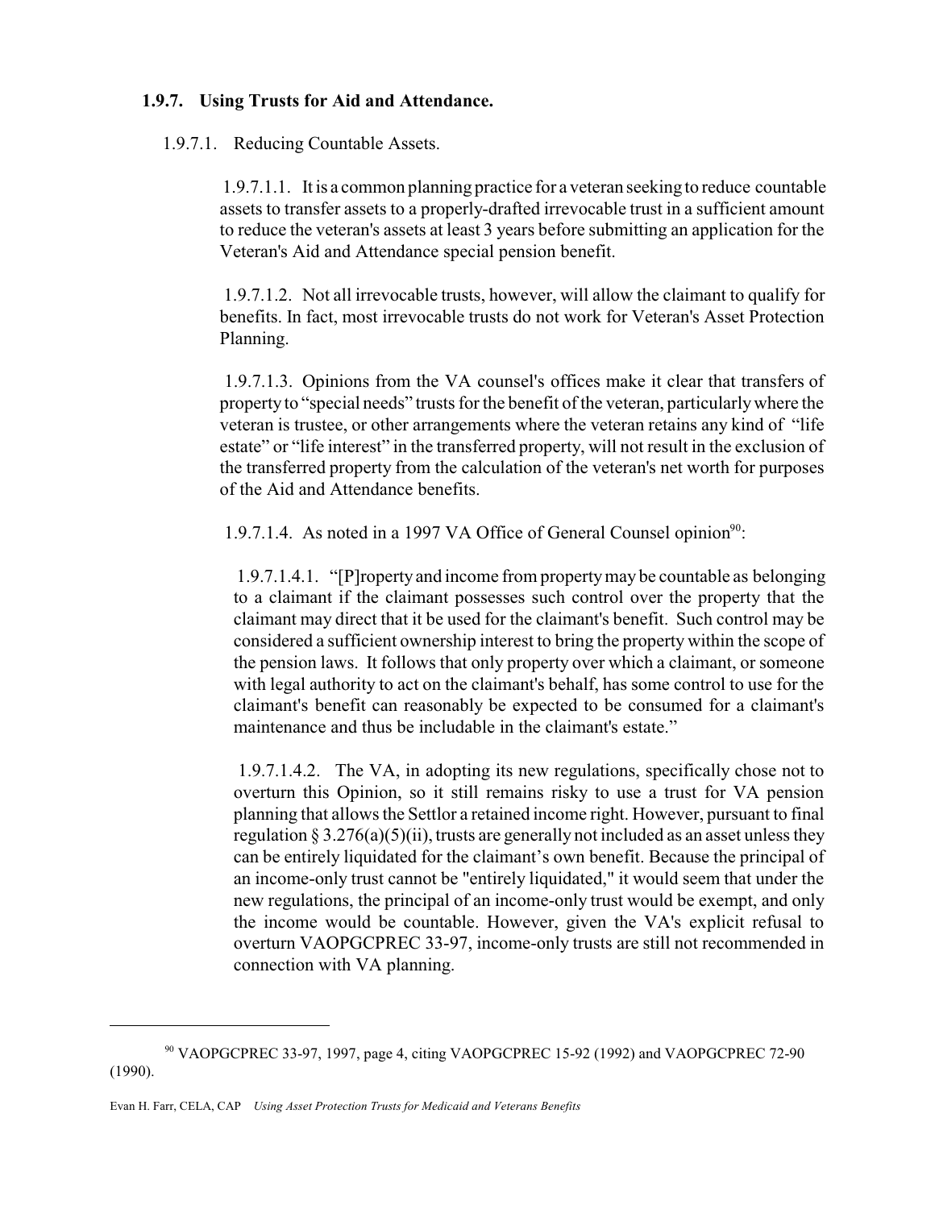### 1.9.7. Using Trusts for Aid and Attendance.

1.9.7.1. Reducing Countable Assets.

1.9.7.1.1. It is a common planning practice for a veteran seeking to reduce countable assets to transfer assets to a properly-drafted irrevocable trust in a sufficient amount to reduce the veteran's assets at least 3 years before submitting an application for the Veteran's Aid and Attendance special pension benefit.

1.9.7.1.2. Not all irrevocable trusts, however, will allow the claimant to qualify for benefits. In fact, most irrevocable trusts do not work for Veteran's Asset Protection Planning.

1.9.7.1.3. Opinions from the VA counsel's offices make it clear that transfers of property to "special needs" trusts for the benefit of the veteran, particularly where the veteran is trustee, or other arrangements where the veteran retains any kind of "life estate" or "life interest" in the transferred property, will not result in the exclusion of the transferred property from the calculation of the veteran's net worth for purposes of the Aid and Attendance benefits.

1.9.7.1.4. As noted in a 1997 VA Office of General Counsel opinion[90]:

1.9.7.1.4.1. "[P]roperty and income from property may be countable as belonging to a claimant if the claimant possesses such control over the property that the claimant may direct that it be used for the claimant's benefit. Such control may be considered a sufficient ownership interest to bring the property within the scope of the pension laws. It follows that only property over which a claimant, or someone with legal authority to act on the claimant's behalf, has some control to use for the claimant's benefit can reasonably be expected to be consumed for a claimant's maintenance and thus be includable in the claimant's estate."

1.9.7.1.4.2. The VA, in adopting its new regulations, specifically chose not to overturn this Opinion, so it still remains risky to use a trust for VA pension planning that allows the Settlor a retained income right. However, pursuant to final regulation § 3.276(a)(5)(ii), trusts are generally not included as an asset unless they can be entirely liquidated for the claimant's own benefit. Because the principal of an income-only trust cannot be "entirely liquidated," it would seem that under the new regulations, the principal of an income-only trust would be exempt, and only the income would be countable. However, given the VA's explicit refusal to overturn VAOPGCPREC 33-97, income-only trusts are still not recommended in connection with VA planning.

---

[90] VAOPGCPREC 33-97, 1997, page 4, citing VAOPGCPREC 15-92 (1992) and VAOPGCPREC 72-90 (1990).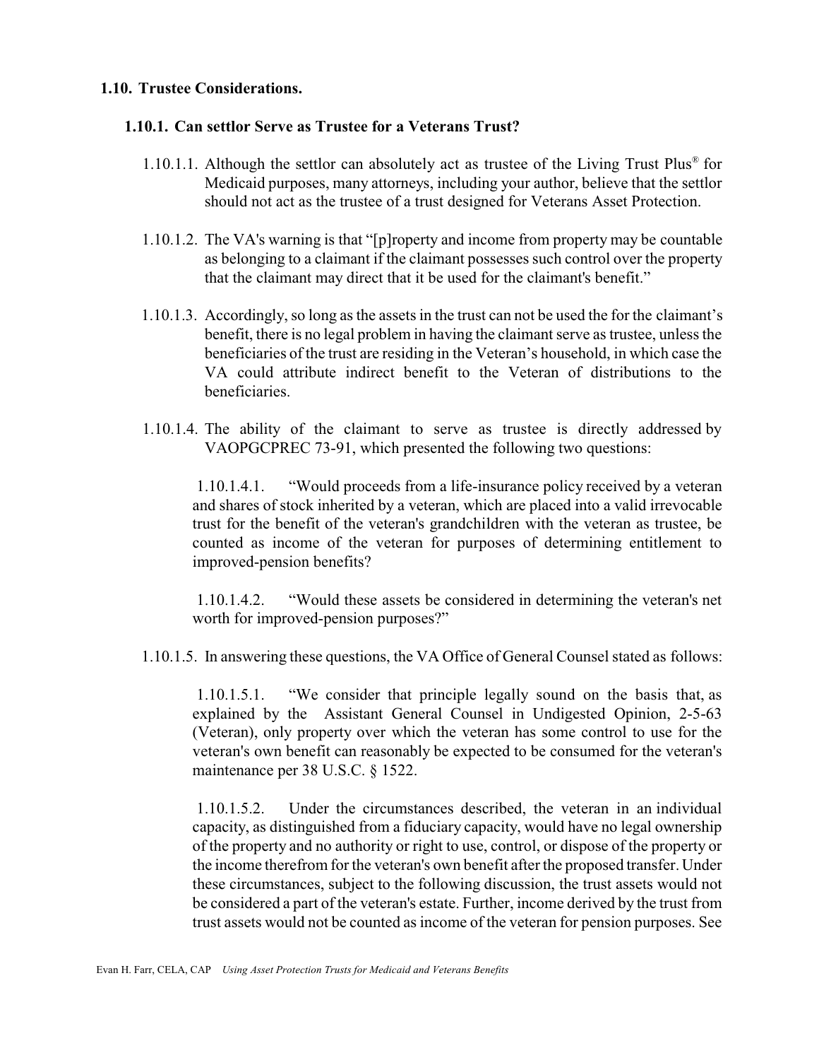## 1.10. Trustee Considerations.

### 1.10.1. Can settlor Serve as Trustee for a Veterans Trust?

1.10.1.1. Although the settlor can absolutely act as trustee of the Living Trust Plus® for Medicaid purposes, many attorneys, including your author, believe that the settlor should not act as the trustee of a trust designed for Veterans Asset Protection.

1.10.1.2. The VA's warning is that "[p]roperty and income from property may be countable as belonging to a claimant if the claimant possesses such control over the property that the claimant may direct that it be used for the claimant's benefit."

1.10.1.3. Accordingly, so long as the assets in the trust can not be used the for the claimant's benefit, there is no legal problem in having the claimant serve as trustee, unless the beneficiaries of the trust are residing in the Veteran's household, in which case the VA could attribute indirect benefit to the Veteran of distributions to the beneficiaries.

1.10.1.4. The ability of the claimant to serve as trustee is directly addressed by VAOPGCPREC 73-91, which presented the following two questions:

> 1.10.1.4.1. "Would proceeds from a life-insurance policy received by a veteran and shares of stock inherited by a veteran, which are placed into a valid irrevocable trust for the benefit of the veteran's grandchildren with the veteran as trustee, be counted as income of the veteran for purposes of determining entitlement to improved-pension benefits?
>
> 1.10.1.4.2. "Would these assets be considered in determining the veteran's net worth for improved-pension purposes?"

1.10.1.5. In answering these questions, the VA Office of General Counsel stated as follows:

> 1.10.1.5.1. "We consider that principle legally sound on the basis that, as explained by the Assistant General Counsel in Undigested Opinion, 2-5-63 (Veteran), only property over which the veteran has some control to use for the veteran's own benefit can reasonably be expected to be consumed for the veteran's maintenance per 38 U.S.C. § 1522.
>
> 1.10.1.5.2. Under the circumstances described, the veteran in an individual capacity, as distinguished from a fiduciary capacity, would have no legal ownership of the property and no authority or right to use, control, or dispose of the property or the income therefrom for the veteran's own benefit after the proposed transfer. Under these circumstances, subject to the following discussion, the trust assets would not be considered a part of the veteran's estate. Further, income derived by the trust from trust assets would not be counted as income of the veteran for pension purposes. See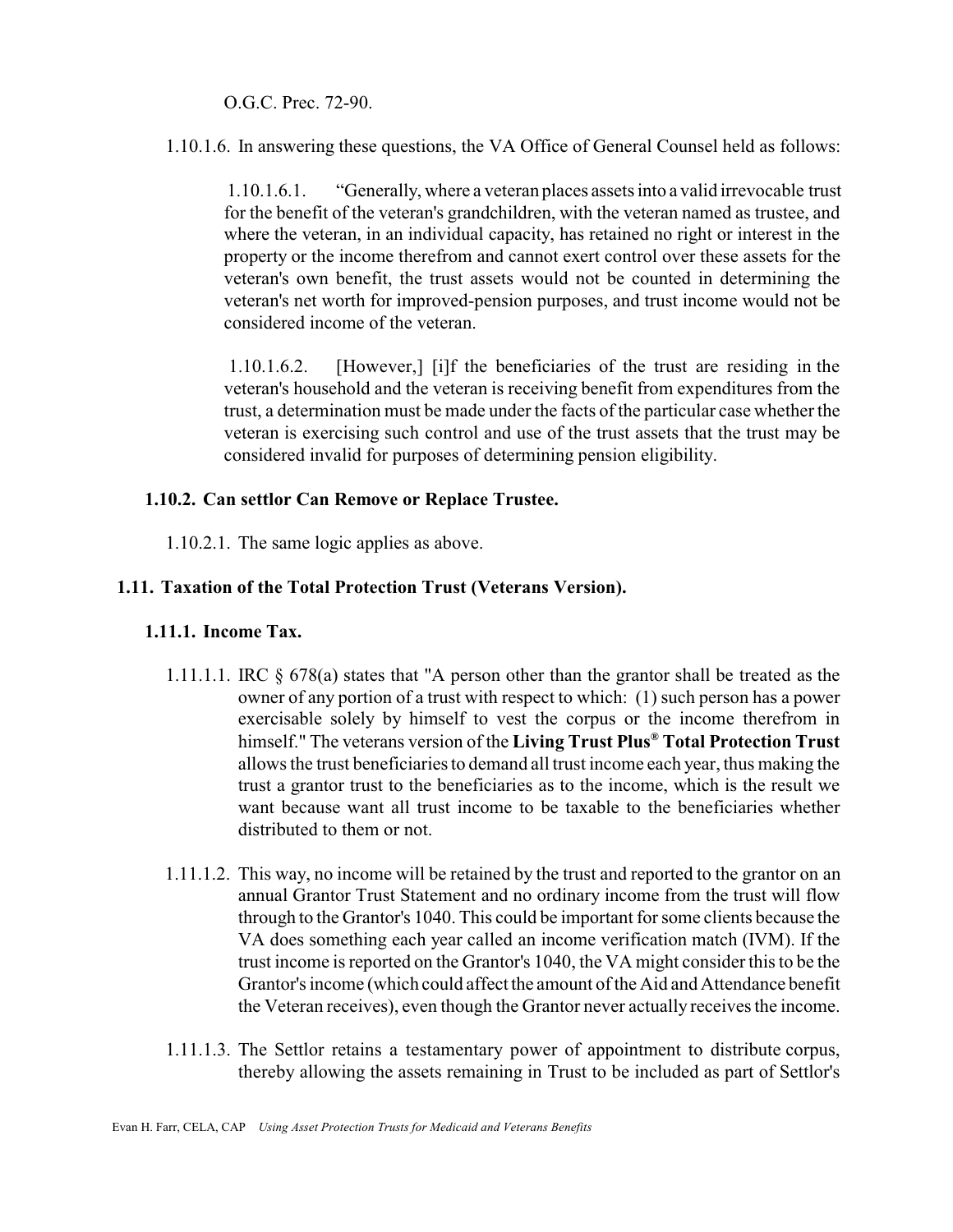O.G.C. Prec. 72-90.

1.10.1.6. In answering these questions, the VA Office of General Counsel held as follows:

> 1.10.1.6.1. "Generally, where a veteran places assets into a valid irrevocable trust for the benefit of the veteran's grandchildren, with the veteran named as trustee, and where the veteran, in an individual capacity, has retained no right or interest in the property or the income therefrom and cannot exert control over these assets for the veteran's own benefit, the trust assets would not be counted in determining the veteran's net worth for improved-pension purposes, and trust income would not be considered income of the veteran.
>
> 1.10.1.6.2. [However,] [i]f the beneficiaries of the trust are residing in the veteran's household and the veteran is receiving benefit from expenditures from the trust, a determination must be made under the facts of the particular case whether the veteran is exercising such control and use of the trust assets that the trust may be considered invalid for purposes of determining pension eligibility.

### 1.10.2. Can settlor Can Remove or Replace Trustee.

1.10.2.1. The same logic applies as above.

## 1.11. Taxation of the Total Protection Trust (Veterans Version).

### 1.11.1. Income Tax.

1.11.1.1. IRC § 678(a) states that "A person other than the grantor shall be treated as the owner of any portion of a trust with respect to which: (1) such person has a power exercisable solely by himself to vest the corpus or the income therefrom in himself." The veterans version of the **Living Trust Plus® Total Protection Trust** allows the trust beneficiaries to demand all trust income each year, thus making the trust a grantor trust to the beneficiaries as to the income, which is the result we want because want all trust income to be taxable to the beneficiaries whether distributed to them or not.

1.11.1.2. This way, no income will be retained by the trust and reported to the grantor on an annual Grantor Trust Statement and no ordinary income from the trust will flow through to the Grantor's 1040. This could be important for some clients because the VA does something each year called an income verification match (IVM). If the trust income is reported on the Grantor's 1040, the VA might consider this to be the Grantor's income (which could affect the amount of the Aid and Attendance benefit the Veteran receives), even though the Grantor never actually receives the income.

1.11.1.3. The Settlor retains a testamentary power of appointment to distribute corpus, thereby allowing the assets remaining in Trust to be included as part of Settlor's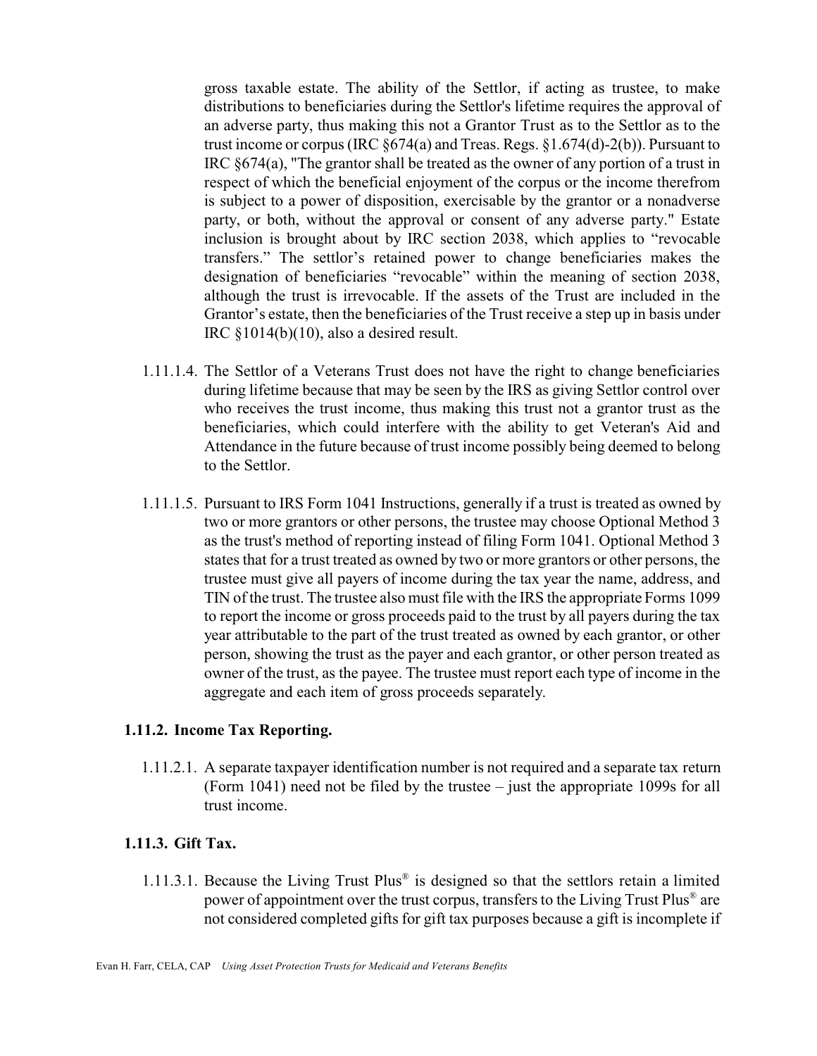gross taxable estate. The ability of the Settlor, if acting as trustee, to make distributions to beneficiaries during the Settlor's lifetime requires the approval of an adverse party, thus making this not a Grantor Trust as to the Settlor as to the trust income or corpus (IRC §674(a) and Treas. Regs. §1.674(d)-2(b)). Pursuant to IRC §674(a), "The grantor shall be treated as the owner of any portion of a trust in respect of which the beneficial enjoyment of the corpus or the income therefrom is subject to a power of disposition, exercisable by the grantor or a nonadverse party, or both, without the approval or consent of any adverse party." Estate inclusion is brought about by IRC section 2038, which applies to "revocable transfers." The settlor's retained power to change beneficiaries makes the designation of beneficiaries "revocable" within the meaning of section 2038, although the trust is irrevocable. If the assets of the Trust are included in the Grantor's estate, then the beneficiaries of the Trust receive a step up in basis under IRC §1014(b)(10), also a desired result.

1.11.1.4. The Settlor of a Veterans Trust does not have the right to change beneficiaries during lifetime because that may be seen by the IRS as giving Settlor control over who receives the trust income, thus making this trust not a grantor trust as the beneficiaries, which could interfere with the ability to get Veteran's Aid and Attendance in the future because of trust income possibly being deemed to belong to the Settlor.

1.11.1.5. Pursuant to IRS Form 1041 Instructions, generally if a trust is treated as owned by two or more grantors or other persons, the trustee may choose Optional Method 3 as the trust's method of reporting instead of filing Form 1041. Optional Method 3 states that for a trust treated as owned by two or more grantors or other persons, the trustee must give all payers of income during the tax year the name, address, and TIN of the trust. The trustee also must file with the IRS the appropriate Forms 1099 to report the income or gross proceeds paid to the trust by all payers during the tax year attributable to the part of the trust treated as owned by each grantor, or other person, showing the trust as the payer and each grantor, or other person treated as owner of the trust, as the payee. The trustee must report each type of income in the aggregate and each item of gross proceeds separately.

### 1.11.2. Income Tax Reporting.

1.11.2.1. A separate taxpayer identification number is not required and a separate tax return (Form 1041) need not be filed by the trustee – just the appropriate 1099s for all trust income.

### 1.11.3. Gift Tax.

1.11.3.1. Because the Living Trust Plus® is designed so that the settlors retain a limited power of appointment over the trust corpus, transfers to the Living Trust Plus® are not considered completed gifts for gift tax purposes because a gift is incomplete if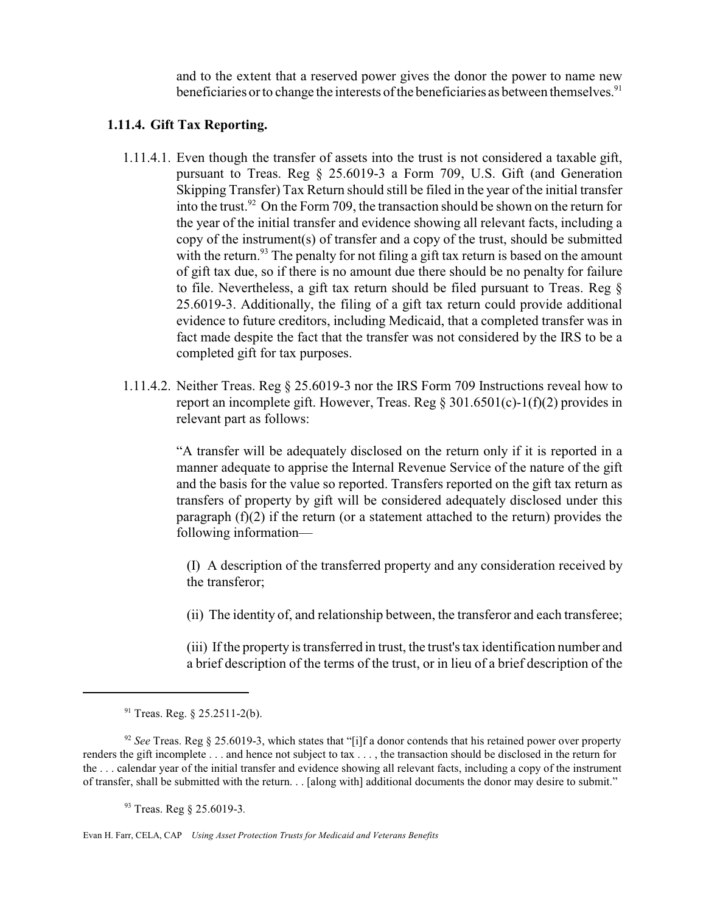and to the extent that a reserved power gives the donor the power to name new beneficiaries or to change the interests of the beneficiaries as between themselves.[91]

### 1.11.4. Gift Tax Reporting.

1.11.4.1. Even though the transfer of assets into the trust is not considered a taxable gift, pursuant to Treas. Reg § 25.6019-3 a Form 709, U.S. Gift (and Generation Skipping Transfer) Tax Return should still be filed in the year of the initial transfer into the trust.[92] On the Form 709, the transaction should be shown on the return for the year of the initial transfer and evidence showing all relevant facts, including a copy of the instrument(s) of transfer and a copy of the trust, should be submitted with the return.[93] The penalty for not filing a gift tax return is based on the amount of gift tax due, so if there is no amount due there should be no penalty for failure to file. Nevertheless, a gift tax return should be filed pursuant to Treas. Reg § 25.6019-3. Additionally, the filing of a gift tax return could provide additional evidence to future creditors, including Medicaid, that a completed transfer was in fact made despite the fact that the transfer was not considered by the IRS to be a completed gift for tax purposes.

1.11.4.2. Neither Treas. Reg § 25.6019-3 nor the IRS Form 709 Instructions reveal how to report an incomplete gift. However, Treas. Reg § 301.6501(c)-1(f)(2) provides in relevant part as follows:

> "A transfer will be adequately disclosed on the return only if it is reported in a manner adequate to apprise the Internal Revenue Service of the nature of the gift and the basis for the value so reported. Transfers reported on the gift tax return as transfers of property by gift will be considered adequately disclosed under this paragraph (f)(2) if the return (or a statement attached to the return) provides the following information—
>
> (I) A description of the transferred property and any consideration received by the transferor;
>
> (ii) The identity of, and relationship between, the transferor and each transferee;
>
> (iii) If the property is transferred in trust, the trust's tax identification number and a brief description of the terms of the trust, or in lieu of a brief description of the

---

[91] Treas. Reg. § 25.2511-2(b).

[92] *See* Treas. Reg § 25.6019-3, which states that "[i]f a donor contends that his retained power over property renders the gift incomplete . . . and hence not subject to tax . . . , the transaction should be disclosed in the return for the . . . calendar year of the initial transfer and evidence showing all relevant facts, including a copy of the instrument of transfer, shall be submitted with the return. . . [along with] additional documents the donor may desire to submit."

[93] Treas. Reg § 25.6019-3.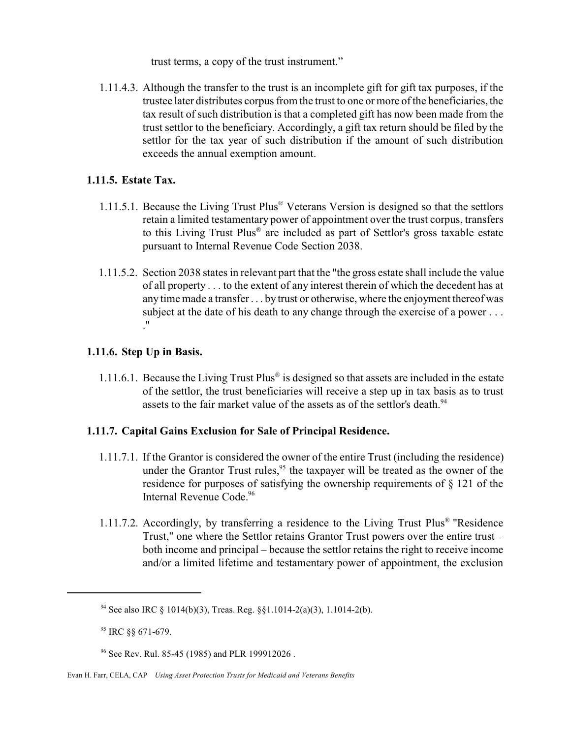trust terms, a copy of the trust instrument."

1.11.4.3. Although the transfer to the trust is an incomplete gift for gift tax purposes, if the trustee later distributes corpus from the trust to one or more of the beneficiaries, the tax result of such distribution is that a completed gift has now been made from the trust settlor to the beneficiary. Accordingly, a gift tax return should be filed by the settlor for the tax year of such distribution if the amount of such distribution exceeds the annual exemption amount.

### 1.11.5. Estate Tax.

1.11.5.1. Because the Living Trust Plus® Veterans Version is designed so that the settlors retain a limited testamentary power of appointment over the trust corpus, transfers to this Living Trust Plus® are included as part of Settlor's gross taxable estate pursuant to Internal Revenue Code Section 2038.

1.11.5.2. Section 2038 states in relevant part that the "the gross estate shall include the value of all property . . . to the extent of any interest therein of which the decedent has at any time made a transfer . . . by trust or otherwise, where the enjoyment thereof was subject at the date of his death to any change through the exercise of a power . . . ."

### 1.11.6. Step Up in Basis.

1.11.6.1. Because the Living Trust Plus® is designed so that assets are included in the estate of the settlor, the trust beneficiaries will receive a step up in tax basis as to trust assets to the fair market value of the assets as of the settlor's death.[94]

### 1.11.7. Capital Gains Exclusion for Sale of Principal Residence.

1.11.7.1. If the Grantor is considered the owner of the entire Trust (including the residence) under the Grantor Trust rules,[95] the taxpayer will be treated as the owner of the residence for purposes of satisfying the ownership requirements of § 121 of the Internal Revenue Code.[96]

1.11.7.2. Accordingly, by transferring a residence to the Living Trust Plus® "Residence Trust," one where the Settlor retains Grantor Trust powers over the entire trust – both income and principal – because the settlor retains the right to receive income and/or a limited lifetime and testamentary power of appointment, the exclusion

---

[94] See also IRC § 1014(b)(3), Treas. Reg. §§1.1014-2(a)(3), 1.1014-2(b).

[95] IRC §§ 671-679.

[96] See Rev. Rul. 85-45 (1985) and PLR 199912026 .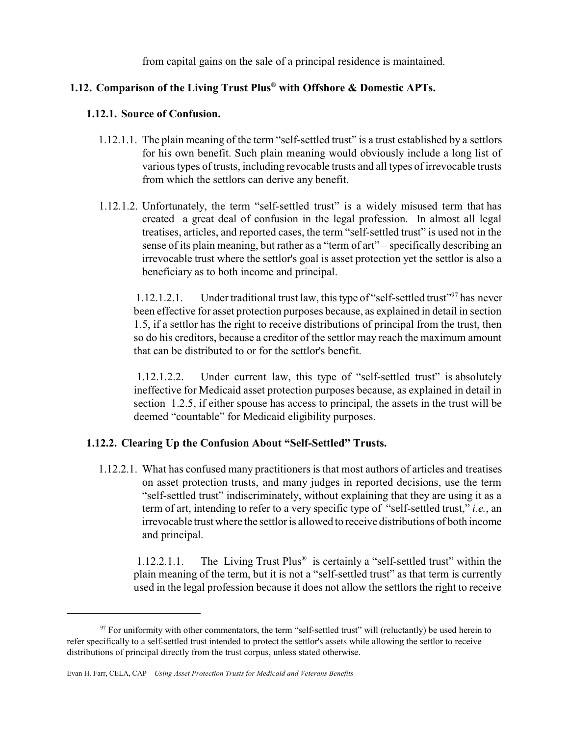from capital gains on the sale of a principal residence is maintained.

## 1.12. Comparison of the Living Trust Plus® with Offshore & Domestic APTs.

### 1.12.1. Source of Confusion.

1.12.1.1. The plain meaning of the term "self-settled trust" is a trust established by a settlors for his own benefit. Such plain meaning would obviously include a long list of various types of trusts, including revocable trusts and all types of irrevocable trusts from which the settlors can derive any benefit.

1.12.1.2. Unfortunately, the term "self-settled trust" is a widely misused term that has created a great deal of confusion in the legal profession. In almost all legal treatises, articles, and reported cases, the term "self-settled trust" is used not in the sense of its plain meaning, but rather as a "term of art" – specifically describing an irrevocable trust where the settlor's goal is asset protection yet the settlor is also a beneficiary as to both income and principal.

1.12.1.2.1. Under traditional trust law, this type of "self-settled trust"[97] has never been effective for asset protection purposes because, as explained in detail in section 1.5, if a settlor has the right to receive distributions of principal from the trust, then so do his creditors, because a creditor of the settlor may reach the maximum amount that can be distributed to or for the settlor's benefit.

1.12.1.2.2. Under current law, this type of "self-settled trust" is absolutely ineffective for Medicaid asset protection purposes because, as explained in detail in section 1.2.5, if either spouse has access to principal, the assets in the trust will be deemed "countable" for Medicaid eligibility purposes.

### 1.12.2. Clearing Up the Confusion About "Self-Settled" Trusts.

1.12.2.1. What has confused many practitioners is that most authors of articles and treatises on asset protection trusts, and many judges in reported decisions, use the term "self-settled trust" indiscriminately, without explaining that they are using it as a term of art, intending to refer to a very specific type of "self-settled trust," *i.e.*, an irrevocable trust where the settlor is allowed to receive distributions of both income and principal.

1.12.2.1.1. The Living Trust Plus® is certainly a "self-settled trust" within the plain meaning of the term, but it is not a "self-settled trust" as that term is currently used in the legal profession because it does not allow the settlors the right to receive

[97] For uniformity with other commentators, the term "self-settled trust" will (reluctantly) be used herein to refer specifically to a self-settled trust intended to protect the settlor's assets while allowing the settlor to receive distributions of principal directly from the trust corpus, unless stated otherwise.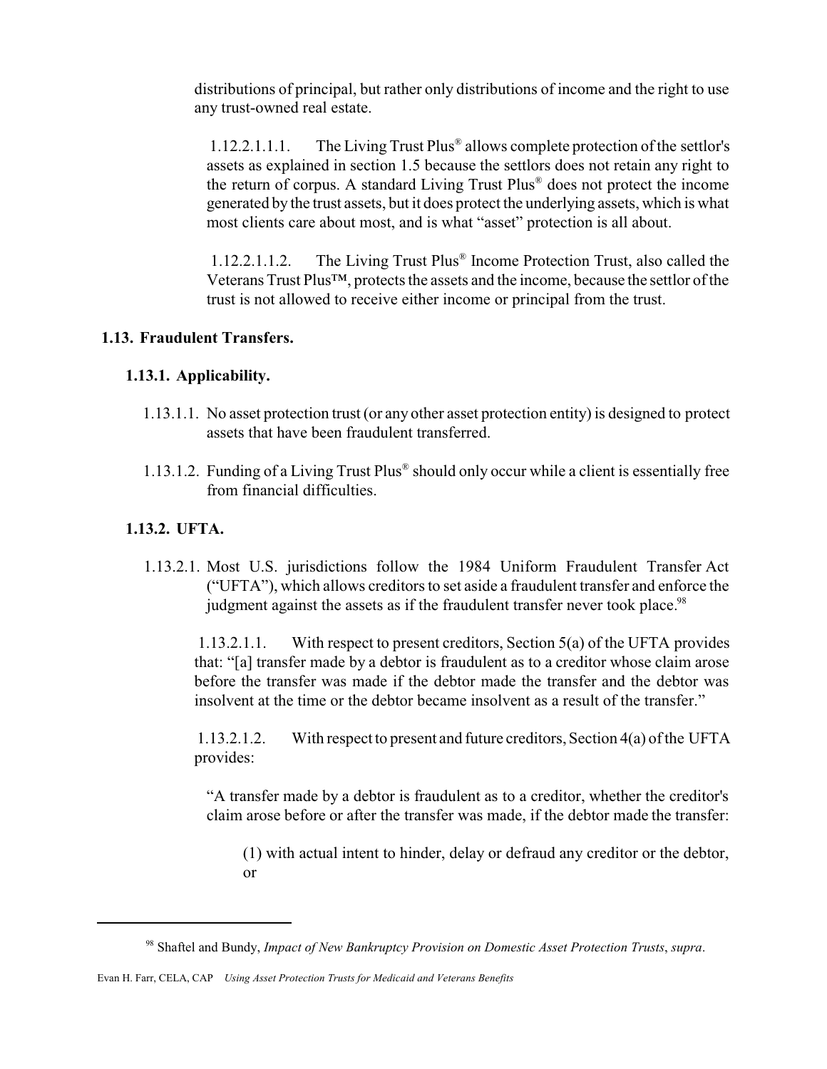distributions of principal, but rather only distributions of income and the right to use any trust-owned real estate.

1.12.2.1.1.1. The Living Trust Plus® allows complete protection of the settlor's assets as explained in section 1.5 because the settlors does not retain any right to the return of corpus. A standard Living Trust Plus® does not protect the income generated by the trust assets, but it does protect the underlying assets, which is what most clients care about most, and is what "asset" protection is all about.

1.12.2.1.1.2. The Living Trust Plus® Income Protection Trust, also called the Veterans Trust Plus™, protects the assets and the income, because the settlor of the trust is not allowed to receive either income or principal from the trust.

## 1.13. Fraudulent Transfers.

### 1.13.1. Applicability.

1.13.1.1. No asset protection trust (or any other asset protection entity) is designed to protect assets that have been fraudulent transferred.

1.13.1.2. Funding of a Living Trust Plus® should only occur while a client is essentially free from financial difficulties.

### 1.13.2. UFTA.

1.13.2.1. Most U.S. jurisdictions follow the 1984 Uniform Fraudulent Transfer Act ("UFTA"), which allows creditors to set aside a fraudulent transfer and enforce the judgment against the assets as if the fraudulent transfer never took place.[98]

1.13.2.1.1. With respect to present creditors, Section 5(a) of the UFTA provides that: "[a] transfer made by a debtor is fraudulent as to a creditor whose claim arose before the transfer was made if the debtor made the transfer and the debtor was insolvent at the time or the debtor became insolvent as a result of the transfer."

1.13.2.1.2. With respect to present and future creditors, Section 4(a) of the UFTA provides:

> "A transfer made by a debtor is fraudulent as to a creditor, whether the creditor's claim arose before or after the transfer was made, if the debtor made the transfer:
>
> (1) with actual intent to hinder, delay or defraud any creditor or the debtor, or

---

[98] Shaftel and Bundy, *Impact of New Bankruptcy Provision on Domestic Asset Protection Trusts*, *supra*.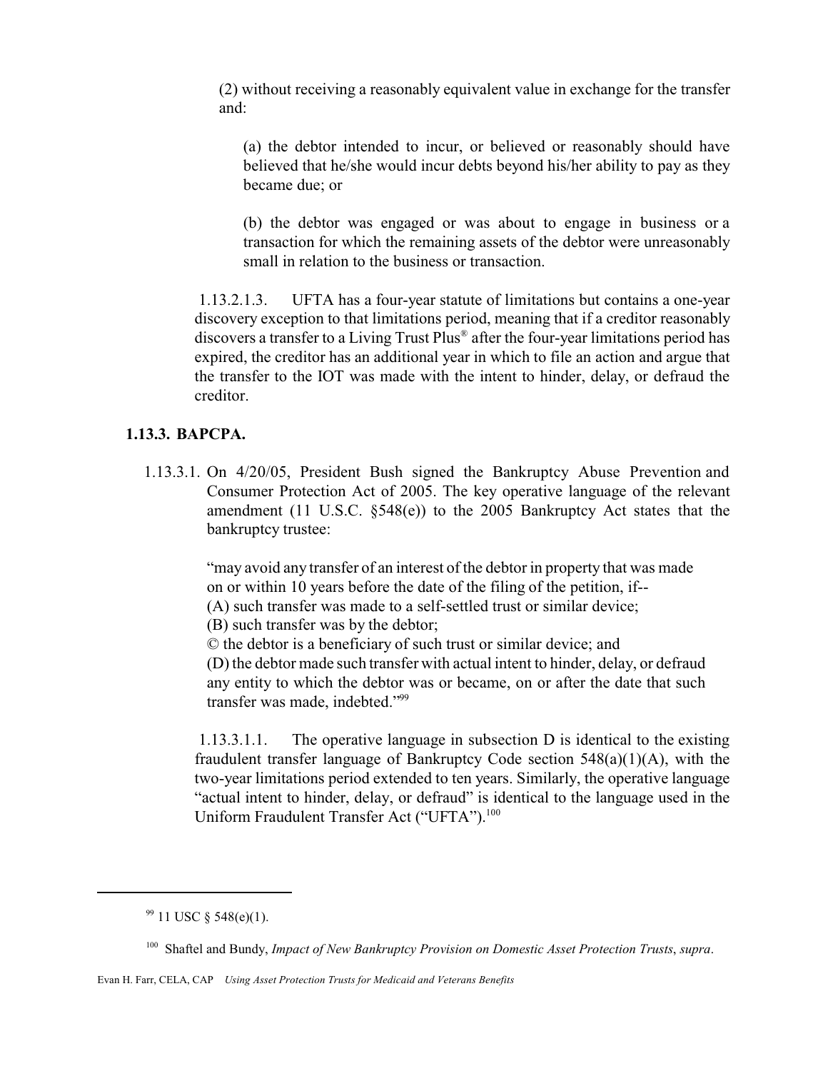(2) without receiving a reasonably equivalent value in exchange for the transfer and:

(a) the debtor intended to incur, or believed or reasonably should have believed that he/she would incur debts beyond his/her ability to pay as they became due; or

(b) the debtor was engaged or was about to engage in business or a transaction for which the remaining assets of the debtor were unreasonably small in relation to the business or transaction.

1.13.2.1.3. UFTA has a four-year statute of limitations but contains a one-year discovery exception to that limitations period, meaning that if a creditor reasonably discovers a transfer to a Living Trust Plus® after the four-year limitations period has expired, the creditor has an additional year in which to file an action and argue that the transfer to the IOT was made with the intent to hinder, delay, or defraud the creditor.

### 1.13.3. BAPCPA.

1.13.3.1. On 4/20/05, President Bush signed the Bankruptcy Abuse Prevention and Consumer Protection Act of 2005. The key operative language of the relevant amendment (11 U.S.C. §548(e)) to the 2005 Bankruptcy Act states that the bankruptcy trustee:

> "may avoid any transfer of an interest of the debtor in property that was made on or within 10 years before the date of the filing of the petition, if--
> (A) such transfer was made to a self-settled trust or similar device;
> (B) such transfer was by the debtor;
> © the debtor is a beneficiary of such trust or similar device; and
> (D) the debtor made such transfer with actual intent to hinder, delay, or defraud any entity to which the debtor was or became, on or after the date that such transfer was made, indebted."[99]

1.13.3.1.1. The operative language in subsection D is identical to the existing fraudulent transfer language of Bankruptcy Code section 548(a)(1)(A), with the two-year limitations period extended to ten years. Similarly, the operative language "actual intent to hinder, delay, or defraud" is identical to the language used in the Uniform Fraudulent Transfer Act ("UFTA").[100]

---

[99] 11 USC § 548(e)(1).

[100] Shaftel and Bundy, *Impact of New Bankruptcy Provision on Domestic Asset Protection Trusts*, *supra*.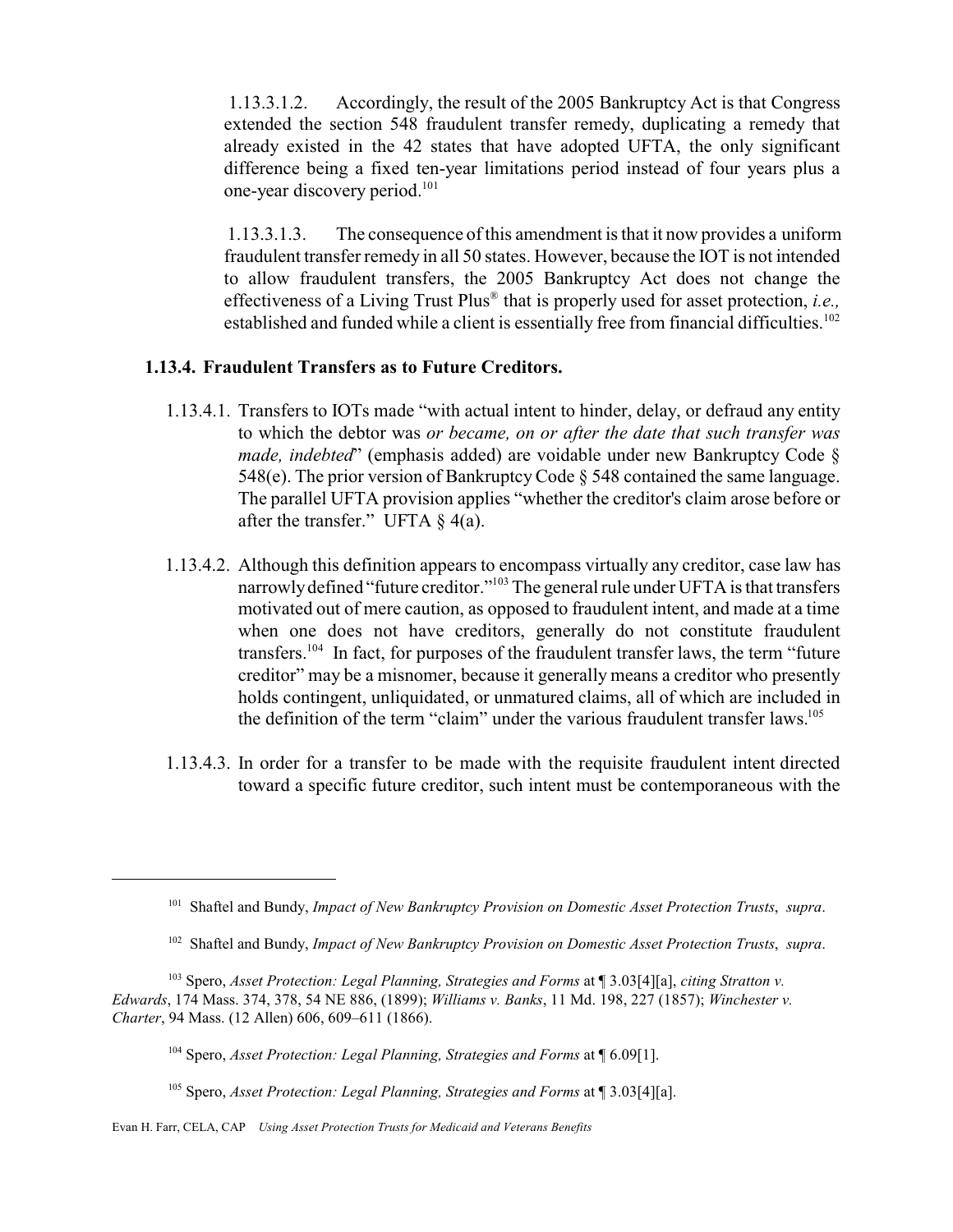1.13.3.1.2. Accordingly, the result of the 2005 Bankruptcy Act is that Congress extended the section 548 fraudulent transfer remedy, duplicating a remedy that already existed in the 42 states that have adopted UFTA, the only significant difference being a fixed ten-year limitations period instead of four years plus a one-year discovery period.[101]

1.13.3.1.3. The consequence of this amendment is that it now provides a uniform fraudulent transfer remedy in all 50 states. However, because the IOT is not intended to allow fraudulent transfers, the 2005 Bankruptcy Act does not change the effectiveness of a Living Trust Plus® that is properly used for asset protection, *i.e.,* established and funded while a client is essentially free from financial difficulties.[102]

### 1.13.4. Fraudulent Transfers as to Future Creditors.

1.13.4.1. Transfers to IOTs made "with actual intent to hinder, delay, or defraud any entity to which the debtor was *or became, on or after the date that such transfer was made, indebted*" (emphasis added) are voidable under new Bankruptcy Code § 548(e). The prior version of Bankruptcy Code § 548 contained the same language. The parallel UFTA provision applies "whether the creditor's claim arose before or after the transfer." UFTA § 4(a).

1.13.4.2. Although this definition appears to encompass virtually any creditor, case law has narrowly defined "future creditor."[103] The general rule under UFTA is that transfers motivated out of mere caution, as opposed to fraudulent intent, and made at a time when one does not have creditors, generally do not constitute fraudulent transfers.[104] In fact, for purposes of the fraudulent transfer laws, the term "future creditor" may be a misnomer, because it generally means a creditor who presently holds contingent, unliquidated, or unmatured claims, all of which are included in the definition of the term "claim" under the various fraudulent transfer laws.[105]

1.13.4.3. In order for a transfer to be made with the requisite fraudulent intent directed toward a specific future creditor, such intent must be contemporaneous with the

---

[101] Shaftel and Bundy, *Impact of New Bankruptcy Provision on Domestic Asset Protection Trusts*, *supra*.

[102] Shaftel and Bundy, *Impact of New Bankruptcy Provision on Domestic Asset Protection Trusts*, *supra*.

[103] Spero, *Asset Protection: Legal Planning, Strategies and Forms* at ¶ 3.03[4][a], *citing Stratton v. Edwards*, 174 Mass. 374, 378, 54 NE 886, (1899); *Williams v. Banks*, 11 Md. 198, 227 (1857); *Winchester v. Charter*, 94 Mass. (12 Allen) 606, 609–611 (1866).

[104] Spero, *Asset Protection: Legal Planning, Strategies and Forms* at ¶ 6.09[1].

[105] Spero, *Asset Protection: Legal Planning, Strategies and Forms* at ¶ 3.03[4][a].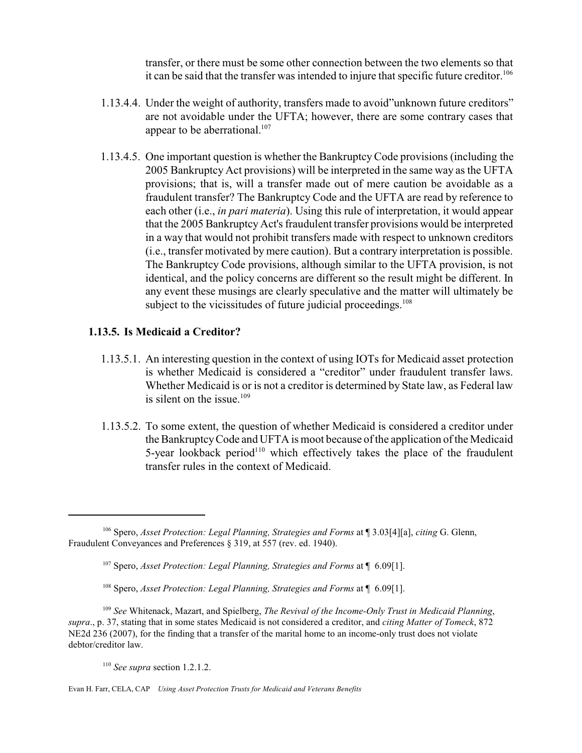transfer, or there must be some other connection between the two elements so that it can be said that the transfer was intended to injure that specific future creditor.[106]

1.13.4.4. Under the weight of authority, transfers made to avoid"unknown future creditors" are not avoidable under the UFTA; however, there are some contrary cases that appear to be aberrational.[107]

1.13.4.5. One important question is whether the Bankruptcy Code provisions (including the 2005 Bankruptcy Act provisions) will be interpreted in the same way as the UFTA provisions; that is, will a transfer made out of mere caution be avoidable as a fraudulent transfer? The Bankruptcy Code and the UFTA are read by reference to each other (i.e., *in pari materia*). Using this rule of interpretation, it would appear that the 2005 Bankruptcy Act's fraudulent transfer provisions would be interpreted in a way that would not prohibit transfers made with respect to unknown creditors (i.e., transfer motivated by mere caution). But a contrary interpretation is possible. The Bankruptcy Code provisions, although similar to the UFTA provision, is not identical, and the policy concerns are different so the result might be different. In any event these musings are clearly speculative and the matter will ultimately be subject to the vicissitudes of future judicial proceedings.[108]

### 1.13.5. Is Medicaid a Creditor?

1.13.5.1. An interesting question in the context of using IOTs for Medicaid asset protection is whether Medicaid is considered a "creditor" under fraudulent transfer laws. Whether Medicaid is or is not a creditor is determined by State law, as Federal law is silent on the issue.[109]

1.13.5.2. To some extent, the question of whether Medicaid is considered a creditor under the Bankruptcy Code and UFTA is moot because of the application of the Medicaid 5-year lookback period[110] which effectively takes the place of the fraudulent transfer rules in the context of Medicaid.

---

[106] Spero, *Asset Protection: Legal Planning, Strategies and Forms* at ¶ 3.03[4][a], *citing* G. Glenn, Fraudulent Conveyances and Preferences § 319, at 557 (rev. ed. 1940).

[107] Spero, *Asset Protection: Legal Planning, Strategies and Forms* at ¶ 6.09[1].

[108] Spero, *Asset Protection: Legal Planning, Strategies and Forms* at ¶ 6.09[1].

[109] *See* Whitenack, Mazart, and Spielberg, *The Revival of the Income-Only Trust in Medicaid Planning*, *supra*., p. 37, stating that in some states Medicaid is not considered a creditor, and *citing Matter of Tomeck*, 872 NE2d 236 (2007), for the finding that a transfer of the marital home to an income-only trust does not violate debtor/creditor law.

[110] *See supra* section 1.2.1.2.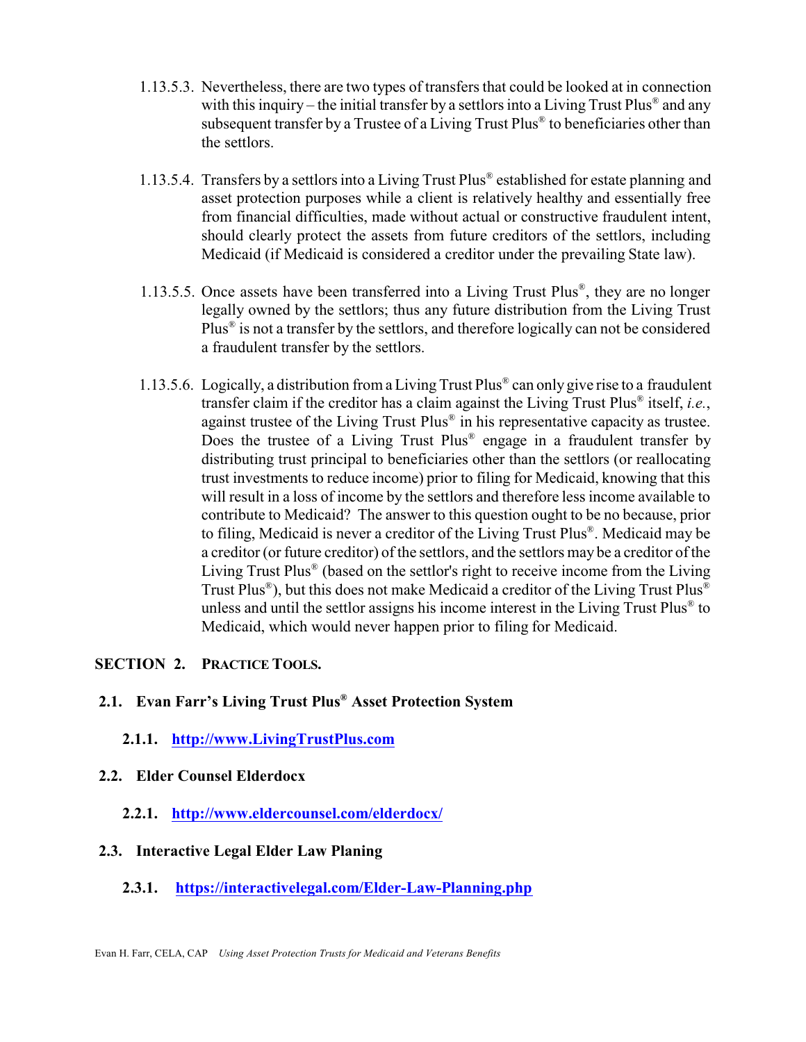1.13.5.3. Nevertheless, there are two types of transfers that could be looked at in connection with this inquiry – the initial transfer by a settlors into a Living Trust Plus® and any subsequent transfer by a Trustee of a Living Trust Plus® to beneficiaries other than the settlors.

1.13.5.4. Transfers by a settlors into a Living Trust Plus® established for estate planning and asset protection purposes while a client is relatively healthy and essentially free from financial difficulties, made without actual or constructive fraudulent intent, should clearly protect the assets from future creditors of the settlors, including Medicaid (if Medicaid is considered a creditor under the prevailing State law).

1.13.5.5. Once assets have been transferred into a Living Trust Plus®, they are no longer legally owned by the settlors; thus any future distribution from the Living Trust Plus® is not a transfer by the settlors, and therefore logically can not be considered a fraudulent transfer by the settlors.

1.13.5.6. Logically, a distribution from a Living Trust Plus® can only give rise to a fraudulent transfer claim if the creditor has a claim against the Living Trust Plus® itself, *i.e.*, against trustee of the Living Trust Plus® in his representative capacity as trustee. Does the trustee of a Living Trust Plus® engage in a fraudulent transfer by distributing trust principal to beneficiaries other than the settlors (or reallocating trust investments to reduce income) prior to filing for Medicaid, knowing that this will result in a loss of income by the settlors and therefore less income available to contribute to Medicaid? The answer to this question ought to be no because, prior to filing, Medicaid is never a creditor of the Living Trust Plus®. Medicaid may be a creditor (or future creditor) of the settlors, and the settlors may be a creditor of the Living Trust Plus® (based on the settlor's right to receive income from the Living Trust Plus®), but this does not make Medicaid a creditor of the Living Trust Plus® unless and until the settlor assigns his income interest in the Living Trust Plus® to Medicaid, which would never happen prior to filing for Medicaid.

## SECTION 2. PRACTICE TOOLS.

### 2.1. Evan Farr's Living Trust Plus® Asset Protection System

**2.1.1. http://www.LivingTrustPlus.com**

### 2.2. Elder Counsel Elderdocx

**2.2.1. http://www.eldercounsel.com/elderdocx/**

### 2.3. Interactive Legal Elder Law Planing

**2.3.1. https://interactivelegal.com/Elder-Law-Planning.php**